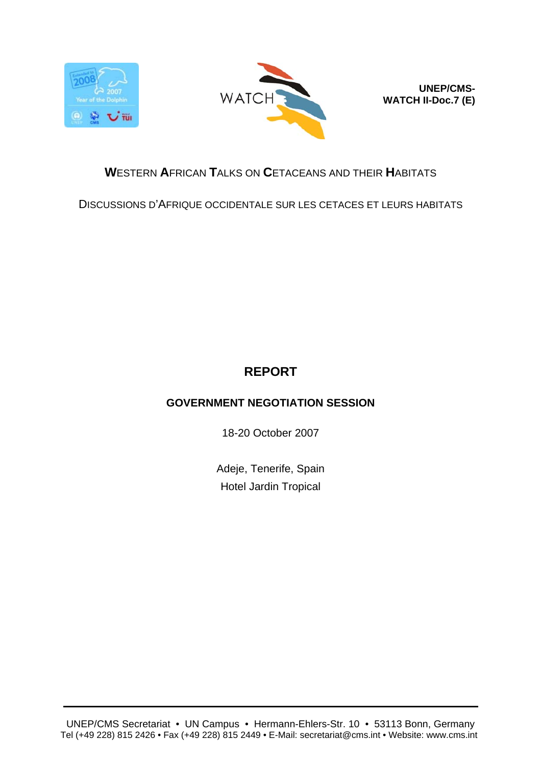UNEP/CMS-WATCH II-Doc.7 (E)

# WESTERN AFRICAN TALKS ON CETACEANS AND THEIR HABITATS

DISCUSSIONS D'AFRIQUE OCCIDENTALE SUR LES CETACES ET LEURS HABITATS

# REPORT

## GOVERNMENT NEGOTIATION SESSION

18-20 October 2007

Adeje, Tenerife, Spain
Hotel Jardin Tropical

UNEP/CMS Secretariat • UN Campus • Hermann-Ehlers-Str. 10 • 53113 Bonn, Germany
Tel (+49 228) 815 2426 • Fax (+49 228) 815 2449 • E-Mail: secretariat@cms.int • Website: www.cms.int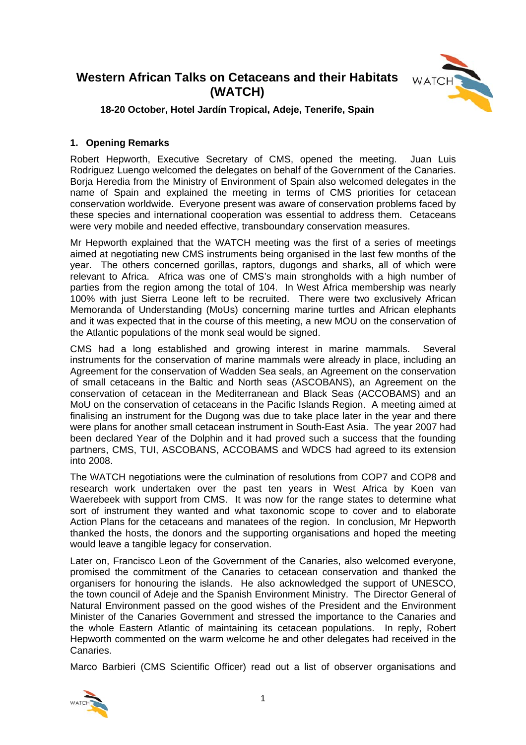# Western African Talks on Cetaceans and their Habitats (WATCH)

**18-20 October, Hotel Jardín Tropical, Adeje, Tenerife, Spain**

## 1. Opening Remarks

Robert Hepworth, Executive Secretary of CMS, opened the meeting. Juan Luis Rodriguez Luengo welcomed the delegates on behalf of the Government of the Canaries. Borja Heredia from the Ministry of Environment of Spain also welcomed delegates in the name of Spain and explained the meeting in terms of CMS priorities for cetacean conservation worldwide. Everyone present was aware of conservation problems faced by these species and international cooperation was essential to address them. Cetaceans were very mobile and needed effective, transboundary conservation measures.

Mr Hepworth explained that the WATCH meeting was the first of a series of meetings aimed at negotiating new CMS instruments being organised in the last few months of the year. The others concerned gorillas, raptors, dugongs and sharks, all of which were relevant to Africa. Africa was one of CMS's main strongholds with a high number of parties from the region among the total of 104. In West Africa membership was nearly 100% with just Sierra Leone left to be recruited. There were two exclusively African Memoranda of Understanding (MoUs) concerning marine turtles and African elephants and it was expected that in the course of this meeting, a new MOU on the conservation of the Atlantic populations of the monk seal would be signed.

CMS had a long established and growing interest in marine mammals. Several instruments for the conservation of marine mammals were already in place, including an Agreement for the conservation of Wadden Sea seals, an Agreement on the conservation of small cetaceans in the Baltic and North seas (ASCOBANS), an Agreement on the conservation of cetacean in the Mediterranean and Black Seas (ACCOBAMS) and an MoU on the conservation of cetaceans in the Pacific Islands Region. A meeting aimed at finalising an instrument for the Dugong was due to take place later in the year and there were plans for another small cetacean instrument in South-East Asia. The year 2007 had been declared Year of the Dolphin and it had proved such a success that the founding partners, CMS, TUI, ASCOBANS, ACCOBAMS and WDCS had agreed to its extension into 2008.

The WATCH negotiations were the culmination of resolutions from COP7 and COP8 and research work undertaken over the past ten years in West Africa by Koen van Waerebeek with support from CMS. It was now for the range states to determine what sort of instrument they wanted and what taxonomic scope to cover and to elaborate Action Plans for the cetaceans and manatees of the region. In conclusion, Mr Hepworth thanked the hosts, the donors and the supporting organisations and hoped the meeting would leave a tangible legacy for conservation.

Later on, Francisco Leon of the Government of the Canaries, also welcomed everyone, promised the commitment of the Canaries to cetacean conservation and thanked the organisers for honouring the islands. He also acknowledged the support of UNESCO, the town council of Adeje and the Spanish Environment Ministry. The Director General of Natural Environment passed on the good wishes of the President and the Environment Minister of the Canaries Government and stressed the importance to the Canaries and the whole Eastern Atlantic of maintaining its cetacean populations. In reply, Robert Hepworth commented on the warm welcome he and other delegates had received in the Canaries.

Marco Barbieri (CMS Scientific Officer) read out a list of observer organisations and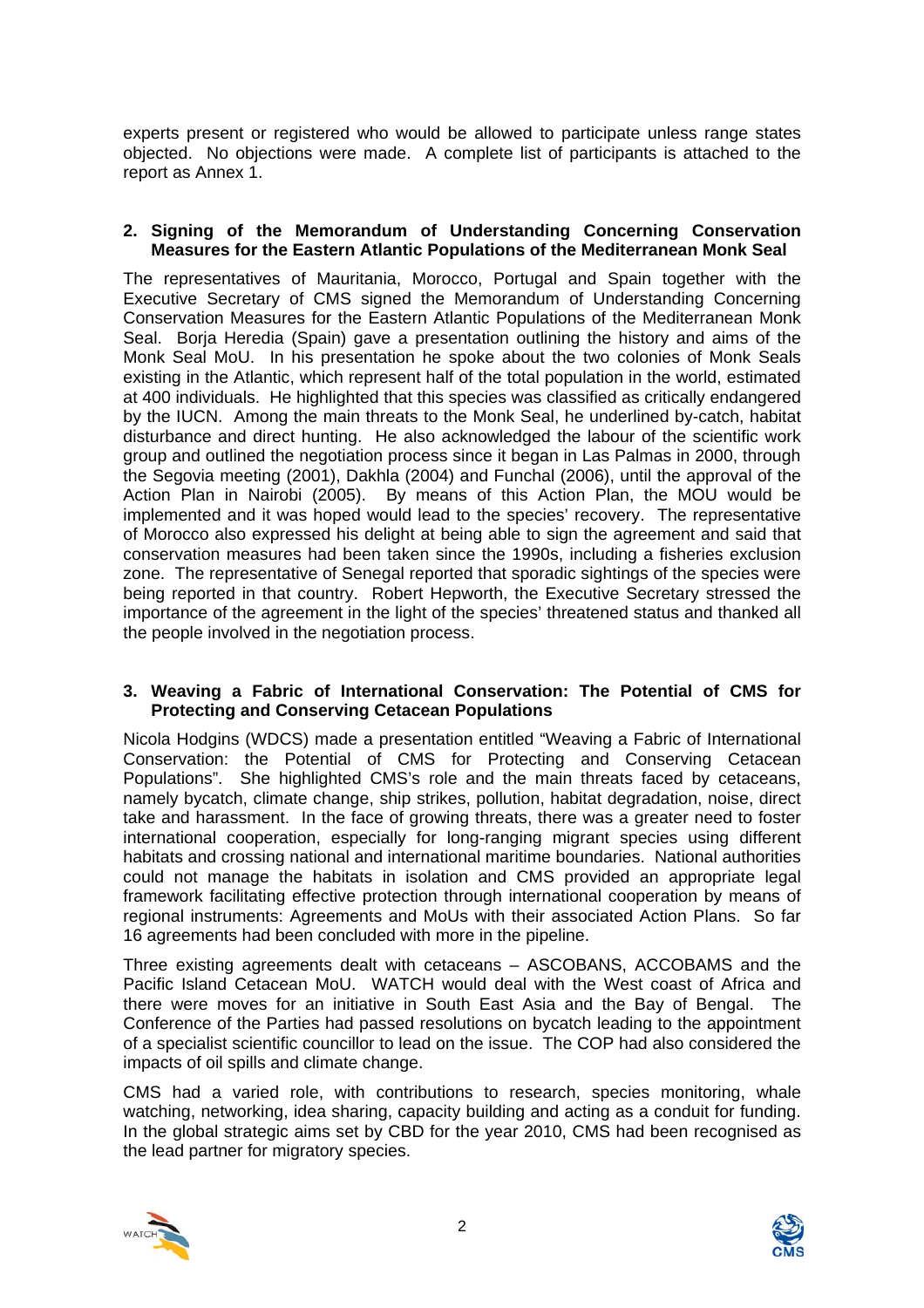experts present or registered who would be allowed to participate unless range states objected. No objections were made. A complete list of participants is attached to the report as Annex 1.

## 2. Signing of the Memorandum of Understanding Concerning Conservation Measures for the Eastern Atlantic Populations of the Mediterranean Monk Seal

The representatives of Mauritania, Morocco, Portugal and Spain together with the Executive Secretary of CMS signed the Memorandum of Understanding Concerning Conservation Measures for the Eastern Atlantic Populations of the Mediterranean Monk Seal. Borja Heredia (Spain) gave a presentation outlining the history and aims of the Monk Seal MoU. In his presentation he spoke about the two colonies of Monk Seals existing in the Atlantic, which represent half of the total population in the world, estimated at 400 individuals. He highlighted that this species was classified as critically endangered by the IUCN. Among the main threats to the Monk Seal, he underlined by-catch, habitat disturbance and direct hunting. He also acknowledged the labour of the scientific work group and outlined the negotiation process since it began in Las Palmas in 2000, through the Segovia meeting (2001), Dakhla (2004) and Funchal (2006), until the approval of the Action Plan in Nairobi (2005). By means of this Action Plan, the MOU would be implemented and it was hoped would lead to the species' recovery. The representative of Morocco also expressed his delight at being able to sign the agreement and said that conservation measures had been taken since the 1990s, including a fisheries exclusion zone. The representative of Senegal reported that sporadic sightings of the species were being reported in that country. Robert Hepworth, the Executive Secretary stressed the importance of the agreement in the light of the species' threatened status and thanked all the people involved in the negotiation process.

## 3. Weaving a Fabric of International Conservation: The Potential of CMS for Protecting and Conserving Cetacean Populations

Nicola Hodgins (WDCS) made a presentation entitled "Weaving a Fabric of International Conservation: the Potential of CMS for Protecting and Conserving Cetacean Populations". She highlighted CMS's role and the main threats faced by cetaceans, namely bycatch, climate change, ship strikes, pollution, habitat degradation, noise, direct take and harassment. In the face of growing threats, there was a greater need to foster international cooperation, especially for long-ranging migrant species using different habitats and crossing national and international maritime boundaries. National authorities could not manage the habitats in isolation and CMS provided an appropriate legal framework facilitating effective protection through international cooperation by means of regional instruments: Agreements and MoUs with their associated Action Plans. So far 16 agreements had been concluded with more in the pipeline.

Three existing agreements dealt with cetaceans – ASCOBANS, ACCOBAMS and the Pacific Island Cetacean MoU. WATCH would deal with the West coast of Africa and there were moves for an initiative in South East Asia and the Bay of Bengal. The Conference of the Parties had passed resolutions on bycatch leading to the appointment of a specialist scientific councillor to lead on the issue. The COP had also considered the impacts of oil spills and climate change.

CMS had a varied role, with contributions to research, species monitoring, whale watching, networking, idea sharing, capacity building and acting as a conduit for funding. In the global strategic aims set by CBD for the year 2010, CMS had been recognised as the lead partner for migratory species.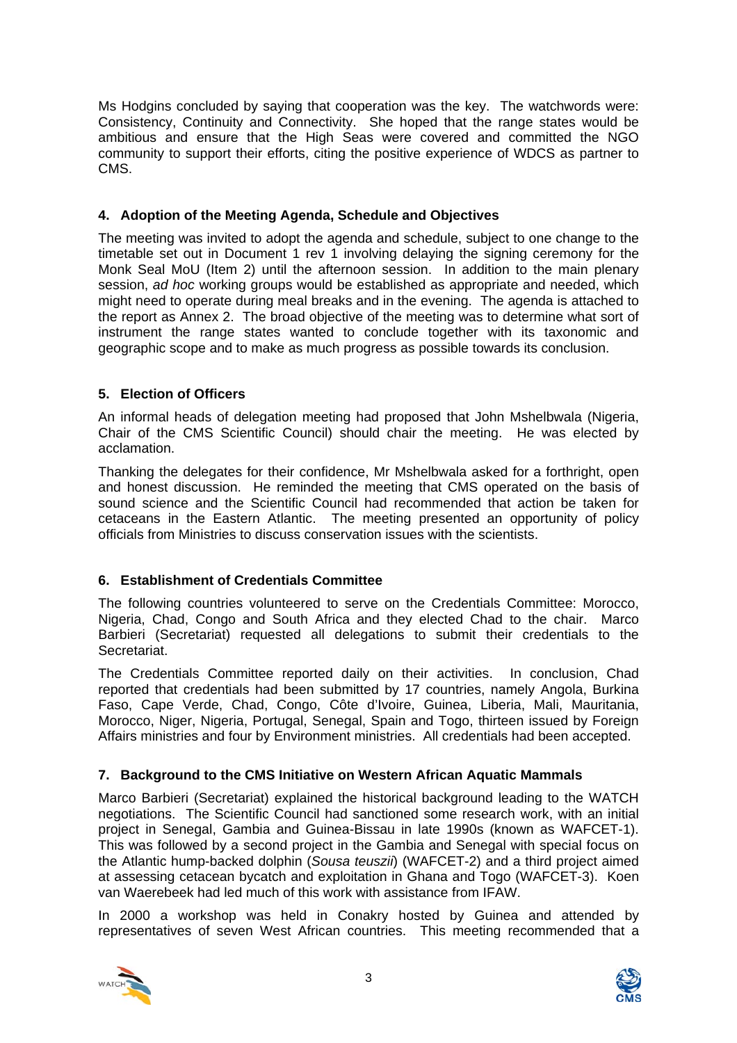Ms Hodgins concluded by saying that cooperation was the key. The watchwords were: Consistency, Continuity and Connectivity. She hoped that the range states would be ambitious and ensure that the High Seas were covered and committed the NGO community to support their efforts, citing the positive experience of WDCS as partner to CMS.

## 4. Adoption of the Meeting Agenda, Schedule and Objectives

The meeting was invited to adopt the agenda and schedule, subject to one change to the timetable set out in Document 1 rev 1 involving delaying the signing ceremony for the Monk Seal MoU (Item 2) until the afternoon session. In addition to the main plenary session, *ad hoc* working groups would be established as appropriate and needed, which might need to operate during meal breaks and in the evening. The agenda is attached to the report as Annex 2. The broad objective of the meeting was to determine what sort of instrument the range states wanted to conclude together with its taxonomic and geographic scope and to make as much progress as possible towards its conclusion.

## 5. Election of Officers

An informal heads of delegation meeting had proposed that John Mshelbwala (Nigeria, Chair of the CMS Scientific Council) should chair the meeting. He was elected by acclamation.

Thanking the delegates for their confidence, Mr Mshelbwala asked for a forthright, open and honest discussion. He reminded the meeting that CMS operated on the basis of sound science and the Scientific Council had recommended that action be taken for cetaceans in the Eastern Atlantic. The meeting presented an opportunity of policy officials from Ministries to discuss conservation issues with the scientists.

## 6. Establishment of Credentials Committee

The following countries volunteered to serve on the Credentials Committee: Morocco, Nigeria, Chad, Congo and South Africa and they elected Chad to the chair. Marco Barbieri (Secretariat) requested all delegations to submit their credentials to the Secretariat.

The Credentials Committee reported daily on their activities. In conclusion, Chad reported that credentials had been submitted by 17 countries, namely Angola, Burkina Faso, Cape Verde, Chad, Congo, Côte d'Ivoire, Guinea, Liberia, Mali, Mauritania, Morocco, Niger, Nigeria, Portugal, Senegal, Spain and Togo, thirteen issued by Foreign Affairs ministries and four by Environment ministries. All credentials had been accepted.

## 7. Background to the CMS Initiative on Western African Aquatic Mammals

Marco Barbieri (Secretariat) explained the historical background leading to the WATCH negotiations. The Scientific Council had sanctioned some research work, with an initial project in Senegal, Gambia and Guinea-Bissau in late 1990s (known as WAFCET-1). This was followed by a second project in the Gambia and Senegal with special focus on the Atlantic hump-backed dolphin (*Sousa teuszii*) (WAFCET-2) and a third project aimed at assessing cetacean bycatch and exploitation in Ghana and Togo (WAFCET-3). Koen van Waerebeek had led much of this work with assistance from IFAW.

In 2000 a workshop was held in Conakry hosted by Guinea and attended by representatives of seven West African countries. This meeting recommended that a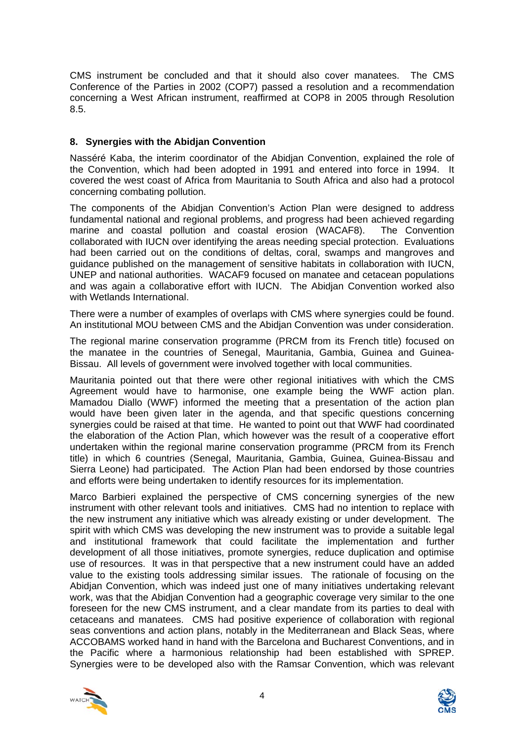CMS instrument be concluded and that it should also cover manatees. The CMS Conference of the Parties in 2002 (COP7) passed a resolution and a recommendation concerning a West African instrument, reaffirmed at COP8 in 2005 through Resolution 8.5.

### 8. Synergies with the Abidjan Convention

Nasséré Kaba, the interim coordinator of the Abidjan Convention, explained the role of the Convention, which had been adopted in 1991 and entered into force in 1994. It covered the west coast of Africa from Mauritania to South Africa and also had a protocol concerning combating pollution.

The components of the Abidjan Convention's Action Plan were designed to address fundamental national and regional problems, and progress had been achieved regarding marine and coastal pollution and coastal erosion (WACAF8). The Convention collaborated with IUCN over identifying the areas needing special protection. Evaluations had been carried out on the conditions of deltas, coral, swamps and mangroves and guidance published on the management of sensitive habitats in collaboration with IUCN, UNEP and national authorities. WACAF9 focused on manatee and cetacean populations and was again a collaborative effort with IUCN. The Abidjan Convention worked also with Wetlands International.

There were a number of examples of overlaps with CMS where synergies could be found. An institutional MOU between CMS and the Abidjan Convention was under consideration.

The regional marine conservation programme (PRCM from its French title) focused on the manatee in the countries of Senegal, Mauritania, Gambia, Guinea and Guinea-Bissau. All levels of government were involved together with local communities.

Mauritania pointed out that there were other regional initiatives with which the CMS Agreement would have to harmonise, one example being the WWF action plan. Mamadou Diallo (WWF) informed the meeting that a presentation of the action plan would have been given later in the agenda, and that specific questions concerning synergies could be raised at that time. He wanted to point out that WWF had coordinated the elaboration of the Action Plan, which however was the result of a cooperative effort undertaken within the regional marine conservation programme (PRCM from its French title) in which 6 countries (Senegal, Mauritania, Gambia, Guinea, Guinea-Bissau and Sierra Leone) had participated. The Action Plan had been endorsed by those countries and efforts were being undertaken to identify resources for its implementation.

Marco Barbieri explained the perspective of CMS concerning synergies of the new instrument with other relevant tools and initiatives. CMS had no intention to replace with the new instrument any initiative which was already existing or under development. The spirit with which CMS was developing the new instrument was to provide a suitable legal and institutional framework that could facilitate the implementation and further development of all those initiatives, promote synergies, reduce duplication and optimise use of resources. It was in that perspective that a new instrument could have an added value to the existing tools addressing similar issues. The rationale of focusing on the Abidjan Convention, which was indeed just one of many initiatives undertaking relevant work, was that the Abidjan Convention had a geographic coverage very similar to the one foreseen for the new CMS instrument, and a clear mandate from its parties to deal with cetaceans and manatees. CMS had positive experience of collaboration with regional seas conventions and action plans, notably in the Mediterranean and Black Seas, where ACCOBAMS worked hand in hand with the Barcelona and Bucharest Conventions, and in the Pacific where a harmonious relationship had been established with SPREP. Synergies were to be developed also with the Ramsar Convention, which was relevant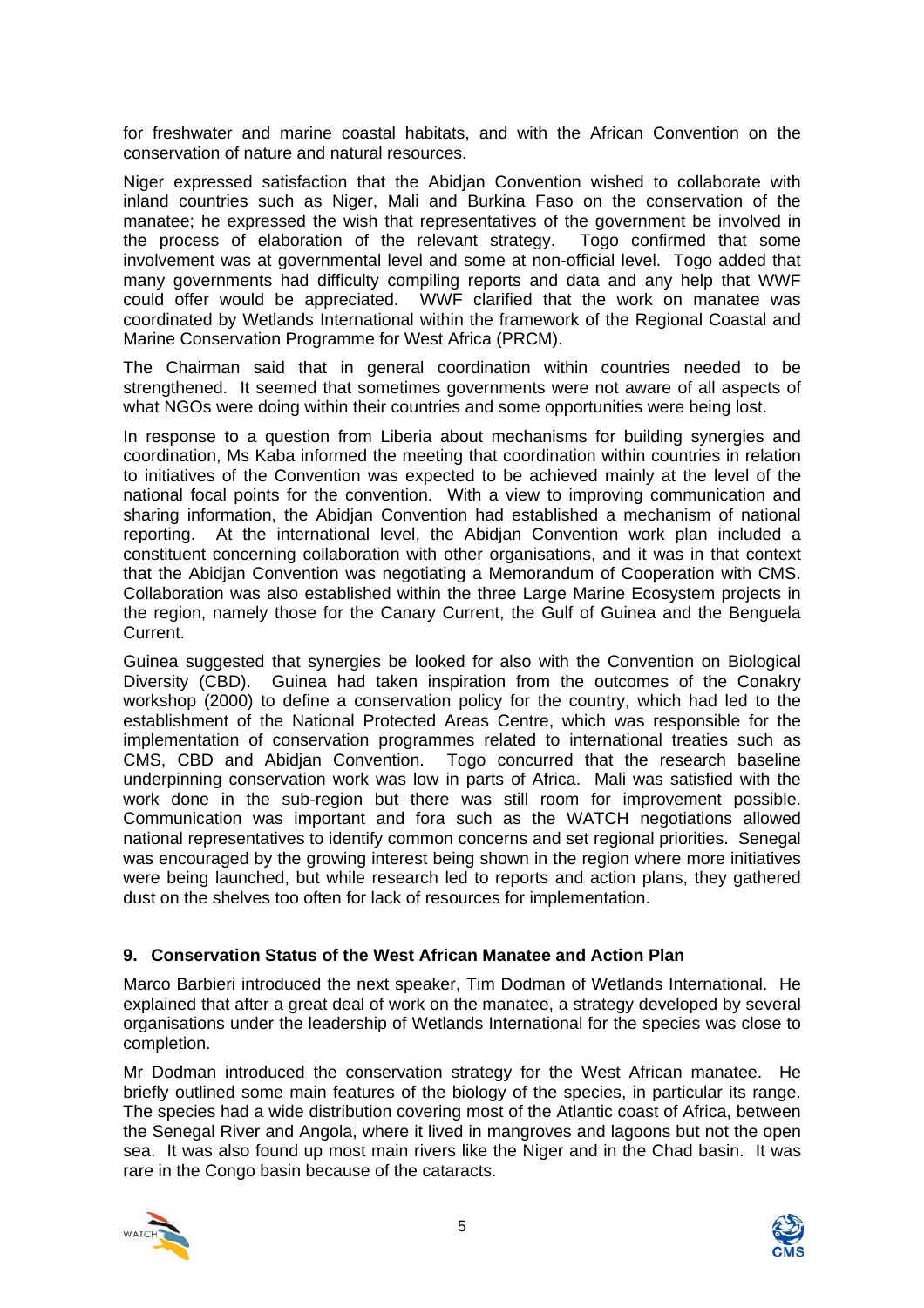for freshwater and marine coastal habitats, and with the African Convention on the conservation of nature and natural resources.

Niger expressed satisfaction that the Abidjan Convention wished to collaborate with inland countries such as Niger, Mali and Burkina Faso on the conservation of the manatee; he expressed the wish that representatives of the government be involved in the process of elaboration of the relevant strategy. Togo confirmed that some involvement was at governmental level and some at non-official level. Togo added that many governments had difficulty compiling reports and data and any help that WWF could offer would be appreciated. WWF clarified that the work on manatee was coordinated by Wetlands International within the framework of the Regional Coastal and Marine Conservation Programme for West Africa (PRCM).

The Chairman said that in general coordination within countries needed to be strengthened. It seemed that sometimes governments were not aware of all aspects of what NGOs were doing within their countries and some opportunities were being lost.

In response to a question from Liberia about mechanisms for building synergies and coordination, Ms Kaba informed the meeting that coordination within countries in relation to initiatives of the Convention was expected to be achieved mainly at the level of the national focal points for the convention. With a view to improving communication and sharing information, the Abidjan Convention had established a mechanism of national reporting. At the international level, the Abidjan Convention work plan included a constituent concerning collaboration with other organisations, and it was in that context that the Abidjan Convention was negotiating a Memorandum of Cooperation with CMS. Collaboration was also established within the three Large Marine Ecosystem projects in the region, namely those for the Canary Current, the Gulf of Guinea and the Benguela Current.

Guinea suggested that synergies be looked for also with the Convention on Biological Diversity (CBD). Guinea had taken inspiration from the outcomes of the Conakry workshop (2000) to define a conservation policy for the country, which had led to the establishment of the National Protected Areas Centre, which was responsible for the implementation of conservation programmes related to international treaties such as CMS, CBD and Abidjan Convention. Togo concurred that the research baseline underpinning conservation work was low in parts of Africa. Mali was satisfied with the work done in the sub-region but there was still room for improvement possible. Communication was important and fora such as the WATCH negotiations allowed national representatives to identify common concerns and set regional priorities. Senegal was encouraged by the growing interest being shown in the region where more initiatives were being launched, but while research led to reports and action plans, they gathered dust on the shelves too often for lack of resources for implementation.

## 9. Conservation Status of the West African Manatee and Action Plan

Marco Barbieri introduced the next speaker, Tim Dodman of Wetlands International. He explained that after a great deal of work on the manatee, a strategy developed by several organisations under the leadership of Wetlands International for the species was close to completion.

Mr Dodman introduced the conservation strategy for the West African manatee. He briefly outlined some main features of the biology of the species, in particular its range. The species had a wide distribution covering most of the Atlantic coast of Africa, between the Senegal River and Angola, where it lived in mangroves and lagoons but not the open sea. It was also found up most main rivers like the Niger and in the Chad basin. It was rare in the Congo basin because of the cataracts.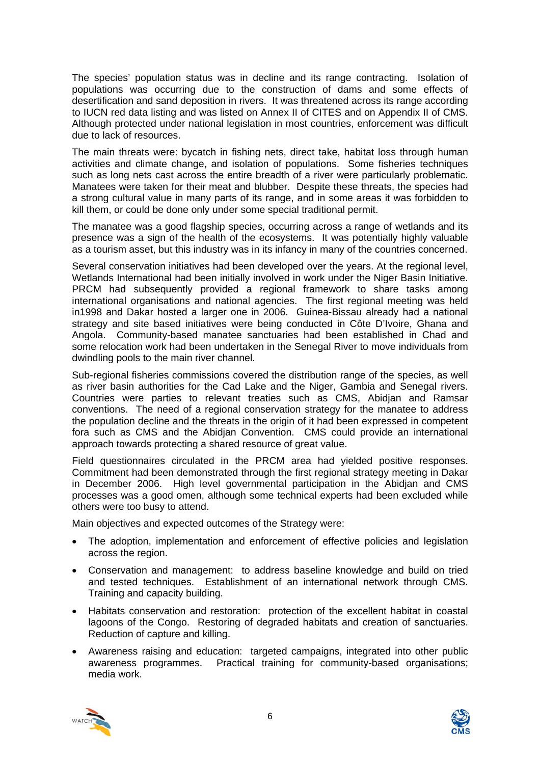The species' population status was in decline and its range contracting. Isolation of populations was occurring due to the construction of dams and some effects of desertification and sand deposition in rivers. It was threatened across its range according to IUCN red data listing and was listed on Annex II of CITES and on Appendix II of CMS. Although protected under national legislation in most countries, enforcement was difficult due to lack of resources.

The main threats were: bycatch in fishing nets, direct take, habitat loss through human activities and climate change, and isolation of populations. Some fisheries techniques such as long nets cast across the entire breadth of a river were particularly problematic. Manatees were taken for their meat and blubber. Despite these threats, the species had a strong cultural value in many parts of its range, and in some areas it was forbidden to kill them, or could be done only under some special traditional permit.

The manatee was a good flagship species, occurring across a range of wetlands and its presence was a sign of the health of the ecosystems. It was potentially highly valuable as a tourism asset, but this industry was in its infancy in many of the countries concerned.

Several conservation initiatives had been developed over the years. At the regional level, Wetlands International had been initially involved in work under the Niger Basin Initiative. PRCM had subsequently provided a regional framework to share tasks among international organisations and national agencies. The first regional meeting was held in1998 and Dakar hosted a larger one in 2006. Guinea-Bissau already had a national strategy and site based initiatives were being conducted in Côte D'Ivoire, Ghana and Angola. Community-based manatee sanctuaries had been established in Chad and some relocation work had been undertaken in the Senegal River to move individuals from dwindling pools to the main river channel.

Sub-regional fisheries commissions covered the distribution range of the species, as well as river basin authorities for the Cad Lake and the Niger, Gambia and Senegal rivers. Countries were parties to relevant treaties such as CMS, Abidjan and Ramsar conventions. The need of a regional conservation strategy for the manatee to address the population decline and the threats in the origin of it had been expressed in competent fora such as CMS and the Abidjan Convention. CMS could provide an international approach towards protecting a shared resource of great value.

Field questionnaires circulated in the PRCM area had yielded positive responses. Commitment had been demonstrated through the first regional strategy meeting in Dakar in December 2006. High level governmental participation in the Abidjan and CMS processes was a good omen, although some technical experts had been excluded while others were too busy to attend.

Main objectives and expected outcomes of the Strategy were:

- The adoption, implementation and enforcement of effective policies and legislation across the region.
- Conservation and management: to address baseline knowledge and build on tried and tested techniques. Establishment of an international network through CMS. Training and capacity building.
- Habitats conservation and restoration: protection of the excellent habitat in coastal lagoons of the Congo. Restoring of degraded habitats and creation of sanctuaries. Reduction of capture and killing.
- Awareness raising and education: targeted campaigns, integrated into other public awareness programmes. Practical training for community-based organisations; media work.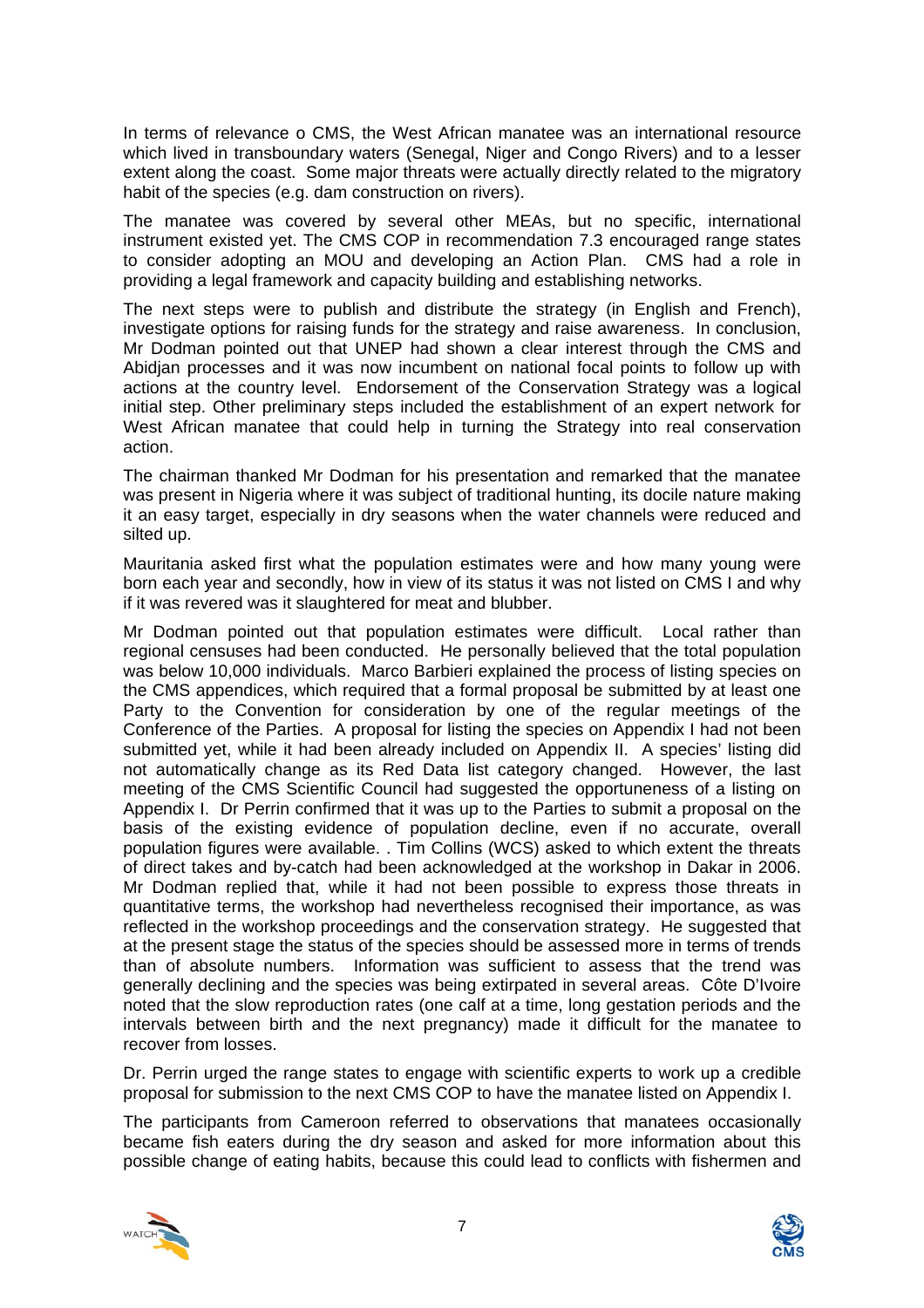In terms of relevance o CMS, the West African manatee was an international resource which lived in transboundary waters (Senegal, Niger and Congo Rivers) and to a lesser extent along the coast. Some major threats were actually directly related to the migratory habit of the species (e.g. dam construction on rivers).

The manatee was covered by several other MEAs, but no specific, international instrument existed yet. The CMS COP in recommendation 7.3 encouraged range states to consider adopting an MOU and developing an Action Plan. CMS had a role in providing a legal framework and capacity building and establishing networks.

The next steps were to publish and distribute the strategy (in English and French), investigate options for raising funds for the strategy and raise awareness. In conclusion, Mr Dodman pointed out that UNEP had shown a clear interest through the CMS and Abidjan processes and it was now incumbent on national focal points to follow up with actions at the country level. Endorsement of the Conservation Strategy was a logical initial step. Other preliminary steps included the establishment of an expert network for West African manatee that could help in turning the Strategy into real conservation action.

The chairman thanked Mr Dodman for his presentation and remarked that the manatee was present in Nigeria where it was subject of traditional hunting, its docile nature making it an easy target, especially in dry seasons when the water channels were reduced and silted up.

Mauritania asked first what the population estimates were and how many young were born each year and secondly, how in view of its status it was not listed on CMS I and why if it was revered was it slaughtered for meat and blubber.

Mr Dodman pointed out that population estimates were difficult. Local rather than regional censuses had been conducted. He personally believed that the total population was below 10,000 individuals. Marco Barbieri explained the process of listing species on the CMS appendices, which required that a formal proposal be submitted by at least one Party to the Convention for consideration by one of the regular meetings of the Conference of the Parties. A proposal for listing the species on Appendix I had not been submitted yet, while it had been already included on Appendix II. A species' listing did not automatically change as its Red Data list category changed. However, the last meeting of the CMS Scientific Council had suggested the opportuneness of a listing on Appendix I. Dr Perrin confirmed that it was up to the Parties to submit a proposal on the basis of the existing evidence of population decline, even if no accurate, overall population figures were available. . Tim Collins (WCS) asked to which extent the threats of direct takes and by-catch had been acknowledged at the workshop in Dakar in 2006. Mr Dodman replied that, while it had not been possible to express those threats in quantitative terms, the workshop had nevertheless recognised their importance, as was reflected in the workshop proceedings and the conservation strategy. He suggested that at the present stage the status of the species should be assessed more in terms of trends than of absolute numbers. Information was sufficient to assess that the trend was generally declining and the species was being extirpated in several areas. Côte D'Ivoire noted that the slow reproduction rates (one calf at a time, long gestation periods and the intervals between birth and the next pregnancy) made it difficult for the manatee to recover from losses.

Dr. Perrin urged the range states to engage with scientific experts to work up a credible proposal for submission to the next CMS COP to have the manatee listed on Appendix I.

The participants from Cameroon referred to observations that manatees occasionally became fish eaters during the dry season and asked for more information about this possible change of eating habits, because this could lead to conflicts with fishermen and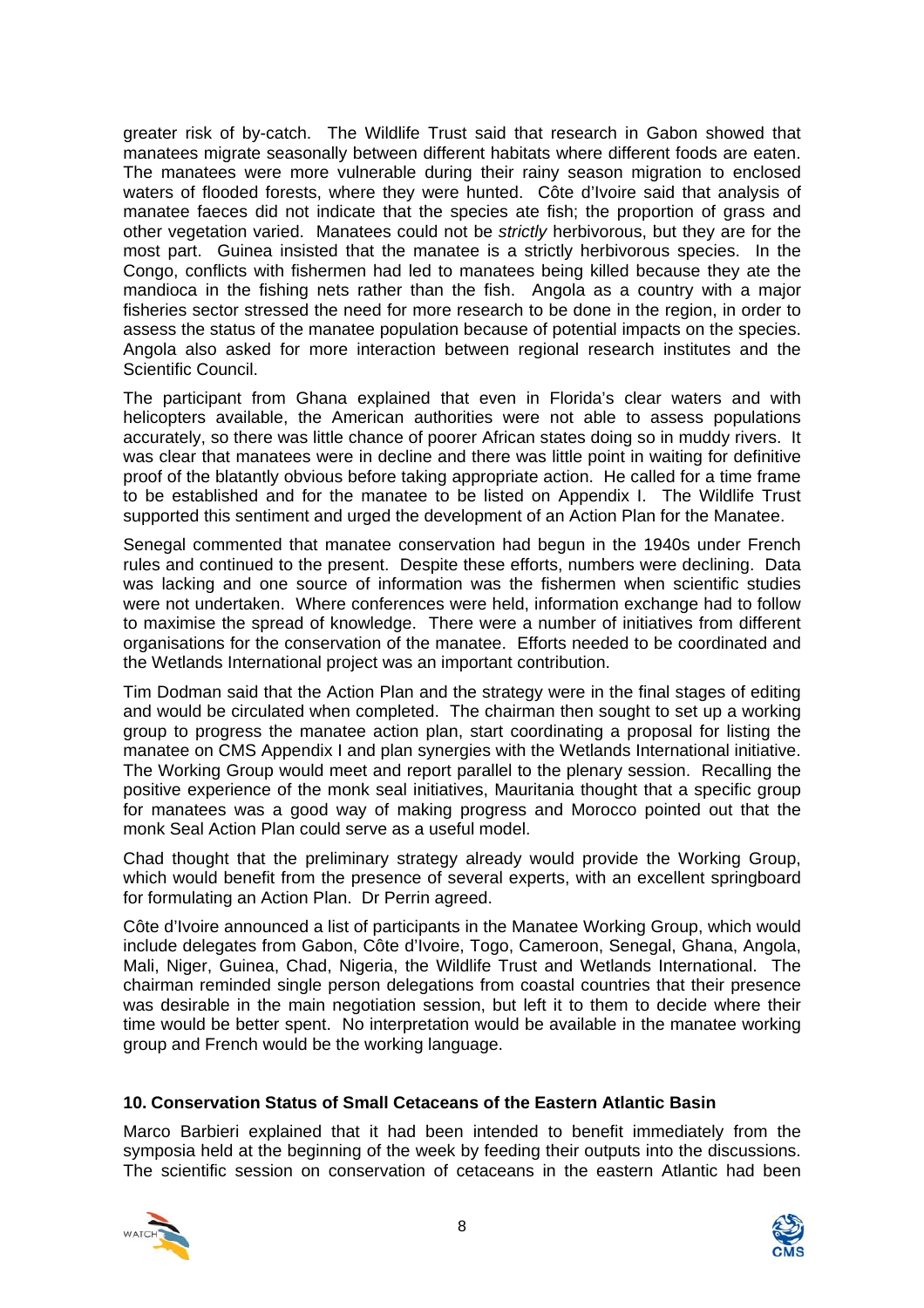greater risk of by-catch. The Wildlife Trust said that research in Gabon showed that manatees migrate seasonally between different habitats where different foods are eaten. The manatees were more vulnerable during their rainy season migration to enclosed waters of flooded forests, where they were hunted. Côte d'Ivoire said that analysis of manatee faeces did not indicate that the species ate fish; the proportion of grass and other vegetation varied. Manatees could not be *strictly* herbivorous, but they are for the most part. Guinea insisted that the manatee is a strictly herbivorous species. In the Congo, conflicts with fishermen had led to manatees being killed because they ate the mandioca in the fishing nets rather than the fish. Angola as a country with a major fisheries sector stressed the need for more research to be done in the region, in order to assess the status of the manatee population because of potential impacts on the species. Angola also asked for more interaction between regional research institutes and the Scientific Council.

The participant from Ghana explained that even in Florida's clear waters and with helicopters available, the American authorities were not able to assess populations accurately, so there was little chance of poorer African states doing so in muddy rivers. It was clear that manatees were in decline and there was little point in waiting for definitive proof of the blatantly obvious before taking appropriate action. He called for a time frame to be established and for the manatee to be listed on Appendix I. The Wildlife Trust supported this sentiment and urged the development of an Action Plan for the Manatee.

Senegal commented that manatee conservation had begun in the 1940s under French rules and continued to the present. Despite these efforts, numbers were declining. Data was lacking and one source of information was the fishermen when scientific studies were not undertaken. Where conferences were held, information exchange had to follow to maximise the spread of knowledge. There were a number of initiatives from different organisations for the conservation of the manatee. Efforts needed to be coordinated and the Wetlands International project was an important contribution.

Tim Dodman said that the Action Plan and the strategy were in the final stages of editing and would be circulated when completed. The chairman then sought to set up a working group to progress the manatee action plan, start coordinating a proposal for listing the manatee on CMS Appendix I and plan synergies with the Wetlands International initiative. The Working Group would meet and report parallel to the plenary session. Recalling the positive experience of the monk seal initiatives, Mauritania thought that a specific group for manatees was a good way of making progress and Morocco pointed out that the monk Seal Action Plan could serve as a useful model.

Chad thought that the preliminary strategy already would provide the Working Group, which would benefit from the presence of several experts, with an excellent springboard for formulating an Action Plan. Dr Perrin agreed.

Côte d'Ivoire announced a list of participants in the Manatee Working Group, which would include delegates from Gabon, Côte d'Ivoire, Togo, Cameroon, Senegal, Ghana, Angola, Mali, Niger, Guinea, Chad, Nigeria, the Wildlife Trust and Wetlands International. The chairman reminded single person delegations from coastal countries that their presence was desirable in the main negotiation session, but left it to them to decide where their time would be better spent. No interpretation would be available in the manatee working group and French would be the working language.

### 10. Conservation Status of Small Cetaceans of the Eastern Atlantic Basin

Marco Barbieri explained that it had been intended to benefit immediately from the symposia held at the beginning of the week by feeding their outputs into the discussions. The scientific session on conservation of cetaceans in the eastern Atlantic had been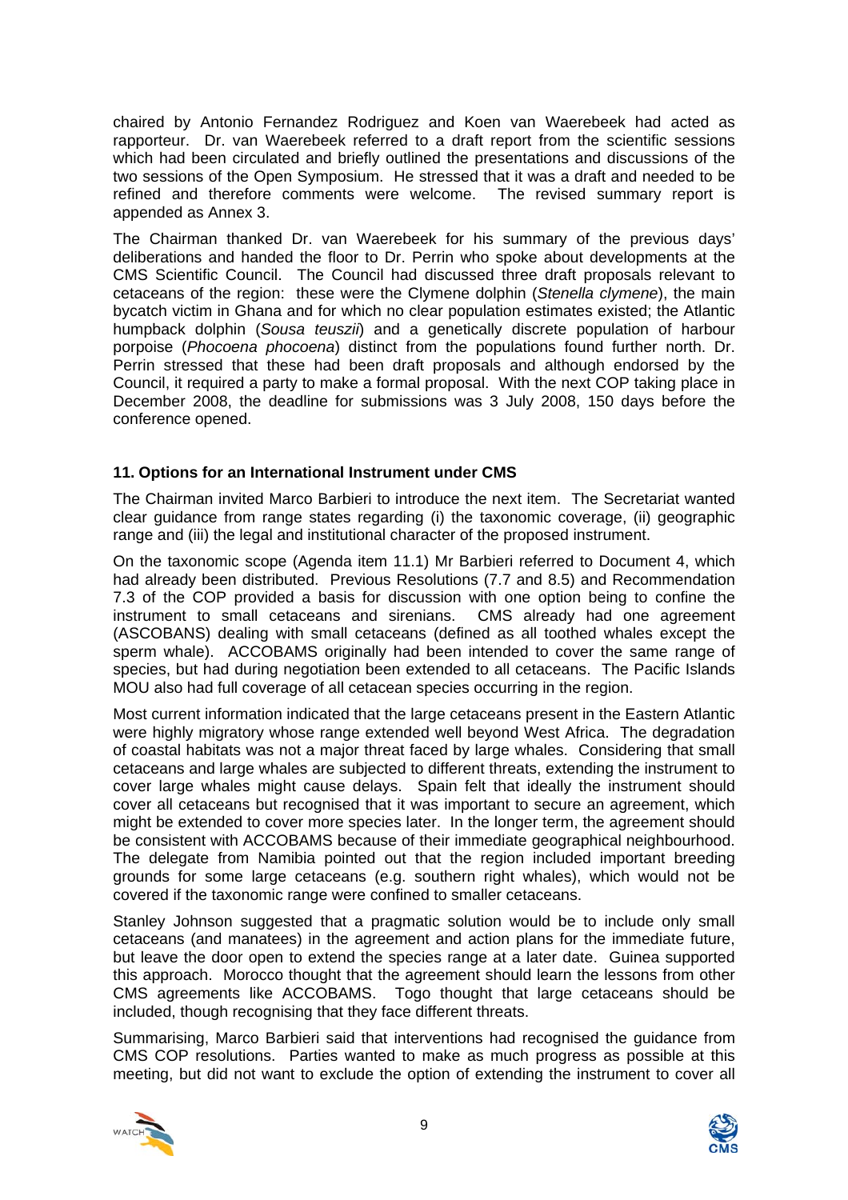chaired by Antonio Fernandez Rodriguez and Koen van Waerebeek had acted as rapporteur. Dr. van Waerebeek referred to a draft report from the scientific sessions which had been circulated and briefly outlined the presentations and discussions of the two sessions of the Open Symposium. He stressed that it was a draft and needed to be refined and therefore comments were welcome. The revised summary report is appended as Annex 3.

The Chairman thanked Dr. van Waerebeek for his summary of the previous days' deliberations and handed the floor to Dr. Perrin who spoke about developments at the CMS Scientific Council. The Council had discussed three draft proposals relevant to cetaceans of the region: these were the Clymene dolphin (*Stenella clymene*), the main bycatch victim in Ghana and for which no clear population estimates existed; the Atlantic humpback dolphin (*Sousa teuszii*) and a genetically discrete population of harbour porpoise (*Phocoena phocoena*) distinct from the populations found further north. Dr. Perrin stressed that these had been draft proposals and although endorsed by the Council, it required a party to make a formal proposal. With the next COP taking place in December 2008, the deadline for submissions was 3 July 2008, 150 days before the conference opened.

### 11. Options for an International Instrument under CMS

The Chairman invited Marco Barbieri to introduce the next item. The Secretariat wanted clear guidance from range states regarding (i) the taxonomic coverage, (ii) geographic range and (iii) the legal and institutional character of the proposed instrument.

On the taxonomic scope (Agenda item 11.1) Mr Barbieri referred to Document 4, which had already been distributed. Previous Resolutions (7.7 and 8.5) and Recommendation 7.3 of the COP provided a basis for discussion with one option being to confine the instrument to small cetaceans and sirenians. CMS already had one agreement (ASCOBANS) dealing with small cetaceans (defined as all toothed whales except the sperm whale). ACCOBAMS originally had been intended to cover the same range of species, but had during negotiation been extended to all cetaceans. The Pacific Islands MOU also had full coverage of all cetacean species occurring in the region.

Most current information indicated that the large cetaceans present in the Eastern Atlantic were highly migratory whose range extended well beyond West Africa. The degradation of coastal habitats was not a major threat faced by large whales. Considering that small cetaceans and large whales are subjected to different threats, extending the instrument to cover large whales might cause delays. Spain felt that ideally the instrument should cover all cetaceans but recognised that it was important to secure an agreement, which might be extended to cover more species later. In the longer term, the agreement should be consistent with ACCOBAMS because of their immediate geographical neighbourhood. The delegate from Namibia pointed out that the region included important breeding grounds for some large cetaceans (e.g. southern right whales), which would not be covered if the taxonomic range were confined to smaller cetaceans.

Stanley Johnson suggested that a pragmatic solution would be to include only small cetaceans (and manatees) in the agreement and action plans for the immediate future, but leave the door open to extend the species range at a later date. Guinea supported this approach. Morocco thought that the agreement should learn the lessons from other CMS agreements like ACCOBAMS. Togo thought that large cetaceans should be included, though recognising that they face different threats.

Summarising, Marco Barbieri said that interventions had recognised the guidance from CMS COP resolutions. Parties wanted to make as much progress as possible at this meeting, but did not want to exclude the option of extending the instrument to cover all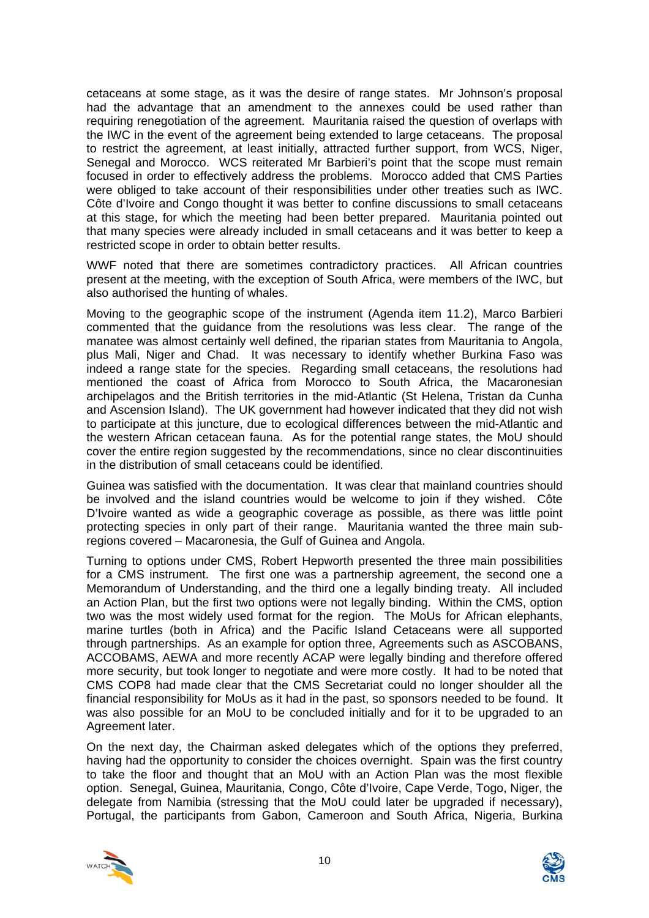cetaceans at some stage, as it was the desire of range states. Mr Johnson's proposal had the advantage that an amendment to the annexes could be used rather than requiring renegotiation of the agreement. Mauritania raised the question of overlaps with the IWC in the event of the agreement being extended to large cetaceans. The proposal to restrict the agreement, at least initially, attracted further support, from WCS, Niger, Senegal and Morocco. WCS reiterated Mr Barbieri's point that the scope must remain focused in order to effectively address the problems. Morocco added that CMS Parties were obliged to take account of their responsibilities under other treaties such as IWC. Côte d'Ivoire and Congo thought it was better to confine discussions to small cetaceans at this stage, for which the meeting had been better prepared. Mauritania pointed out that many species were already included in small cetaceans and it was better to keep a restricted scope in order to obtain better results.

WWF noted that there are sometimes contradictory practices. All African countries present at the meeting, with the exception of South Africa, were members of the IWC, but also authorised the hunting of whales.

Moving to the geographic scope of the instrument (Agenda item 11.2), Marco Barbieri commented that the guidance from the resolutions was less clear. The range of the manatee was almost certainly well defined, the riparian states from Mauritania to Angola, plus Mali, Niger and Chad. It was necessary to identify whether Burkina Faso was indeed a range state for the species. Regarding small cetaceans, the resolutions had mentioned the coast of Africa from Morocco to South Africa, the Macaronesian archipelagos and the British territories in the mid-Atlantic (St Helena, Tristan da Cunha and Ascension Island). The UK government had however indicated that they did not wish to participate at this juncture, due to ecological differences between the mid-Atlantic and the western African cetacean fauna. As for the potential range states, the MoU should cover the entire region suggested by the recommendations, since no clear discontinuities in the distribution of small cetaceans could be identified.

Guinea was satisfied with the documentation. It was clear that mainland countries should be involved and the island countries would be welcome to join if they wished. Côte D'Ivoire wanted as wide a geographic coverage as possible, as there was little point protecting species in only part of their range. Mauritania wanted the three main sub-regions covered – Macaronesia, the Gulf of Guinea and Angola.

Turning to options under CMS, Robert Hepworth presented the three main possibilities for a CMS instrument. The first one was a partnership agreement, the second one a Memorandum of Understanding, and the third one a legally binding treaty. All included an Action Plan, but the first two options were not legally binding. Within the CMS, option two was the most widely used format for the region. The MoUs for African elephants, marine turtles (both in Africa) and the Pacific Island Cetaceans were all supported through partnerships. As an example for option three, Agreements such as ASCOBANS, ACCOBAMS, AEWA and more recently ACAP were legally binding and therefore offered more security, but took longer to negotiate and were more costly. It had to be noted that CMS COP8 had made clear that the CMS Secretariat could no longer shoulder all the financial responsibility for MoUs as it had in the past, so sponsors needed to be found. It was also possible for an MoU to be concluded initially and for it to be upgraded to an Agreement later.

On the next day, the Chairman asked delegates which of the options they preferred, having had the opportunity to consider the choices overnight. Spain was the first country to take the floor and thought that an MoU with an Action Plan was the most flexible option. Senegal, Guinea, Mauritania, Congo, Côte d'Ivoire, Cape Verde, Togo, Niger, the delegate from Namibia (stressing that the MoU could later be upgraded if necessary), Portugal, the participants from Gabon, Cameroon and South Africa, Nigeria, Burkina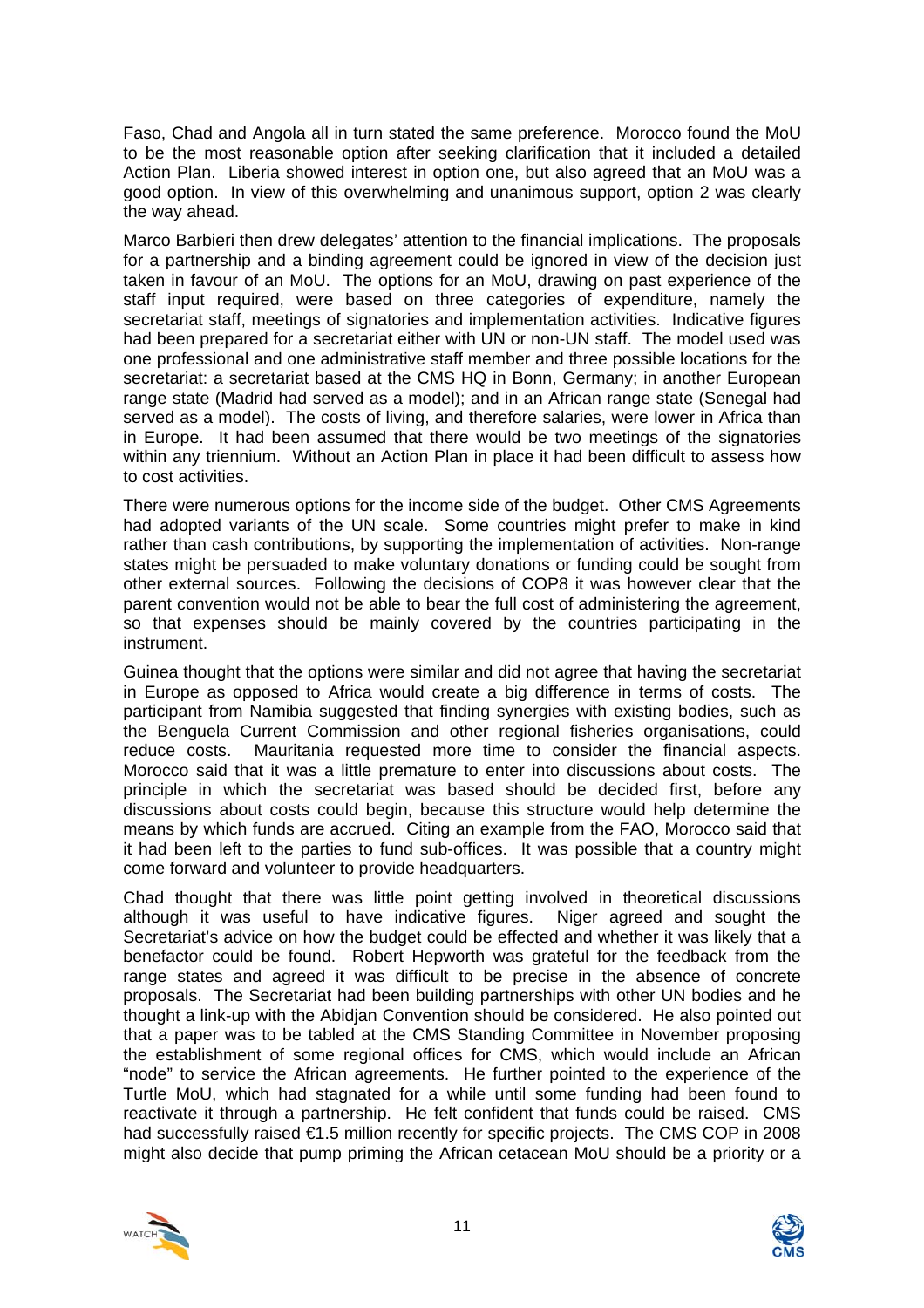Faso, Chad and Angola all in turn stated the same preference. Morocco found the MoU to be the most reasonable option after seeking clarification that it included a detailed Action Plan. Liberia showed interest in option one, but also agreed that an MoU was a good option. In view of this overwhelming and unanimous support, option 2 was clearly the way ahead.

Marco Barbieri then drew delegates' attention to the financial implications. The proposals for a partnership and a binding agreement could be ignored in view of the decision just taken in favour of an MoU. The options for an MoU, drawing on past experience of the staff input required, were based on three categories of expenditure, namely the secretariat staff, meetings of signatories and implementation activities. Indicative figures had been prepared for a secretariat either with UN or non-UN staff. The model used was one professional and one administrative staff member and three possible locations for the secretariat: a secretariat based at the CMS HQ in Bonn, Germany; in another European range state (Madrid had served as a model); and in an African range state (Senegal had served as a model). The costs of living, and therefore salaries, were lower in Africa than in Europe. It had been assumed that there would be two meetings of the signatories within any triennium. Without an Action Plan in place it had been difficult to assess how to cost activities.

There were numerous options for the income side of the budget. Other CMS Agreements had adopted variants of the UN scale. Some countries might prefer to make in kind rather than cash contributions, by supporting the implementation of activities. Non-range states might be persuaded to make voluntary donations or funding could be sought from other external sources. Following the decisions of COP8 it was however clear that the parent convention would not be able to bear the full cost of administering the agreement, so that expenses should be mainly covered by the countries participating in the instrument.

Guinea thought that the options were similar and did not agree that having the secretariat in Europe as opposed to Africa would create a big difference in terms of costs. The participant from Namibia suggested that finding synergies with existing bodies, such as the Benguela Current Commission and other regional fisheries organisations, could reduce costs. Mauritania requested more time to consider the financial aspects. Morocco said that it was a little premature to enter into discussions about costs. The principle in which the secretariat was based should be decided first, before any discussions about costs could begin, because this structure would help determine the means by which funds are accrued. Citing an example from the FAO, Morocco said that it had been left to the parties to fund sub-offices. It was possible that a country might come forward and volunteer to provide headquarters.

Chad thought that there was little point getting involved in theoretical discussions although it was useful to have indicative figures. Niger agreed and sought the Secretariat's advice on how the budget could be effected and whether it was likely that a benefactor could be found. Robert Hepworth was grateful for the feedback from the range states and agreed it was difficult to be precise in the absence of concrete proposals. The Secretariat had been building partnerships with other UN bodies and he thought a link-up with the Abidjan Convention should be considered. He also pointed out that a paper was to be tabled at the CMS Standing Committee in November proposing the establishment of some regional offices for CMS, which would include an African "node" to service the African agreements. He further pointed to the experience of the Turtle MoU, which had stagnated for a while until some funding had been found to reactivate it through a partnership. He felt confident that funds could be raised. CMS had successfully raised €1.5 million recently for specific projects. The CMS COP in 2008 might also decide that pump priming the African cetacean MoU should be a priority or a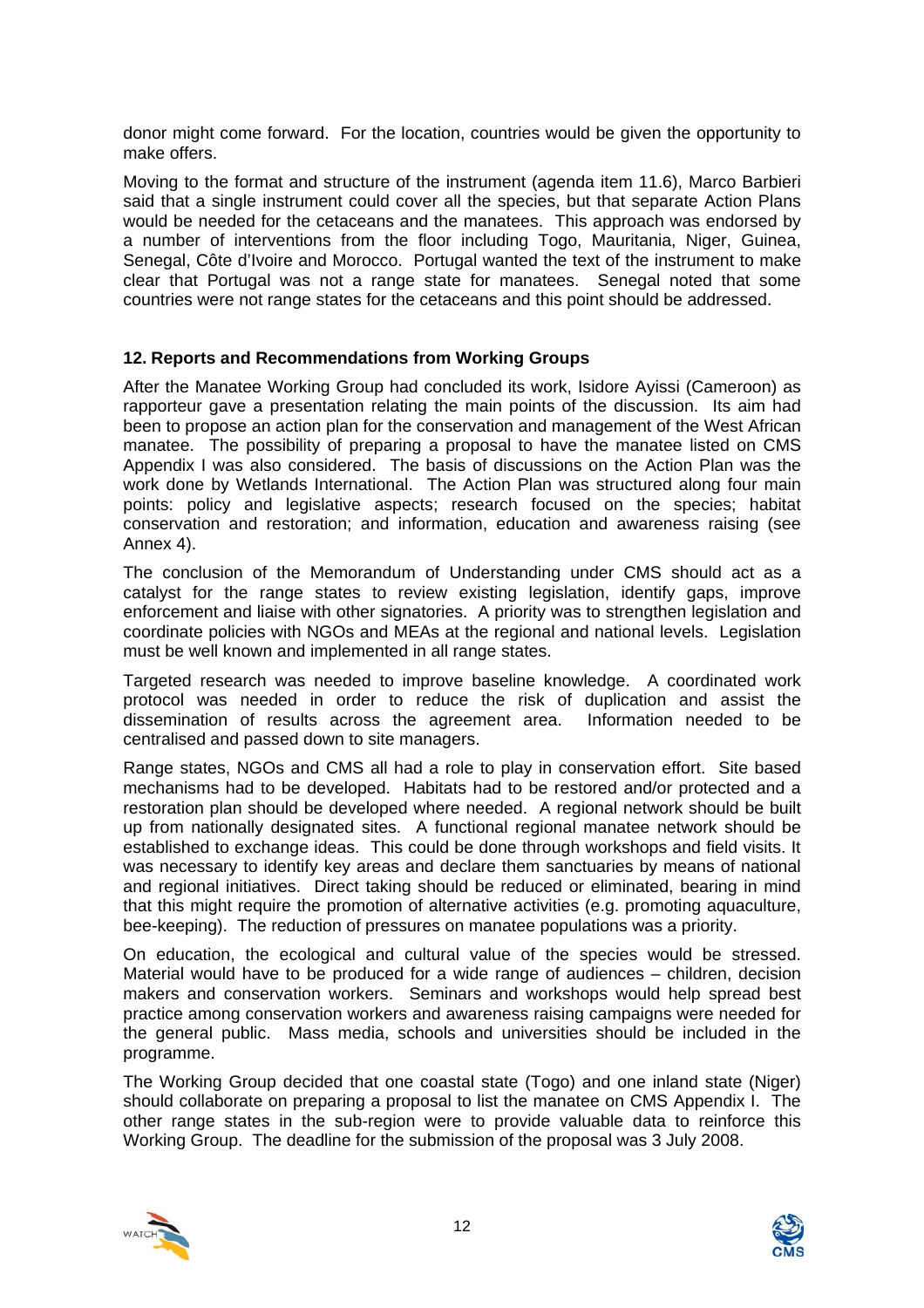donor might come forward. For the location, countries would be given the opportunity to make offers.

Moving to the format and structure of the instrument (agenda item 11.6), Marco Barbieri said that a single instrument could cover all the species, but that separate Action Plans would be needed for the cetaceans and the manatees. This approach was endorsed by a number of interventions from the floor including Togo, Mauritania, Niger, Guinea, Senegal, Côte d'Ivoire and Morocco. Portugal wanted the text of the instrument to make clear that Portugal was not a range state for manatees. Senegal noted that some countries were not range states for the cetaceans and this point should be addressed.

### 12. Reports and Recommendations from Working Groups

After the Manatee Working Group had concluded its work, Isidore Ayissi (Cameroon) as rapporteur gave a presentation relating the main points of the discussion. Its aim had been to propose an action plan for the conservation and management of the West African manatee. The possibility of preparing a proposal to have the manatee listed on CMS Appendix I was also considered. The basis of discussions on the Action Plan was the work done by Wetlands International. The Action Plan was structured along four main points: policy and legislative aspects; research focused on the species; habitat conservation and restoration; and information, education and awareness raising (see Annex 4).

The conclusion of the Memorandum of Understanding under CMS should act as a catalyst for the range states to review existing legislation, identify gaps, improve enforcement and liaise with other signatories. A priority was to strengthen legislation and coordinate policies with NGOs and MEAs at the regional and national levels. Legislation must be well known and implemented in all range states.

Targeted research was needed to improve baseline knowledge. A coordinated work protocol was needed in order to reduce the risk of duplication and assist the dissemination of results across the agreement area. Information needed to be centralised and passed down to site managers.

Range states, NGOs and CMS all had a role to play in conservation effort. Site based mechanisms had to be developed. Habitats had to be restored and/or protected and a restoration plan should be developed where needed. A regional network should be built up from nationally designated sites. A functional regional manatee network should be established to exchange ideas. This could be done through workshops and field visits. It was necessary to identify key areas and declare them sanctuaries by means of national and regional initiatives. Direct taking should be reduced or eliminated, bearing in mind that this might require the promotion of alternative activities (e.g. promoting aquaculture, bee-keeping). The reduction of pressures on manatee populations was a priority.

On education, the ecological and cultural value of the species would be stressed. Material would have to be produced for a wide range of audiences – children, decision makers and conservation workers. Seminars and workshops would help spread best practice among conservation workers and awareness raising campaigns were needed for the general public. Mass media, schools and universities should be included in the programme.

The Working Group decided that one coastal state (Togo) and one inland state (Niger) should collaborate on preparing a proposal to list the manatee on CMS Appendix I. The other range states in the sub-region were to provide valuable data to reinforce this Working Group. The deadline for the submission of the proposal was 3 July 2008.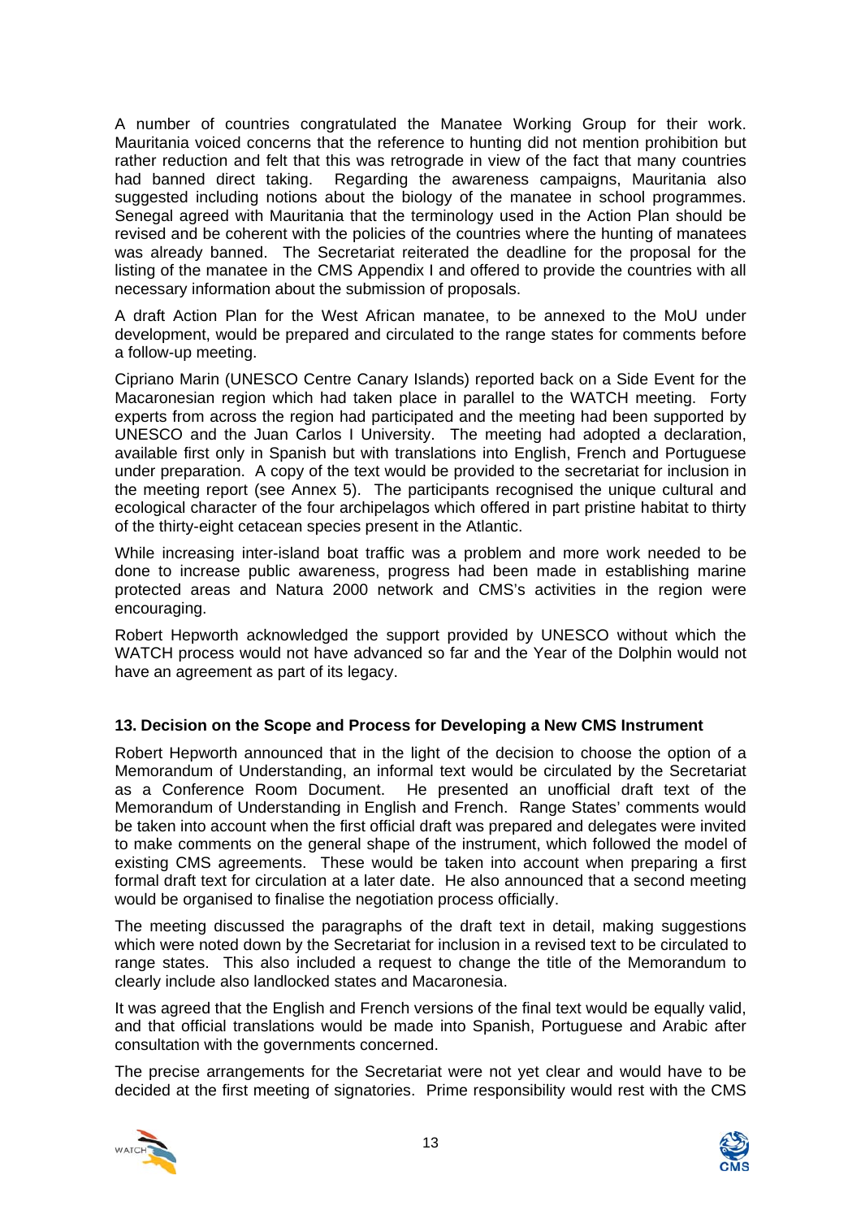A number of countries congratulated the Manatee Working Group for their work. Mauritania voiced concerns that the reference to hunting did not mention prohibition but rather reduction and felt that this was retrograde in view of the fact that many countries had banned direct taking. Regarding the awareness campaigns, Mauritania also suggested including notions about the biology of the manatee in school programmes. Senegal agreed with Mauritania that the terminology used in the Action Plan should be revised and be coherent with the policies of the countries where the hunting of manatees was already banned. The Secretariat reiterated the deadline for the proposal for the listing of the manatee in the CMS Appendix I and offered to provide the countries with all necessary information about the submission of proposals.

A draft Action Plan for the West African manatee, to be annexed to the MoU under development, would be prepared and circulated to the range states for comments before a follow-up meeting.

Cipriano Marin (UNESCO Centre Canary Islands) reported back on a Side Event for the Macaronesian region which had taken place in parallel to the WATCH meeting. Forty experts from across the region had participated and the meeting had been supported by UNESCO and the Juan Carlos I University. The meeting had adopted a declaration, available first only in Spanish but with translations into English, French and Portuguese under preparation. A copy of the text would be provided to the secretariat for inclusion in the meeting report (see Annex 5). The participants recognised the unique cultural and ecological character of the four archipelagos which offered in part pristine habitat to thirty of the thirty-eight cetacean species present in the Atlantic.

While increasing inter-island boat traffic was a problem and more work needed to be done to increase public awareness, progress had been made in establishing marine protected areas and Natura 2000 network and CMS's activities in the region were encouraging.

Robert Hepworth acknowledged the support provided by UNESCO without which the WATCH process would not have advanced so far and the Year of the Dolphin would not have an agreement as part of its legacy.

### 13. Decision on the Scope and Process for Developing a New CMS Instrument

Robert Hepworth announced that in the light of the decision to choose the option of a Memorandum of Understanding, an informal text would be circulated by the Secretariat as a Conference Room Document. He presented an unofficial draft text of the Memorandum of Understanding in English and French. Range States' comments would be taken into account when the first official draft was prepared and delegates were invited to make comments on the general shape of the instrument, which followed the model of existing CMS agreements. These would be taken into account when preparing a first formal draft text for circulation at a later date. He also announced that a second meeting would be organised to finalise the negotiation process officially.

The meeting discussed the paragraphs of the draft text in detail, making suggestions which were noted down by the Secretariat for inclusion in a revised text to be circulated to range states. This also included a request to change the title of the Memorandum to clearly include also landlocked states and Macaronesia.

It was agreed that the English and French versions of the final text would be equally valid, and that official translations would be made into Spanish, Portuguese and Arabic after consultation with the governments concerned.

The precise arrangements for the Secretariat were not yet clear and would have to be decided at the first meeting of signatories. Prime responsibility would rest with the CMS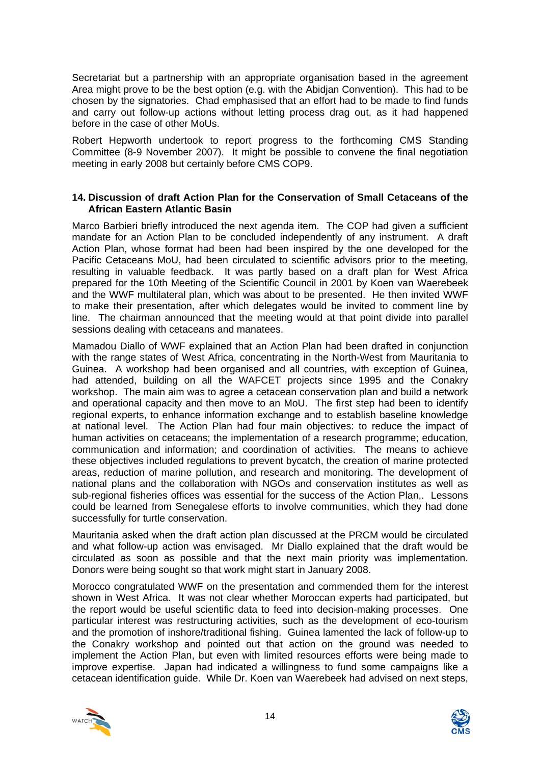Secretariat but a partnership with an appropriate organisation based in the agreement Area might prove to be the best option (e.g. with the Abidjan Convention). This had to be chosen by the signatories. Chad emphasised that an effort had to be made to find funds and carry out follow-up actions without letting process drag out, as it had happened before in the case of other MoUs.

Robert Hepworth undertook to report progress to the forthcoming CMS Standing Committee (8-9 November 2007). It might be possible to convene the final negotiation meeting in early 2008 but certainly before CMS COP9.

## 14. Discussion of draft Action Plan for the Conservation of Small Cetaceans of the African Eastern Atlantic Basin

Marco Barbieri briefly introduced the next agenda item. The COP had given a sufficient mandate for an Action Plan to be concluded independently of any instrument. A draft Action Plan, whose format had been had been inspired by the one developed for the Pacific Cetaceans MoU, had been circulated to scientific advisors prior to the meeting, resulting in valuable feedback. It was partly based on a draft plan for West Africa prepared for the 10th Meeting of the Scientific Council in 2001 by Koen van Waerebeek and the WWF multilateral plan, which was about to be presented. He then invited WWF to make their presentation, after which delegates would be invited to comment line by line. The chairman announced that the meeting would at that point divide into parallel sessions dealing with cetaceans and manatees.

Mamadou Diallo of WWF explained that an Action Plan had been drafted in conjunction with the range states of West Africa, concentrating in the North-West from Mauritania to Guinea. A workshop had been organised and all countries, with exception of Guinea, had attended, building on all the WAFCET projects since 1995 and the Conakry workshop. The main aim was to agree a cetacean conservation plan and build a network and operational capacity and then move to an MoU. The first step had been to identify regional experts, to enhance information exchange and to establish baseline knowledge at national level. The Action Plan had four main objectives: to reduce the impact of human activities on cetaceans; the implementation of a research programme; education, communication and information; and coordination of activities. The means to achieve these objectives included regulations to prevent bycatch, the creation of marine protected areas, reduction of marine pollution, and research and monitoring. The development of national plans and the collaboration with NGOs and conservation institutes as well as sub-regional fisheries offices was essential for the success of the Action Plan,. Lessons could be learned from Senegalese efforts to involve communities, which they had done successfully for turtle conservation.

Mauritania asked when the draft action plan discussed at the PRCM would be circulated and what follow-up action was envisaged. Mr Diallo explained that the draft would be circulated as soon as possible and that the next main priority was implementation. Donors were being sought so that work might start in January 2008.

Morocco congratulated WWF on the presentation and commended them for the interest shown in West Africa. It was not clear whether Moroccan experts had participated, but the report would be useful scientific data to feed into decision-making processes. One particular interest was restructuring activities, such as the development of eco-tourism and the promotion of inshore/traditional fishing. Guinea lamented the lack of follow-up to the Conakry workshop and pointed out that action on the ground was needed to implement the Action Plan, but even with limited resources efforts were being made to improve expertise. Japan had indicated a willingness to fund some campaigns like a cetacean identification guide. While Dr. Koen van Waerebeek had advised on next steps,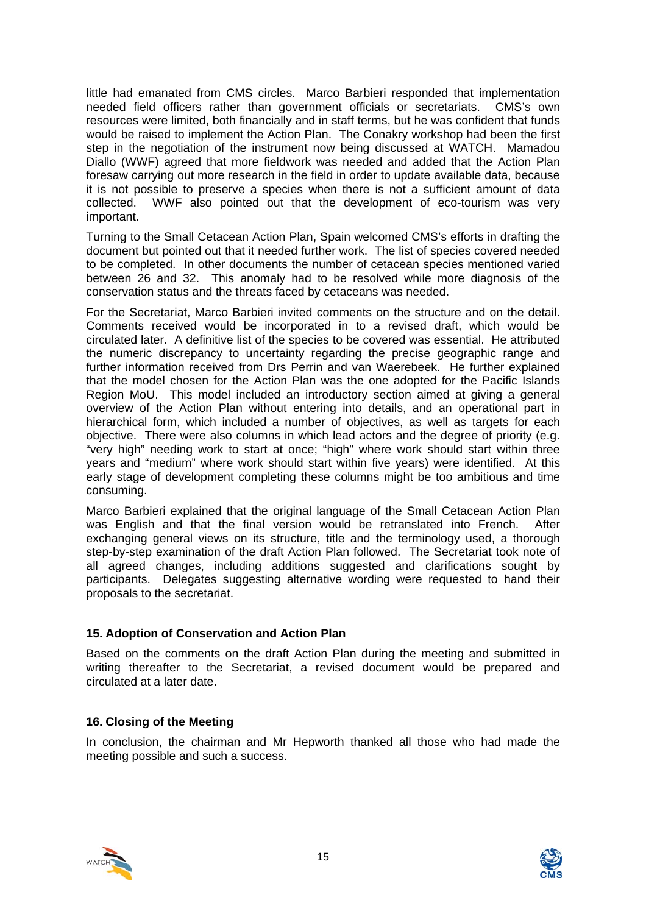little had emanated from CMS circles. Marco Barbieri responded that implementation needed field officers rather than government officials or secretariats. CMS's own resources were limited, both financially and in staff terms, but he was confident that funds would be raised to implement the Action Plan. The Conakry workshop had been the first step in the negotiation of the instrument now being discussed at WATCH. Mamadou Diallo (WWF) agreed that more fieldwork was needed and added that the Action Plan foresaw carrying out more research in the field in order to update available data, because it is not possible to preserve a species when there is not a sufficient amount of data collected. WWF also pointed out that the development of eco-tourism was very important.

Turning to the Small Cetacean Action Plan, Spain welcomed CMS's efforts in drafting the document but pointed out that it needed further work. The list of species covered needed to be completed. In other documents the number of cetacean species mentioned varied between 26 and 32. This anomaly had to be resolved while more diagnosis of the conservation status and the threats faced by cetaceans was needed.

For the Secretariat, Marco Barbieri invited comments on the structure and on the detail. Comments received would be incorporated in to a revised draft, which would be circulated later. A definitive list of the species to be covered was essential. He attributed the numeric discrepancy to uncertainty regarding the precise geographic range and further information received from Drs Perrin and van Waerebeek. He further explained that the model chosen for the Action Plan was the one adopted for the Pacific Islands Region MoU. This model included an introductory section aimed at giving a general overview of the Action Plan without entering into details, and an operational part in hierarchical form, which included a number of objectives, as well as targets for each objective. There were also columns in which lead actors and the degree of priority (e.g. "very high" needing work to start at once; "high" where work should start within three years and "medium" where work should start within five years) were identified. At this early stage of development completing these columns might be too ambitious and time consuming.

Marco Barbieri explained that the original language of the Small Cetacean Action Plan was English and that the final version would be retranslated into French. After exchanging general views on its structure, title and the terminology used, a thorough step-by-step examination of the draft Action Plan followed. The Secretariat took note of all agreed changes, including additions suggested and clarifications sought by participants. Delegates suggesting alternative wording were requested to hand their proposals to the secretariat.

### 15. Adoption of Conservation and Action Plan

Based on the comments on the draft Action Plan during the meeting and submitted in writing thereafter to the Secretariat, a revised document would be prepared and circulated at a later date.

### 16. Closing of the Meeting

In conclusion, the chairman and Mr Hepworth thanked all those who had made the meeting possible and such a success.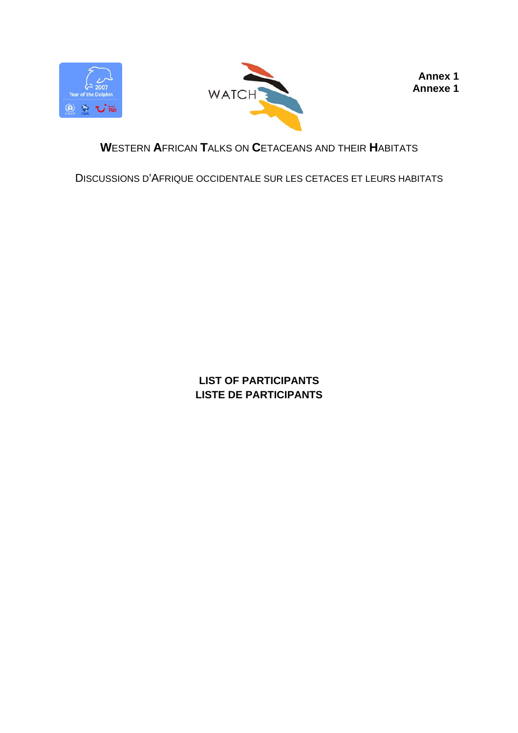**Annex 1**
**Annexe 1**

# WESTERN AFRICAN TALKS ON CETACEANS AND THEIR HABITATS

DISCUSSIONS D'AFRIQUE OCCIDENTALE SUR LES CETACES ET LEURS HABITATS

## LIST OF PARTICIPANTS
## LISTE DE PARTICIPANTS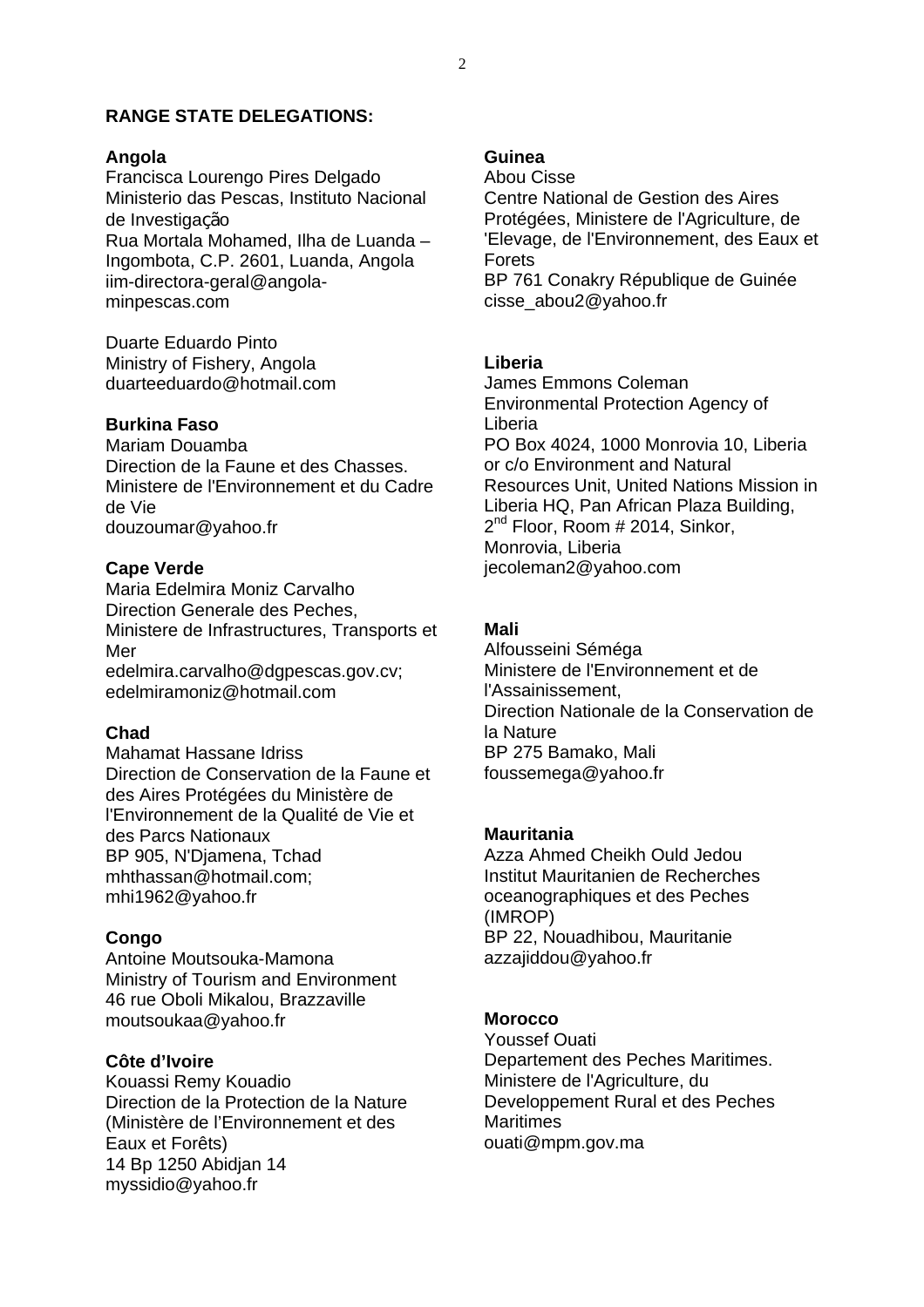**RANGE STATE DELEGATIONS:**

**Angola**
Francisca Lourengo Pires Delgado
Ministerio das Pescas, Instituto Nacional de Investigação
Rua Mortala Mohamed, Ilha de Luanda – Ingombota, C.P. 2601, Luanda, Angola
iim-directora-geral@angola-minpescas.com

Duarte Eduardo Pinto
Ministry of Fishery, Angola
duarteeduardo@hotmail.com

**Burkina Faso**
Mariam Douamba
Direction de la Faune et des Chasses. Ministere de l'Environnement et du Cadre de Vie
douzoumar@yahoo.fr

**Cape Verde**
Maria Edelmira Moniz Carvalho
Direction Generale des Peches, Ministere de Infrastructures, Transports et Mer
edelmira.carvalho@dgpescas.gov.cv; edelmiramoniz@hotmail.com

**Chad**
Mahamat Hassane Idriss
Direction de Conservation de la Faune et des Aires Protégées du Ministère de l'Environnement de la Qualité de Vie et des Parcs Nationaux
BP 905, N'Djamena, Tchad
mhthassan@hotmail.com; mhi1962@yahoo.fr

**Congo**
Antoine Moutsouka-Mamona
Ministry of Tourism and Environment
46 rue Oboli Mikalou, Brazzaville
moutsoukaa@yahoo.fr

**Côte d'Ivoire**
Kouassi Remy Kouadio
Direction de la Protection de la Nature (Ministère de l'Environnement et des Eaux et Forêts)
14 Bp 1250 Abidjan 14
myssidio@yahoo.fr

**Guinea**
Abou Cisse
Centre National de Gestion des Aires Protégées, Ministere de l'Agriculture, de 'Elevage, de l'Environnement, des Eaux et Forets
BP 761 Conakry République de Guinée
cisse_abou2@yahoo.fr

**Liberia**
James Emmons Coleman
Environmental Protection Agency of Liberia
PO Box 4024, 1000 Monrovia 10, Liberia or c/o Environment and Natural Resources Unit, United Nations Mission in Liberia HQ, Pan African Plaza Building, 2nd Floor, Room # 2014, Sinkor, Monrovia, Liberia
jecoleman2@yahoo.com

**Mali**
Alfousseini Séméga
Ministere de l'Environnement et de l'Assainissement,
Direction Nationale de la Conservation de la Nature
BP 275 Bamako, Mali
foussemega@yahoo.fr

**Mauritania**
Azza Ahmed Cheikh Ould Jedou
Institut Mauritanien de Recherches oceanographiques et des Peches (IMROP)
BP 22, Nouadhibou, Mauritanie
azzajiddou@yahoo.fr

**Morocco**
Youssef Ouati
Departement des Peches Maritimes. Ministere de l'Agriculture, du Developpement Rural et des Peches Maritimes
ouati@mpm.gov.ma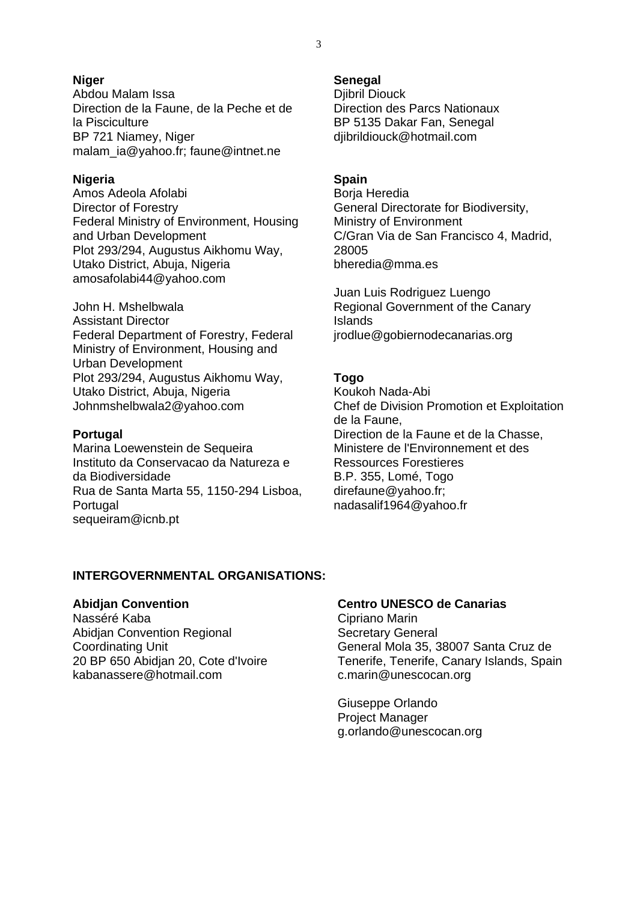**Niger**
Abdou Malam Issa
Direction de la Faune, de la Peche et de la Pisciculture
BP 721 Niamey, Niger
malam_ia@yahoo.fr; faune@intnet.ne

**Nigeria**
Amos Adeola Afolabi
Director of Forestry
Federal Ministry of Environment, Housing and Urban Development
Plot 293/294, Augustus Aikhomu Way, Utako District, Abuja, Nigeria
amosafolabi44@yahoo.com

John H. Mshelbwala
Assistant Director
Federal Department of Forestry, Federal Ministry of Environment, Housing and Urban Development
Plot 293/294, Augustus Aikhomu Way, Utako District, Abuja, Nigeria
Johnmshelbwala2@yahoo.com

**Portugal**
Marina Loewenstein de Sequeira
Instituto da Conservacao da Natureza e da Biodiversidade
Rua de Santa Marta 55, 1150-294 Lisboa, Portugal
sequeiram@icnb.pt

**Senegal**
Djibril Diouck
Direction des Parcs Nationaux
BP 5135 Dakar Fan, Senegal
djibrildiouck@hotmail.com

**Spain**
Borja Heredia
General Directorate for Biodiversity, Ministry of Environment
C/Gran Via de San Francisco 4, Madrid, 28005
bheredia@mma.es

Juan Luis Rodriguez Luengo
Regional Government of the Canary Islands
jrodlue@gobiernodecanarias.org

**Togo**
Koukoh Nada-Abi
Chef de Division Promotion et Exploitation de la Faune,
Direction de la Faune et de la Chasse,
Ministere de l'Environnement et des Ressources Forestieres
B.P. 355, Lomé, Togo
direfaune@yahoo.fr;
nadasalif1964@yahoo.fr

**INTERGOVERNMENTAL ORGANISATIONS:**

**Abidjan Convention**
Nasséré Kaba
Abidjan Convention Regional Coordinating Unit
20 BP 650 Abidjan 20, Cote d'Ivoire
kabanassere@hotmail.com

**Centro UNESCO de Canarias**
Cipriano Marin
Secretary General
General Mola 35, 38007 Santa Cruz de Tenerife, Tenerife, Canary Islands, Spain
c.marin@unescocan.org

Giuseppe Orlando
Project Manager
g.orlando@unescocan.org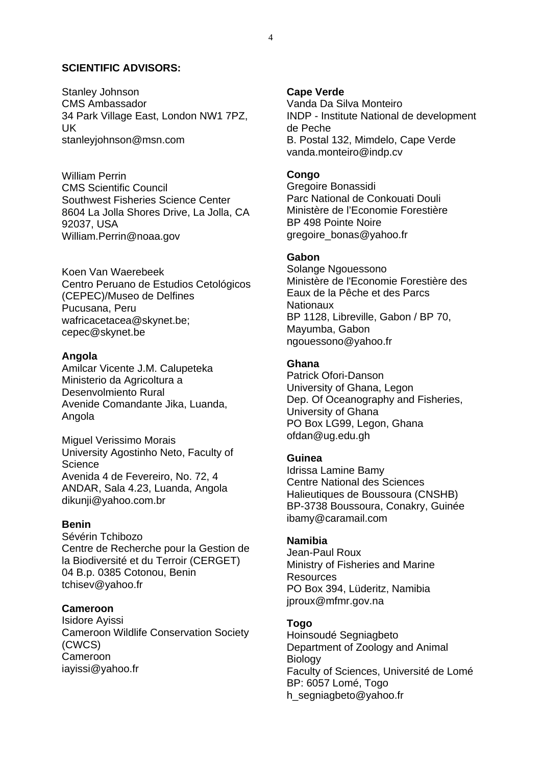**SCIENTIFIC ADVISORS:**

Stanley Johnson
CMS Ambassador
34 Park Village East, London NW1 7PZ, UK
stanleyjohnson@msn.com

William Perrin
CMS Scientific Council
Southwest Fisheries Science Center
8604 La Jolla Shores Drive, La Jolla, CA 92037, USA
William.Perrin@noaa.gov

Koen Van Waerebeek
Centro Peruano de Estudios Cetológicos (CEPEC)/Museo de Delfines
Pucusana, Peru
wafricacetacea@skynet.be;
cepec@skynet.be

**Angola**
Amilcar Vicente J.M. Calupeteka
Ministerio da Agricoltura a Desenvolmiento Rural
Avenide Comandante Jika, Luanda, Angola

Miguel Verissimo Morais
University Agostinho Neto, Faculty of Science
Avenida 4 de Fevereiro, No. 72, 4 ANDAR, Sala 4.23, Luanda, Angola
dikunji@yahoo.com.br

**Benin**
Sévérin Tchibozo
Centre de Recherche pour la Gestion de la Biodiversité et du Terroir (CERGET)
04 B.p. 0385 Cotonou, Benin
tchisev@yahoo.fr

**Cameroon**
Isidore Ayissi
Cameroon Wildlife Conservation Society (CWCS)
Cameroon
iayissi@yahoo.fr

**Cape Verde**
Vanda Da Silva Monteiro
INDP - Institute National de development de Peche
B. Postal 132, Mimdelo, Cape Verde
vanda.monteiro@indp.cv

**Congo**
Gregoire Bonassidi
Parc National de Conkouati Douli
Ministère de l'Economie Forestière
BP 498 Pointe Noire
gregoire_bonas@yahoo.fr

**Gabon**
Solange Ngouessono
Ministère de l'Economie Forestière des Eaux de la Pêche et des Parcs Nationaux
BP 1128, Libreville, Gabon / BP 70, Mayumba, Gabon
ngouessono@yahoo.fr

**Ghana**
Patrick Ofori-Danson
University of Ghana, Legon
Dep. Of Oceanography and Fisheries, University of Ghana
PO Box LG99, Legon, Ghana
ofdan@ug.edu.gh

**Guinea**
Idrissa Lamine Bamy
Centre National des Sciences Halieutiques de Boussoura (CNSHB)
BP-3738 Boussoura, Conakry, Guinée
ibamy@caramail.com

**Namibia**
Jean-Paul Roux
Ministry of Fisheries and Marine Resources
PO Box 394, Lüderitz, Namibia
jproux@mfmr.gov.na

**Togo**
Hoinsoudé Segniagbeto
Department of Zoology and Animal Biology
Faculty of Sciences, Université de Lomé
BP: 6057 Lomé, Togo
h_segniagbeto@yahoo.fr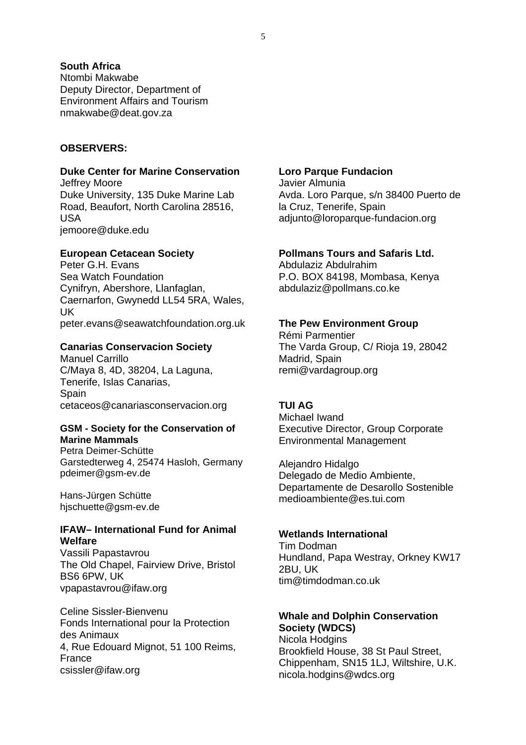**South Africa**
Ntombi Makwabe
Deputy Director, Department of Environment Affairs and Tourism
nmakwabe@deat.gov.za

**OBSERVERS:**

**Duke Center for Marine Conservation**
Jeffrey Moore
Duke University, 135 Duke Marine Lab Road, Beaufort, North Carolina 28516, USA
jemoore@duke.edu

**European Cetacean Society**
Peter G.H. Evans
Sea Watch Foundation
Cynifryn, Abershore, Llanfaglan, Caernarfon, Gwynedd LL54 5RA, Wales, UK
peter.evans@seawatchfoundation.org.uk

**Canarias Conservacion Society**
Manuel Carrillo
C/Maya 8, 4D, 38204, La Laguna, Tenerife, Islas Canarias, Spain
cetaceos@canariasconservacion.org

**GSM - Society for the Conservation of Marine Mammals**
Petra Deimer-Schütte
Garstedterweg 4, 25474 Hasloh, Germany
pdeimer@gsm-ev.de

Hans-Jürgen Schütte
hjschuette@gsm-ev.de

**IFAW– International Fund for Animal Welfare**
Vassili Papastavrou
The Old Chapel, Fairview Drive, Bristol BS6 6PW, UK
vpapastavrou@ifaw.org

Celine Sissler-Bienvenu
Fonds International pour la Protection des Animaux
4, Rue Edouard Mignot, 51 100 Reims, France
csissler@ifaw.org

**Loro Parque Fundacion**
Javier Almunia
Avda. Loro Parque, s/n 38400 Puerto de la Cruz, Tenerife, Spain
adjunto@loroparque-fundacion.org

**Pollmans Tours and Safaris Ltd.**
Abdulaziz Abdulrahim
P.O. BOX 84198, Mombasa, Kenya
abdulaziz@pollmans.co.ke

**The Pew Environment Group**
Rémi Parmentier
The Varda Group, C/ Rioja 19, 28042 Madrid, Spain
remi@vardagroup.org

**TUI AG**
Michael Iwand
Executive Director, Group Corporate Environmental Management

Alejandro Hidalgo
Delegado de Medio Ambiente, Departamente de Desarollo Sostenible
medioambiente@es.tui.com

**Wetlands International**
Tim Dodman
Hundland, Papa Westray, Orkney KW17 2BU, UK
tim@timdodman.co.uk

**Whale and Dolphin Conservation Society (WDCS)**
Nicola Hodgins
Brookfield House, 38 St Paul Street, Chippenham, SN15 1LJ, Wiltshire, U.K.
nicola.hodgins@wdcs.org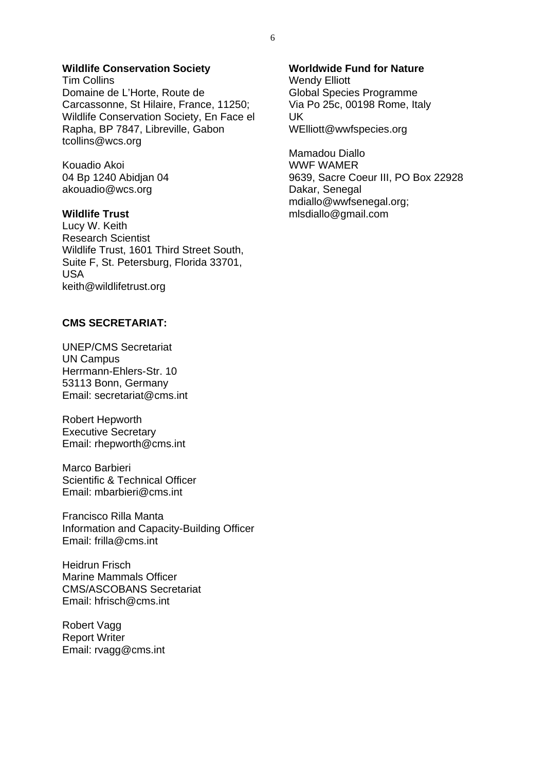**Wildlife Conservation Society**
Tim Collins
Domaine de L'Horte, Route de Carcassonne, St Hilaire, France, 11250; Wildlife Conservation Society, En Face el Rapha, BP 7847, Libreville, Gabon
tcollins@wcs.org

Kouadio Akoi
04 Bp 1240 Abidjan 04
akouadio@wcs.org

**Wildlife Trust**
Lucy W. Keith
Research Scientist
Wildlife Trust, 1601 Third Street South, Suite F, St. Petersburg, Florida 33701, USA
keith@wildlifetrust.org

**Worldwide Fund for Nature**
Wendy Elliott
Global Species Programme
Via Po 25c, 00198 Rome, Italy
UK
WElliott@wwfspecies.org

Mamadou Diallo
WWF WAMER
9639, Sacre Coeur III, PO Box 22928
Dakar, Senegal
mdiallo@wwfsenegal.org;
mlsdiallo@gmail.com

**CMS SECRETARIAT:**

UNEP/CMS Secretariat
UN Campus
Herrmann-Ehlers-Str. 10
53113 Bonn, Germany
Email: secretariat@cms.int

Robert Hepworth
Executive Secretary
Email: rhepworth@cms.int

Marco Barbieri
Scientific & Technical Officer
Email: mbarbieri@cms.int

Francisco Rilla Manta
Information and Capacity-Building Officer
Email: frilla@cms.int

Heidrun Frisch
Marine Mammals Officer
CMS/ASCOBANS Secretariat
Email: hfrisch@cms.int

Robert Vagg
Report Writer
Email: rvagg@cms.int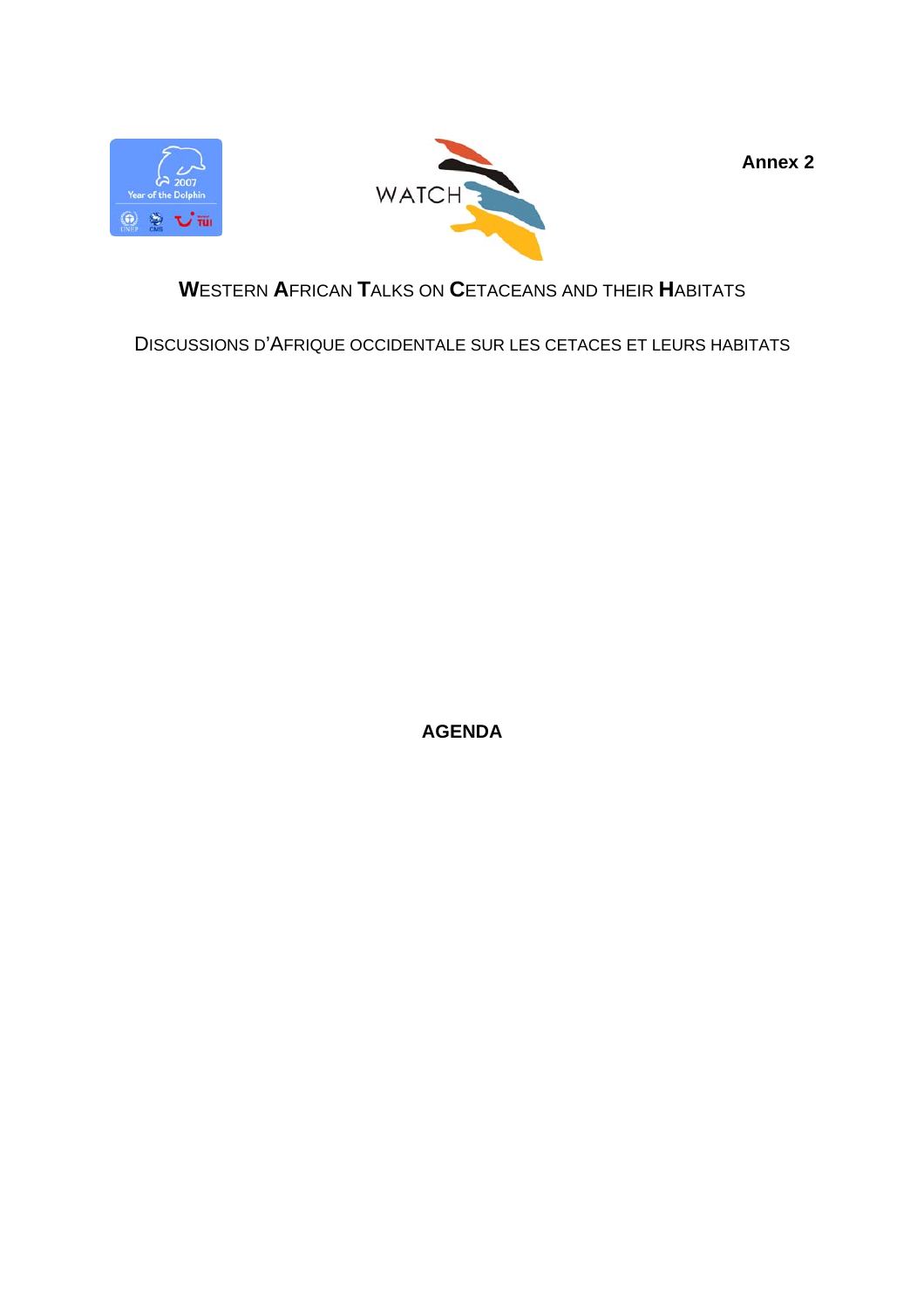**Annex 2**

WESTERN AFRICAN TALKS ON CETACEANS AND THEIR HABITATS

DISCUSSIONS D'AFRIQUE OCCIDENTALE SUR LES CETACES ET LEURS HABITATS

# AGENDA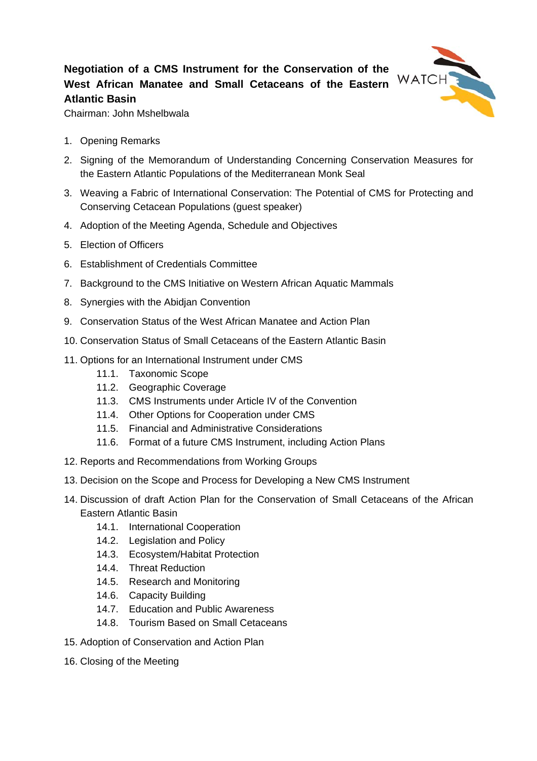**Negotiation of a CMS Instrument for the Conservation of the West African Manatee and Small Cetaceans of the Eastern Atlantic Basin**

Chairman: John Mshelbwala

1. Opening Remarks
2. Signing of the Memorandum of Understanding Concerning Conservation Measures for the Eastern Atlantic Populations of the Mediterranean Monk Seal
3. Weaving a Fabric of International Conservation: The Potential of CMS for Protecting and Conserving Cetacean Populations (guest speaker)
4. Adoption of the Meeting Agenda, Schedule and Objectives
5. Election of Officers
6. Establishment of Credentials Committee
7. Background to the CMS Initiative on Western African Aquatic Mammals
8. Synergies with the Abidjan Convention
9. Conservation Status of the West African Manatee and Action Plan
10. Conservation Status of Small Cetaceans of the Eastern Atlantic Basin
11. Options for an International Instrument under CMS
    - 11.1. Taxonomic Scope
    - 11.2. Geographic Coverage
    - 11.3. CMS Instruments under Article IV of the Convention
    - 11.4. Other Options for Cooperation under CMS
    - 11.5. Financial and Administrative Considerations
    - 11.6. Format of a future CMS Instrument, including Action Plans
12. Reports and Recommendations from Working Groups
13. Decision on the Scope and Process for Developing a New CMS Instrument
14. Discussion of draft Action Plan for the Conservation of Small Cetaceans of the African Eastern Atlantic Basin
    - 14.1. International Cooperation
    - 14.2. Legislation and Policy
    - 14.3. Ecosystem/Habitat Protection
    - 14.4. Threat Reduction
    - 14.5. Research and Monitoring
    - 14.6. Capacity Building
    - 14.7. Education and Public Awareness
    - 14.8. Tourism Based on Small Cetaceans
15. Adoption of Conservation and Action Plan
16. Closing of the Meeting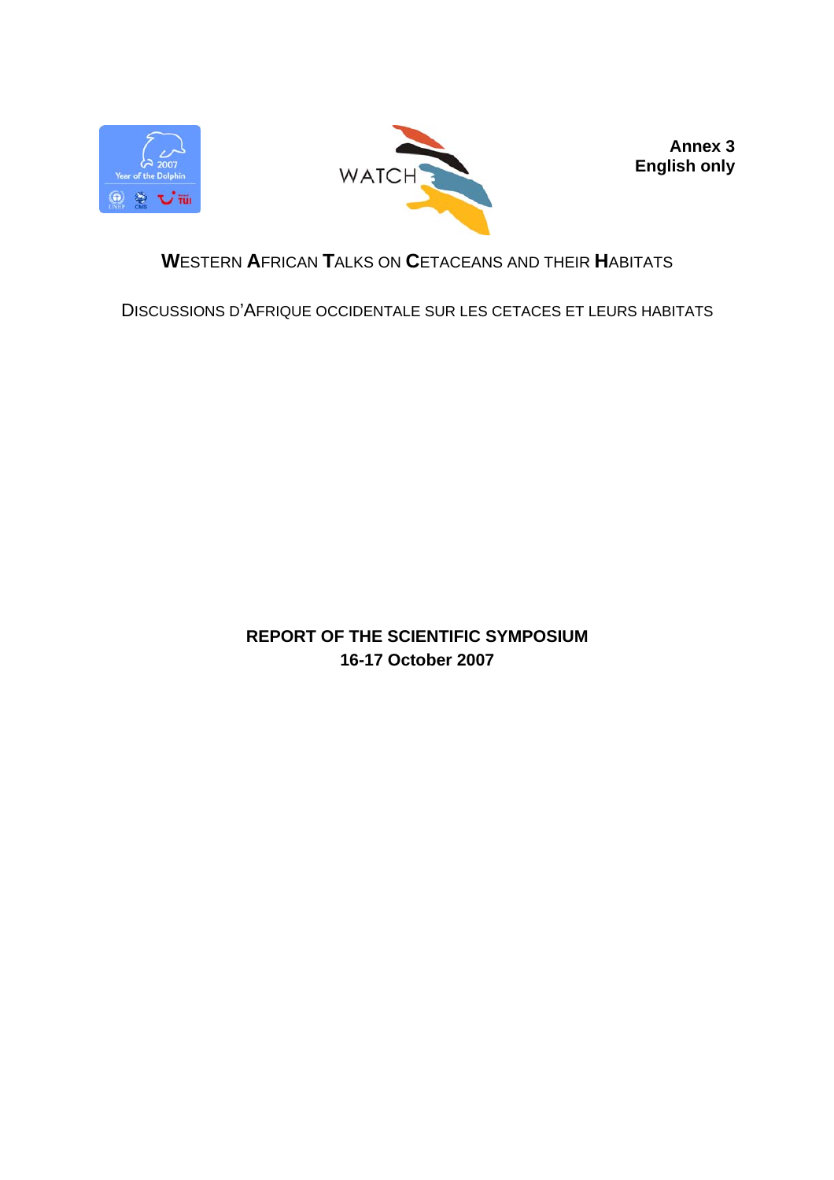**Annex 3**
**English only**

**W**ESTERN **A**FRICAN **T**ALKS ON **C**ETACEANS AND THEIR **H**ABITATS

DISCUSSIONS D'AFRIQUE OCCIDENTALE SUR LES CETACES ET LEURS HABITATS

# REPORT OF THE SCIENTIFIC SYMPOSIUM
## 16-17 October 2007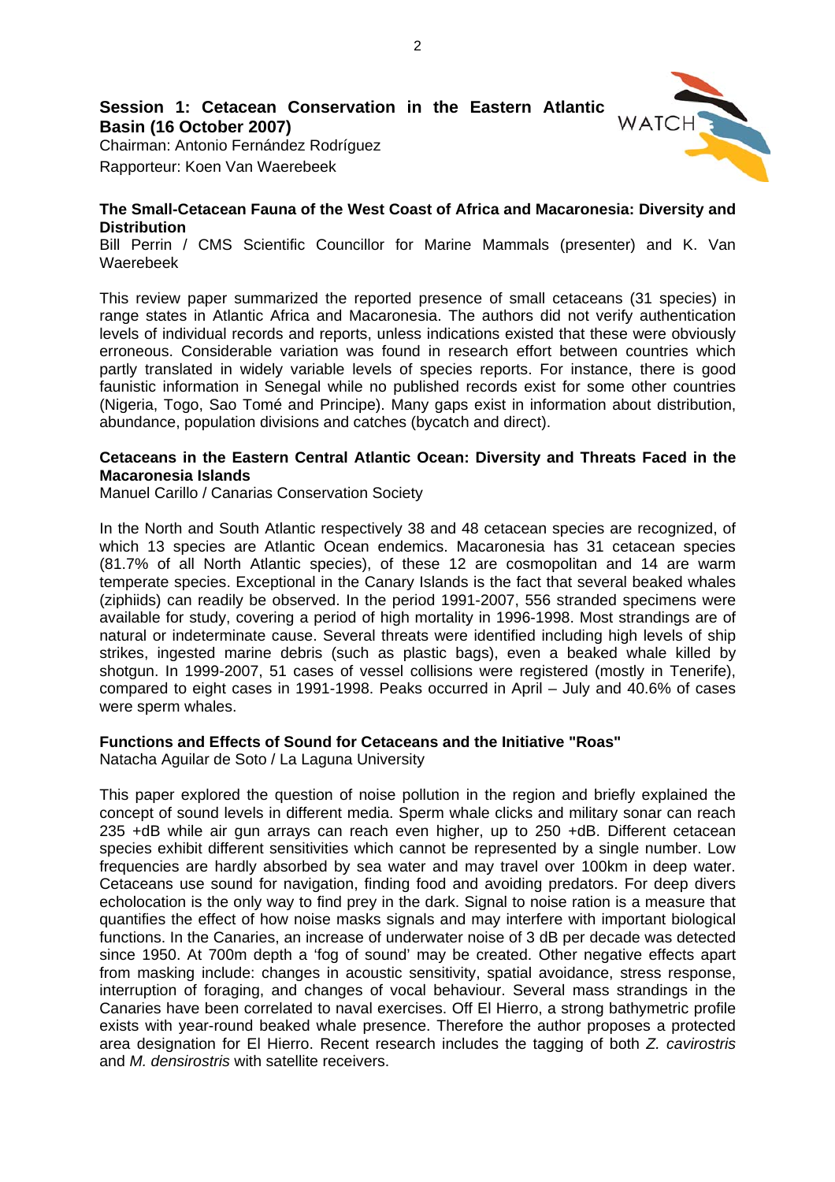## Session 1: Cetacean Conservation in the Eastern Atlantic Basin (16 October 2007)

Chairman: Antonio Fernández Rodríguez
Rapporteur: Koen Van Waerebeek

### The Small-Cetacean Fauna of the West Coast of Africa and Macaronesia: Diversity and Distribution

Bill Perrin / CMS Scientific Councillor for Marine Mammals (presenter) and K. Van Waerebeek

This review paper summarized the reported presence of small cetaceans (31 species) in range states in Atlantic Africa and Macaronesia. The authors did not verify authentication levels of individual records and reports, unless indications existed that these were obviously erroneous. Considerable variation was found in research effort between countries which partly translated in widely variable levels of species reports. For instance, there is good faunistic information in Senegal while no published records exist for some other countries (Nigeria, Togo, Sao Tomé and Principe). Many gaps exist in information about distribution, abundance, population divisions and catches (bycatch and direct).

### Cetaceans in the Eastern Central Atlantic Ocean: Diversity and Threats Faced in the Macaronesia Islands

Manuel Carillo / Canarias Conservation Society

In the North and South Atlantic respectively 38 and 48 cetacean species are recognized, of which 13 species are Atlantic Ocean endemics. Macaronesia has 31 cetacean species (81.7% of all North Atlantic species), of these 12 are cosmopolitan and 14 are warm temperate species. Exceptional in the Canary Islands is the fact that several beaked whales (ziphiids) can readily be observed. In the period 1991-2007, 556 stranded specimens were available for study, covering a period of high mortality in 1996-1998. Most strandings are of natural or indeterminate cause. Several threats were identified including high levels of ship strikes, ingested marine debris (such as plastic bags), even a beaked whale killed by shotgun. In 1999-2007, 51 cases of vessel collisions were registered (mostly in Tenerife), compared to eight cases in 1991-1998. Peaks occurred in April – July and 40.6% of cases were sperm whales.

### Functions and Effects of Sound for Cetaceans and the Initiative "Roas"

Natacha Aguilar de Soto / La Laguna University

This paper explored the question of noise pollution in the region and briefly explained the concept of sound levels in different media. Sperm whale clicks and military sonar can reach 235 +dB while air gun arrays can reach even higher, up to 250 +dB. Different cetacean species exhibit different sensitivities which cannot be represented by a single number. Low frequencies are hardly absorbed by sea water and may travel over 100km in deep water. Cetaceans use sound for navigation, finding food and avoiding predators. For deep divers echolocation is the only way to find prey in the dark. Signal to noise ration is a measure that quantifies the effect of how noise masks signals and may interfere with important biological functions. In the Canaries, an increase of underwater noise of 3 dB per decade was detected since 1950. At 700m depth a 'fog of sound' may be created. Other negative effects apart from masking include: changes in acoustic sensitivity, spatial avoidance, stress response, interruption of foraging, and changes of vocal behaviour. Several mass strandings in the Canaries have been correlated to naval exercises. Off El Hierro, a strong bathymetric profile exists with year-round beaked whale presence. Therefore the author proposes a protected area designation for El Hierro. Recent research includes the tagging of both *Z. cavirostris* and *M. densirostris* with satellite receivers.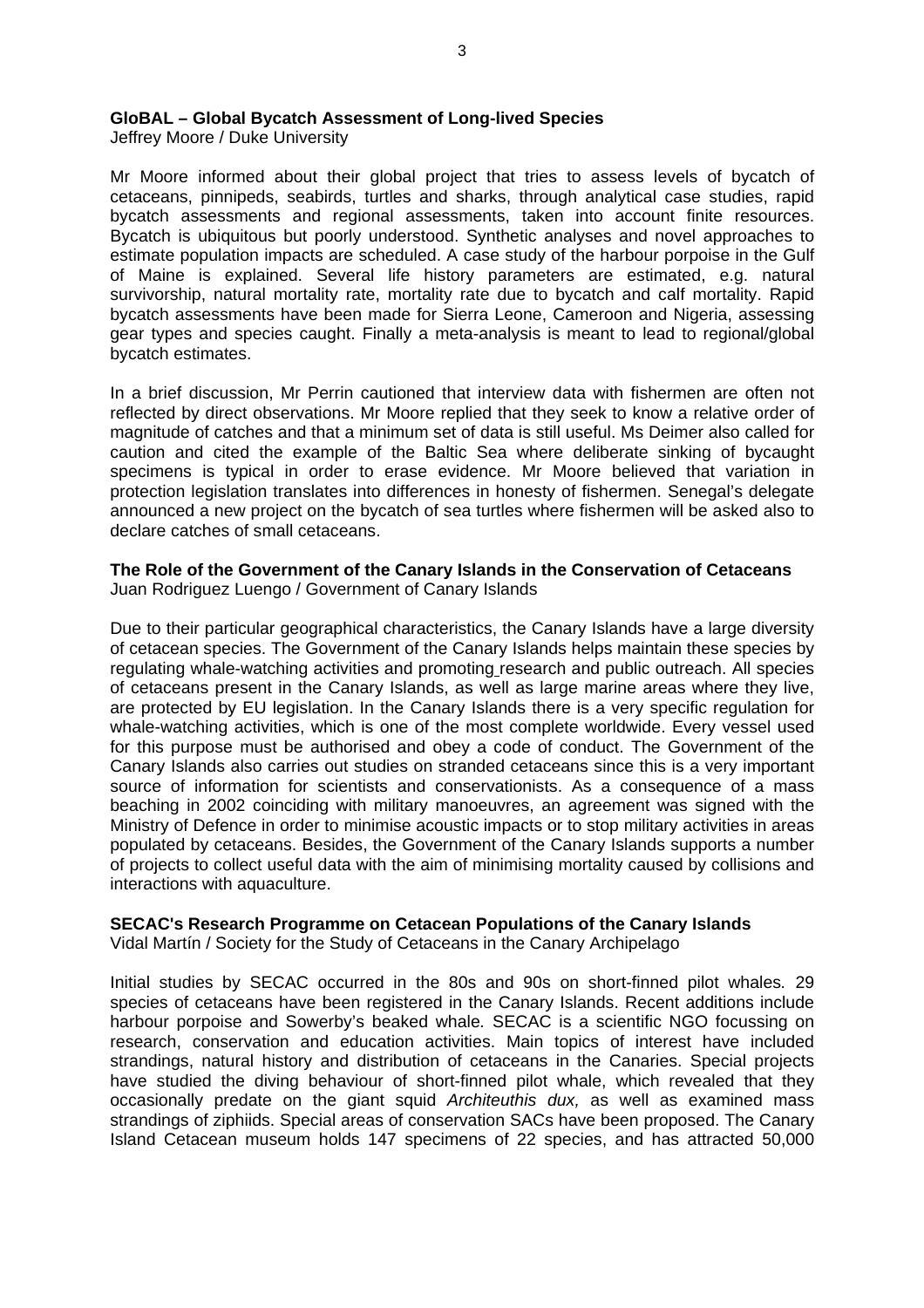**GloBAL – Global Bycatch Assessment of Long-lived Species**
Jeffrey Moore / Duke University

Mr Moore informed about their global project that tries to assess levels of bycatch of cetaceans, pinnipeds, seabirds, turtles and sharks, through analytical case studies, rapid bycatch assessments and regional assessments, taken into account finite resources. Bycatch is ubiquitous but poorly understood. Synthetic analyses and novel approaches to estimate population impacts are scheduled. A case study of the harbour porpoise in the Gulf of Maine is explained. Several life history parameters are estimated, e.g. natural survivorship, natural mortality rate, mortality rate due to bycatch and calf mortality. Rapid bycatch assessments have been made for Sierra Leone, Cameroon and Nigeria, assessing gear types and species caught. Finally a meta-analysis is meant to lead to regional/global bycatch estimates.

In a brief discussion, Mr Perrin cautioned that interview data with fishermen are often not reflected by direct observations. Mr Moore replied that they seek to know a relative order of magnitude of catches and that a minimum set of data is still useful. Ms Deimer also called for caution and cited the example of the Baltic Sea where deliberate sinking of bycaught specimens is typical in order to erase evidence. Mr Moore believed that variation in protection legislation translates into differences in honesty of fishermen. Senegal's delegate announced a new project on the bycatch of sea turtles where fishermen will be asked also to declare catches of small cetaceans.

**The Role of the Government of the Canary Islands in the Conservation of Cetaceans**
Juan Rodriguez Luengo / Government of Canary Islands

Due to their particular geographical characteristics, the Canary Islands have a large diversity of cetacean species. The Government of the Canary Islands helps maintain these species by regulating whale-watching activities and promoting research and public outreach. All species of cetaceans present in the Canary Islands, as well as large marine areas where they live, are protected by EU legislation. In the Canary Islands there is a very specific regulation for whale-watching activities, which is one of the most complete worldwide. Every vessel used for this purpose must be authorised and obey a code of conduct. The Government of the Canary Islands also carries out studies on stranded cetaceans since this is a very important source of information for scientists and conservationists. As a consequence of a mass beaching in 2002 coinciding with military manoeuvres, an agreement was signed with the Ministry of Defence in order to minimise acoustic impacts or to stop military activities in areas populated by cetaceans. Besides, the Government of the Canary Islands supports a number of projects to collect useful data with the aim of minimising mortality caused by collisions and interactions with aquaculture.

**SECAC's Research Programme on Cetacean Populations of the Canary Islands**
Vidal Martín / Society for the Study of Cetaceans in the Canary Archipelago

Initial studies by SECAC occurred in the 80s and 90s on short-finned pilot whales. 29 species of cetaceans have been registered in the Canary Islands. Recent additions include harbour porpoise and Sowerby's beaked whale. SECAC is a scientific NGO focussing on research, conservation and education activities. Main topics of interest have included strandings, natural history and distribution of cetaceans in the Canaries. Special projects have studied the diving behaviour of short-finned pilot whale, which revealed that they occasionally predate on the giant squid *Architeuthis dux,* as well as examined mass strandings of ziphiids. Special areas of conservation SACs have been proposed. The Canary Island Cetacean museum holds 147 specimens of 22 species, and has attracted 50,000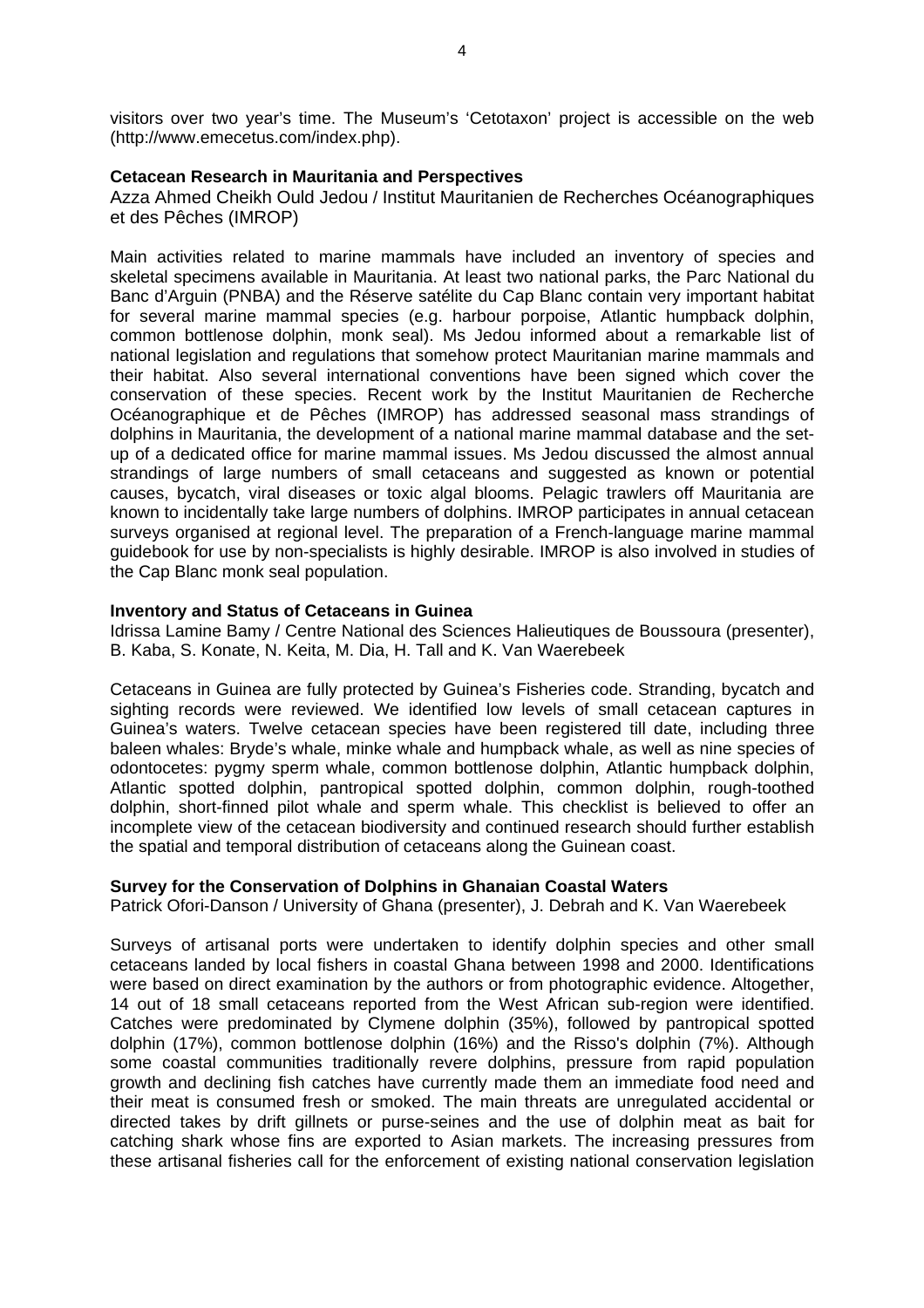visitors over two year's time. The Museum's 'Cetotaxon' project is accessible on the web (http://www.emecetus.com/index.php).

**Cetacean Research in Mauritania and Perspectives**

Azza Ahmed Cheikh Ould Jedou / Institut Mauritanien de Recherches Océanographiques et des Pêches (IMROP)

Main activities related to marine mammals have included an inventory of species and skeletal specimens available in Mauritania. At least two national parks, the Parc National du Banc d'Arguin (PNBA) and the Réserve satélite du Cap Blanc contain very important habitat for several marine mammal species (e.g. harbour porpoise, Atlantic humpback dolphin, common bottlenose dolphin, monk seal). Ms Jedou informed about a remarkable list of national legislation and regulations that somehow protect Mauritanian marine mammals and their habitat. Also several international conventions have been signed which cover the conservation of these species. Recent work by the Institut Mauritanien de Recherche Océanographique et de Pêches (IMROP) has addressed seasonal mass strandings of dolphins in Mauritania, the development of a national marine mammal database and the set-up of a dedicated office for marine mammal issues. Ms Jedou discussed the almost annual strandings of large numbers of small cetaceans and suggested as known or potential causes, bycatch, viral diseases or toxic algal blooms. Pelagic trawlers off Mauritania are known to incidentally take large numbers of dolphins. IMROP participates in annual cetacean surveys organised at regional level. The preparation of a French-language marine mammal guidebook for use by non-specialists is highly desirable. IMROP is also involved in studies of the Cap Blanc monk seal population.

**Inventory and Status of Cetaceans in Guinea**

Idrissa Lamine Bamy / Centre National des Sciences Halieutiques de Boussoura (presenter), B. Kaba, S. Konate, N. Keita, M. Dia, H. Tall and K. Van Waerebeek

Cetaceans in Guinea are fully protected by Guinea's Fisheries code. Stranding, bycatch and sighting records were reviewed. We identified low levels of small cetacean captures in Guinea's waters. Twelve cetacean species have been registered till date, including three baleen whales: Bryde's whale, minke whale and humpback whale, as well as nine species of odontocetes: pygmy sperm whale, common bottlenose dolphin, Atlantic humpback dolphin, Atlantic spotted dolphin, pantropical spotted dolphin, common dolphin, rough-toothed dolphin, short-finned pilot whale and sperm whale. This checklist is believed to offer an incomplete view of the cetacean biodiversity and continued research should further establish the spatial and temporal distribution of cetaceans along the Guinean coast.

**Survey for the Conservation of Dolphins in Ghanaian Coastal Waters**

Patrick Ofori-Danson / University of Ghana (presenter), J. Debrah and K. Van Waerebeek

Surveys of artisanal ports were undertaken to identify dolphin species and other small cetaceans landed by local fishers in coastal Ghana between 1998 and 2000. Identifications were based on direct examination by the authors or from photographic evidence. Altogether, 14 out of 18 small cetaceans reported from the West African sub-region were identified. Catches were predominated by Clymene dolphin (35%), followed by pantropical spotted dolphin (17%), common bottlenose dolphin (16%) and the Risso's dolphin (7%). Although some coastal communities traditionally revere dolphins, pressure from rapid population growth and declining fish catches have currently made them an immediate food need and their meat is consumed fresh or smoked. The main threats are unregulated accidental or directed takes by drift gillnets or purse-seines and the use of dolphin meat as bait for catching shark whose fins are exported to Asian markets. The increasing pressures from these artisanal fisheries call for the enforcement of existing national conservation legislation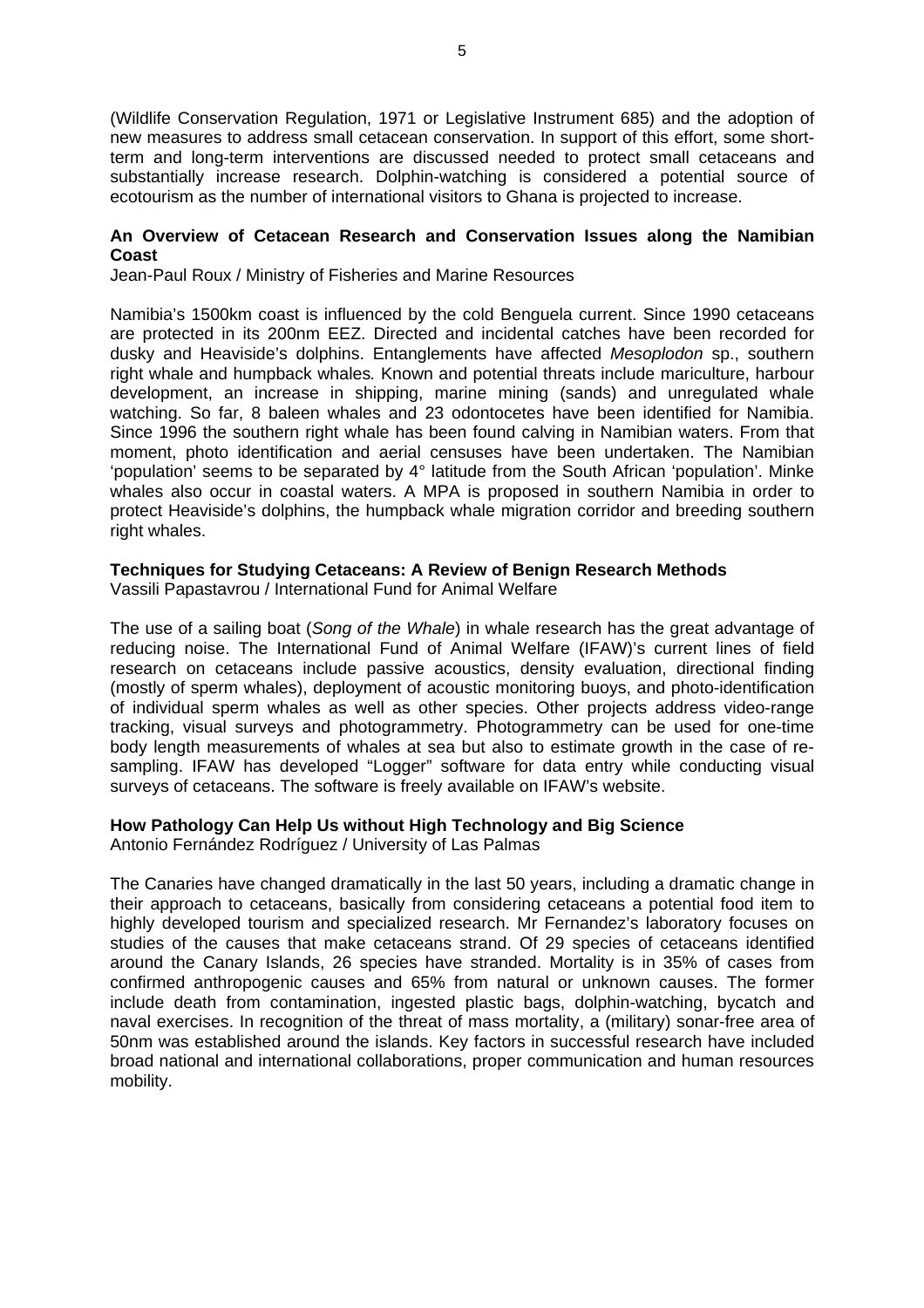(Wildlife Conservation Regulation, 1971 or Legislative Instrument 685) and the adoption of new measures to address small cetacean conservation. In support of this effort, some short-term and long-term interventions are discussed needed to protect small cetaceans and substantially increase research. Dolphin-watching is considered a potential source of ecotourism as the number of international visitors to Ghana is projected to increase.

**An Overview of Cetacean Research and Conservation Issues along the Namibian Coast**
Jean-Paul Roux / Ministry of Fisheries and Marine Resources

Namibia's 1500km coast is influenced by the cold Benguela current. Since 1990 cetaceans are protected in its 200nm EEZ. Directed and incidental catches have been recorded for dusky and Heaviside's dolphins. Entanglements have affected *Mesoplodon* sp., southern right whale and humpback whales. Known and potential threats include mariculture, harbour development, an increase in shipping, marine mining (sands) and unregulated whale watching. So far, 8 baleen whales and 23 odontocetes have been identified for Namibia. Since 1996 the southern right whale has been found calving in Namibian waters. From that moment, photo identification and aerial censuses have been undertaken. The Namibian 'population' seems to be separated by 4° latitude from the South African 'population'. Minke whales also occur in coastal waters. A MPA is proposed in southern Namibia in order to protect Heaviside's dolphins, the humpback whale migration corridor and breeding southern right whales.

**Techniques for Studying Cetaceans: A Review of Benign Research Methods**
Vassili Papastavrou / International Fund for Animal Welfare

The use of a sailing boat (*Song of the Whale*) in whale research has the great advantage of reducing noise. The International Fund of Animal Welfare (IFAW)'s current lines of field research on cetaceans include passive acoustics, density evaluation, directional finding (mostly of sperm whales), deployment of acoustic monitoring buoys, and photo-identification of individual sperm whales as well as other species. Other projects address video-range tracking, visual surveys and photogrammetry. Photogrammetry can be used for one-time body length measurements of whales at sea but also to estimate growth in the case of re-sampling. IFAW has developed "Logger" software for data entry while conducting visual surveys of cetaceans. The software is freely available on IFAW's website.

**How Pathology Can Help Us without High Technology and Big Science**
Antonio Fernández Rodríguez / University of Las Palmas

The Canaries have changed dramatically in the last 50 years, including a dramatic change in their approach to cetaceans, basically from considering cetaceans a potential food item to highly developed tourism and specialized research. Mr Fernandez's laboratory focuses on studies of the causes that make cetaceans strand. Of 29 species of cetaceans identified around the Canary Islands, 26 species have stranded. Mortality is in 35% of cases from confirmed anthropogenic causes and 65% from natural or unknown causes. The former include death from contamination, ingested plastic bags, dolphin-watching, bycatch and naval exercises. In recognition of the threat of mass mortality, a (military) sonar-free area of 50nm was established around the islands. Key factors in successful research have included broad national and international collaborations, proper communication and human resources mobility.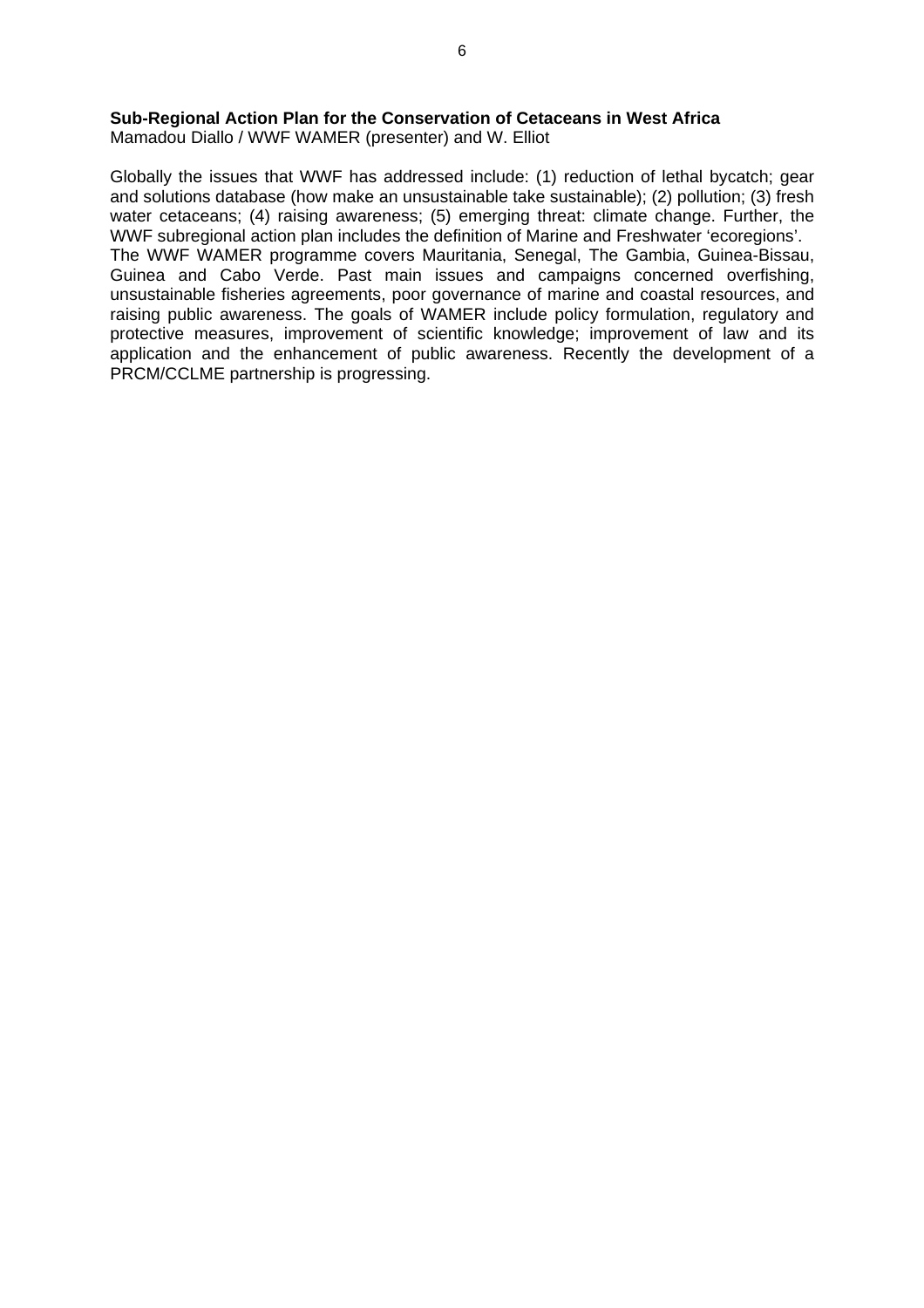**Sub-Regional Action Plan for the Conservation of Cetaceans in West Africa**
Mamadou Diallo / WWF WAMER (presenter) and W. Elliot

Globally the issues that WWF has addressed include: (1) reduction of lethal bycatch; gear and solutions database (how make an unsustainable take sustainable); (2) pollution; (3) fresh water cetaceans; (4) raising awareness; (5) emerging threat: climate change. Further, the WWF subregional action plan includes the definition of Marine and Freshwater 'ecoregions'.
The WWF WAMER programme covers Mauritania, Senegal, The Gambia, Guinea-Bissau, Guinea and Cabo Verde. Past main issues and campaigns concerned overfishing, unsustainable fisheries agreements, poor governance of marine and coastal resources, and raising public awareness. The goals of WAMER include policy formulation, regulatory and protective measures, improvement of scientific knowledge; improvement of law and its application and the enhancement of public awareness. Recently the development of a PRCM/CCLME partnership is progressing.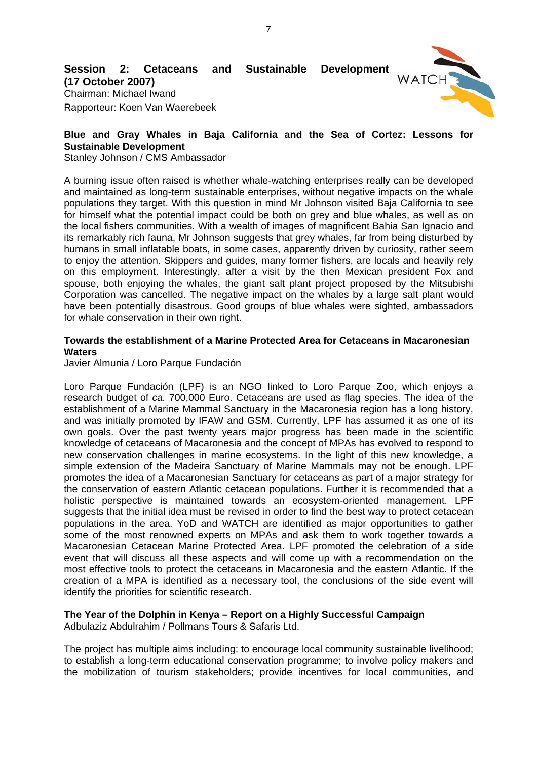## Session 2: Cetaceans and Sustainable Development (17 October 2007)

Chairman: Michael Iwand

Rapporteur: Koen Van Waerebeek

### Blue and Gray Whales in Baja California and the Sea of Cortez: Lessons for Sustainable Development

Stanley Johnson / CMS Ambassador

A burning issue often raised is whether whale-watching enterprises really can be developed and maintained as long-term sustainable enterprises, without negative impacts on the whale populations they target. With this question in mind Mr Johnson visited Baja California to see for himself what the potential impact could be both on grey and blue whales, as well as on the local fishers communities. With a wealth of images of magnificent Bahia San Ignacio and its remarkably rich fauna, Mr Johnson suggests that grey whales, far from being disturbed by humans in small inflatable boats, in some cases, apparently driven by curiosity, rather seem to enjoy the attention. Skippers and guides, many former fishers, are locals and heavily rely on this employment. Interestingly, after a visit by the then Mexican president Fox and spouse, both enjoying the whales, the giant salt plant project proposed by the Mitsubishi Corporation was cancelled. The negative impact on the whales by a large salt plant would have been potentially disastrous. Good groups of blue whales were sighted, ambassadors for whale conservation in their own right.

### Towards the establishment of a Marine Protected Area for Cetaceans in Macaronesian Waters

Javier Almunia / Loro Parque Fundación

Loro Parque Fundación (LPF) is an NGO linked to Loro Parque Zoo, which enjoys a research budget of *ca.* 700,000 Euro. Cetaceans are used as flag species. The idea of the establishment of a Marine Mammal Sanctuary in the Macaronesia region has a long history, and was initially promoted by IFAW and GSM. Currently, LPF has assumed it as one of its own goals. Over the past twenty years major progress has been made in the scientific knowledge of cetaceans of Macaronesia and the concept of MPAs has evolved to respond to new conservation challenges in marine ecosystems. In the light of this new knowledge, a simple extension of the Madeira Sanctuary of Marine Mammals may not be enough. LPF promotes the idea of a Macaronesian Sanctuary for cetaceans as part of a major strategy for the conservation of eastern Atlantic cetacean populations. Further it is recommended that a holistic perspective is maintained towards an ecosystem-oriented management. LPF suggests that the initial idea must be revised in order to find the best way to protect cetacean populations in the area. YoD and WATCH are identified as major opportunities to gather some of the most renowned experts on MPAs and ask them to work together towards a Macaronesian Cetacean Marine Protected Area. LPF promoted the celebration of a side event that will discuss all these aspects and will come up with a recommendation on the most effective tools to protect the cetaceans in Macaronesia and the eastern Atlantic. If the creation of a MPA is identified as a necessary tool, the conclusions of the side event will identify the priorities for scientific research.

### The Year of the Dolphin in Kenya – Report on a Highly Successful Campaign

Adbulaziz Abdulrahim / Pollmans Tours & Safaris Ltd.

The project has multiple aims including: to encourage local community sustainable livelihood; to establish a long-term educational conservation programme; to involve policy makers and the mobilization of tourism stakeholders; provide incentives for local communities, and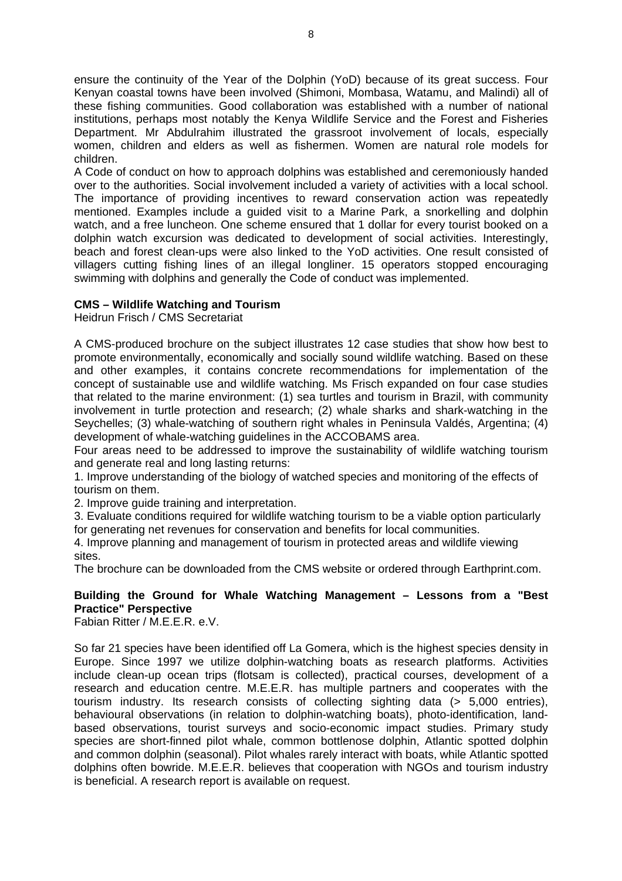ensure the continuity of the Year of the Dolphin (YoD) because of its great success. Four Kenyan coastal towns have been involved (Shimoni, Mombasa, Watamu, and Malindi) all of these fishing communities. Good collaboration was established with a number of national institutions, perhaps most notably the Kenya Wildlife Service and the Forest and Fisheries Department. Mr Abdulrahim illustrated the grassroot involvement of locals, especially women, children and elders as well as fishermen. Women are natural role models for children.

A Code of conduct on how to approach dolphins was established and ceremoniously handed over to the authorities. Social involvement included a variety of activities with a local school. The importance of providing incentives to reward conservation action was repeatedly mentioned. Examples include a guided visit to a Marine Park, a snorkelling and dolphin watch, and a free luncheon. One scheme ensured that 1 dollar for every tourist booked on a dolphin watch excursion was dedicated to development of social activities. Interestingly, beach and forest clean-ups were also linked to the YoD activities. One result consisted of villagers cutting fishing lines of an illegal longliner. 15 operators stopped encouraging swimming with dolphins and generally the Code of conduct was implemented.

**CMS – Wildlife Watching and Tourism**
Heidrun Frisch / CMS Secretariat

A CMS-produced brochure on the subject illustrates 12 case studies that show how best to promote environmentally, economically and socially sound wildlife watching. Based on these and other examples, it contains concrete recommendations for implementation of the concept of sustainable use and wildlife watching. Ms Frisch expanded on four case studies that related to the marine environment: (1) sea turtles and tourism in Brazil, with community involvement in turtle protection and research; (2) whale sharks and shark-watching in the Seychelles; (3) whale-watching of southern right whales in Peninsula Valdés, Argentina; (4) development of whale-watching guidelines in the ACCOBAMS area.

Four areas need to be addressed to improve the sustainability of wildlife watching tourism and generate real and long lasting returns:

1. Improve understanding of the biology of watched species and monitoring of the effects of tourism on them.
2. Improve guide training and interpretation.
3. Evaluate conditions required for wildlife watching tourism to be a viable option particularly for generating net revenues for conservation and benefits for local communities.
4. Improve planning and management of tourism in protected areas and wildlife viewing sites.

The brochure can be downloaded from the CMS website or ordered through Earthprint.com.

**Building the Ground for Whale Watching Management – Lessons from a "Best Practice" Perspective**
Fabian Ritter / M.E.E.R. e.V.

So far 21 species have been identified off La Gomera, which is the highest species density in Europe. Since 1997 we utilize dolphin-watching boats as research platforms. Activities include clean-up ocean trips (flotsam is collected), practical courses, development of a research and education centre. M.E.E.R. has multiple partners and cooperates with the tourism industry. Its research consists of collecting sighting data (> 5,000 entries), behavioural observations (in relation to dolphin-watching boats), photo-identification, land-based observations, tourist surveys and socio-economic impact studies. Primary study species are short-finned pilot whale, common bottlenose dolphin, Atlantic spotted dolphin and common dolphin (seasonal). Pilot whales rarely interact with boats, while Atlantic spotted dolphins often bowride. M.E.E.R. believes that cooperation with NGOs and tourism industry is beneficial. A research report is available on request.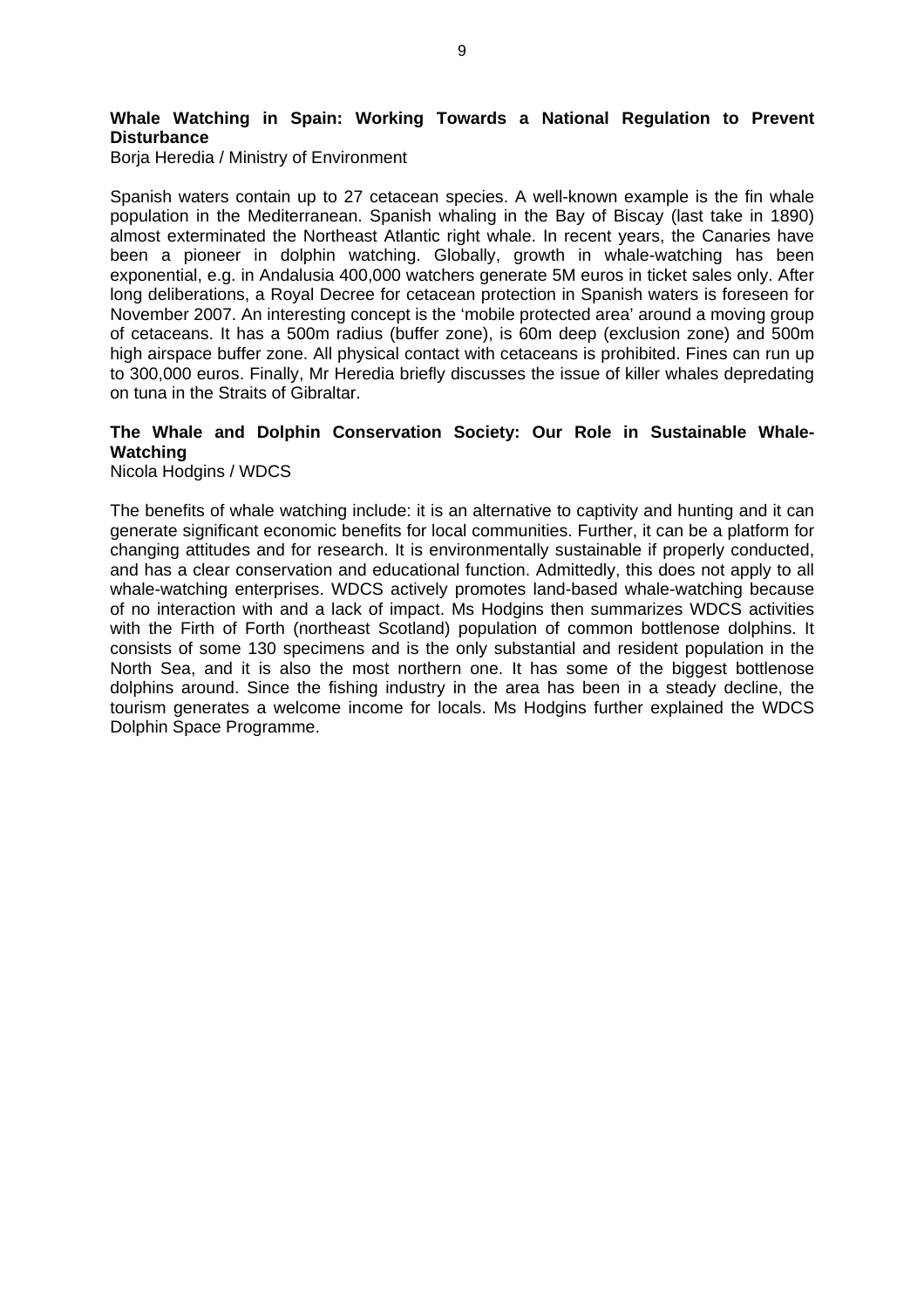### Whale Watching in Spain: Working Towards a National Regulation to Prevent Disturbance

Borja Heredia / Ministry of Environment

Spanish waters contain up to 27 cetacean species. A well-known example is the fin whale population in the Mediterranean. Spanish whaling in the Bay of Biscay (last take in 1890) almost exterminated the Northeast Atlantic right whale. In recent years, the Canaries have been a pioneer in dolphin watching. Globally, growth in whale-watching has been exponential, e.g. in Andalusia 400,000 watchers generate 5M euros in ticket sales only. After long deliberations, a Royal Decree for cetacean protection in Spanish waters is foreseen for November 2007. An interesting concept is the 'mobile protected area' around a moving group of cetaceans. It has a 500m radius (buffer zone), is 60m deep (exclusion zone) and 500m high airspace buffer zone. All physical contact with cetaceans is prohibited. Fines can run up to 300,000 euros. Finally, Mr Heredia briefly discusses the issue of killer whales depredating on tuna in the Straits of Gibraltar.

### The Whale and Dolphin Conservation Society: Our Role in Sustainable Whale-Watching

Nicola Hodgins / WDCS

The benefits of whale watching include: it is an alternative to captivity and hunting and it can generate significant economic benefits for local communities. Further, it can be a platform for changing attitudes and for research. It is environmentally sustainable if properly conducted, and has a clear conservation and educational function. Admittedly, this does not apply to all whale-watching enterprises. WDCS actively promotes land-based whale-watching because of no interaction with and a lack of impact. Ms Hodgins then summarizes WDCS activities with the Firth of Forth (northeast Scotland) population of common bottlenose dolphins. It consists of some 130 specimens and is the only substantial and resident population in the North Sea, and it is also the most northern one. It has some of the biggest bottlenose dolphins around. Since the fishing industry in the area has been in a steady decline, the tourism generates a welcome income for locals. Ms Hodgins further explained the WDCS Dolphin Space Programme.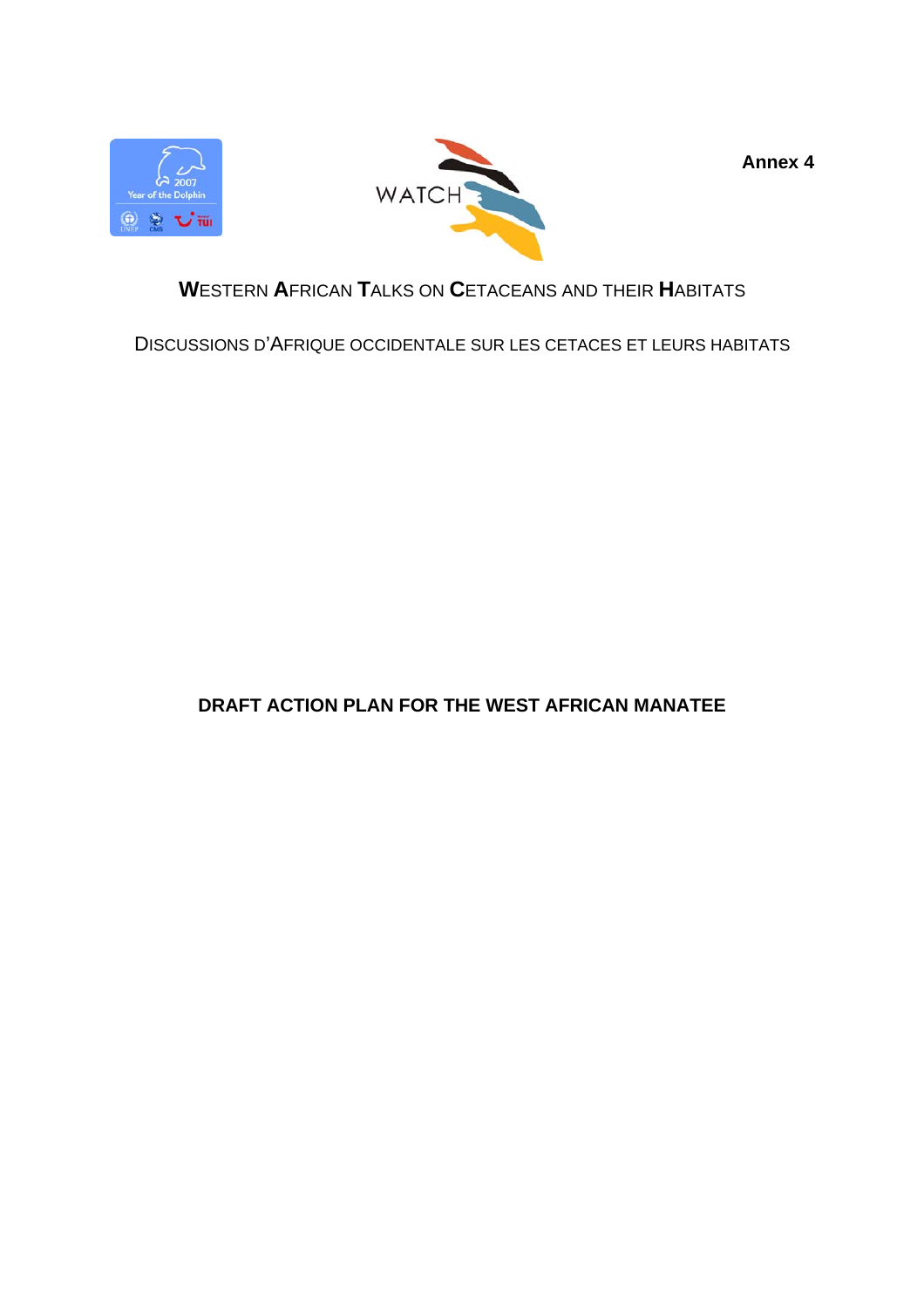Annex 4

WESTERN AFRICAN TALKS ON CETACEANS AND THEIR HABITATS

DISCUSSIONS D'AFRIQUE OCCIDENTALE SUR LES CETACES ET LEURS HABITATS

**DRAFT ACTION PLAN FOR THE WEST AFRICAN MANATEE**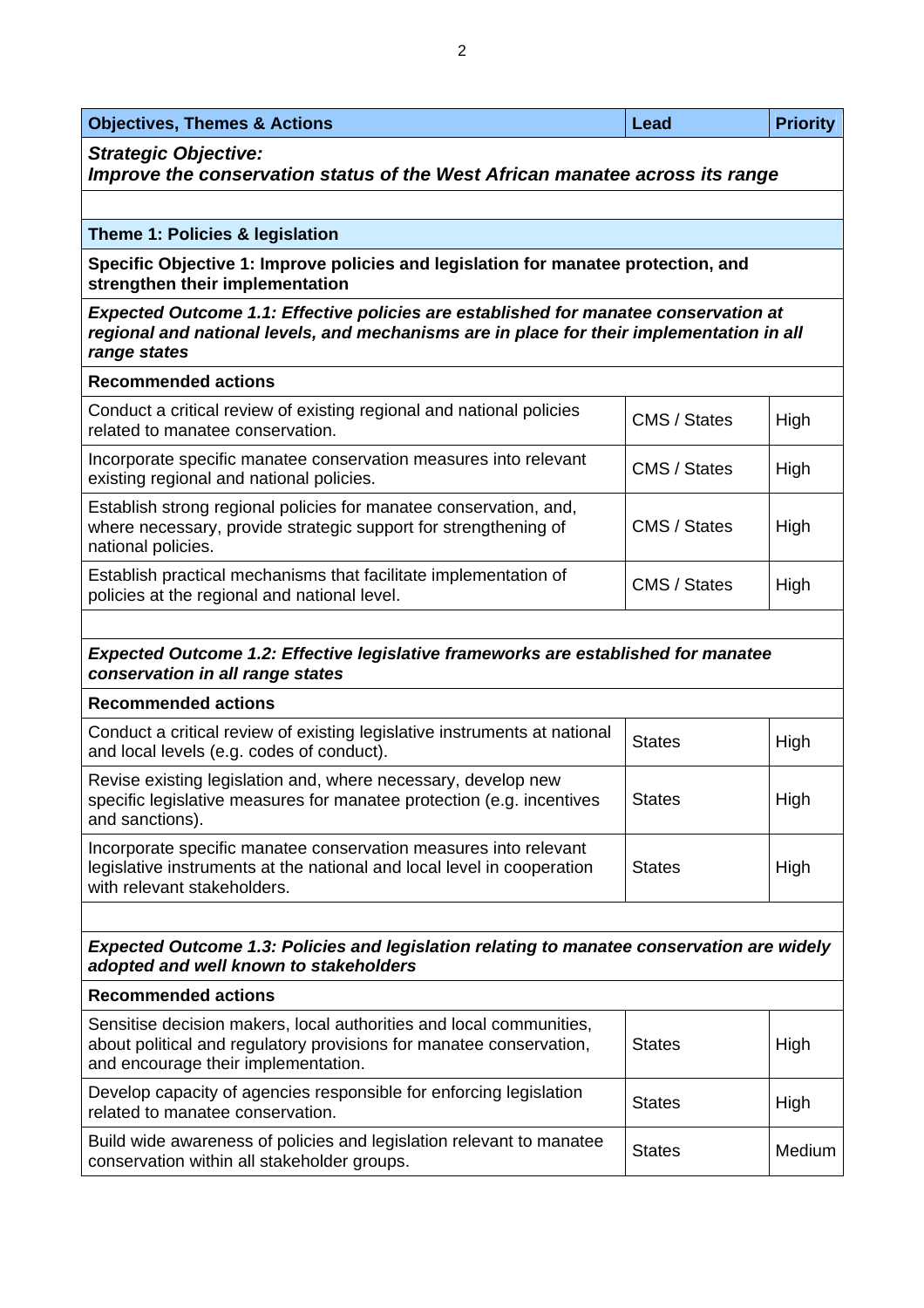| Objectives, Themes & Actions | Lead | Priority |
| --- | --- | --- |
| ***Strategic Objective: Improve the conservation status of the West African manatee across its range*** | | |
| | | |
| **Theme 1: Policies & legislation** | | |
| **Specific Objective 1: Improve policies and legislation for manatee protection, and strengthen their implementation** | | |
| ***Expected Outcome 1.1: Effective policies are established for manatee conservation at regional and national levels, and mechanisms are in place for their implementation in all range states*** | | |
| **Recommended actions** | | |
| Conduct a critical review of existing regional and national policies related to manatee conservation. | CMS / States | High |
| Incorporate specific manatee conservation measures into relevant existing regional and national policies. | CMS / States | High |
| Establish strong regional policies for manatee conservation, and, where necessary, provide strategic support for strengthening of national policies. | CMS / States | High |
| Establish practical mechanisms that facilitate implementation of policies at the regional and national level. | CMS / States | High |
| | | |
| ***Expected Outcome 1.2: Effective legislative frameworks are established for manatee conservation in all range states*** | | |
| **Recommended actions** | | |
| Conduct a critical review of existing legislative instruments at national and local levels (e.g. codes of conduct). | States | High |
| Revise existing legislation and, where necessary, develop new specific legislative measures for manatee protection (e.g. incentives and sanctions). | States | High |
| Incorporate specific manatee conservation measures into relevant legislative instruments at the national and local level in cooperation with relevant stakeholders. | States | High |
| | | |
| ***Expected Outcome 1.3: Policies and legislation relating to manatee conservation are widely adopted and well known to stakeholders*** | | |
| **Recommended actions** | | |
| Sensitise decision makers, local authorities and local communities, about political and regulatory provisions for manatee conservation, and encourage their implementation. | States | High |
| Develop capacity of agencies responsible for enforcing legislation related to manatee conservation. | States | High |
| Build wide awareness of policies and legislation relevant to manatee conservation within all stakeholder groups. | States | Medium |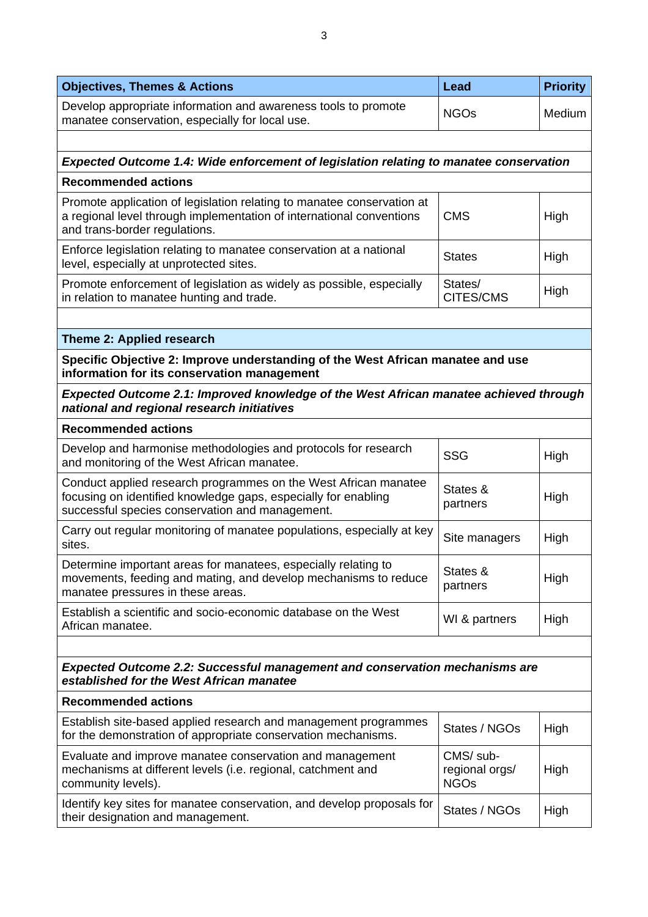| **Objectives, Themes & Actions** | **Lead** | **Priority** |
| --- | --- | --- |
| Develop appropriate information and awareness tools to promote manatee conservation, especially for local use. | NGOs | Medium |
| | | |
| ***Expected Outcome 1.4: Wide enforcement of legislation relating to manatee conservation*** | | |
| **Recommended actions** | | |
| Promote application of legislation relating to manatee conservation at a regional level through implementation of international conventions and trans-border regulations. | CMS | High |
| Enforce legislation relating to manatee conservation at a national level, especially at unprotected sites. | States | High |
| Promote enforcement of legislation as widely as possible, especially in relation to manatee hunting and trade. | States/ CITES/CMS | High |
| | | |
| **Theme 2: Applied research** | | |
| **Specific Objective 2: Improve understanding of the West African manatee and use information for its conservation management** | | |
| ***Expected Outcome 2.1: Improved knowledge of the West African manatee achieved through national and regional research initiatives*** | | |
| **Recommended actions** | | |
| Develop and harmonise methodologies and protocols for research and monitoring of the West African manatee. | SSG | High |
| Conduct applied research programmes on the West African manatee focusing on identified knowledge gaps, especially for enabling successful species conservation and management. | States & partners | High |
| Carry out regular monitoring of manatee populations, especially at key sites. | Site managers | High |
| Determine important areas for manatees, especially relating to movements, feeding and mating, and develop mechanisms to reduce manatee pressures in these areas. | States & partners | High |
| Establish a scientific and socio-economic database on the West African manatee. | WI & partners | High |
| | | |
| ***Expected Outcome 2.2: Successful management and conservation mechanisms are established for the West African manatee*** | | |
| **Recommended actions** | | |
| Establish site-based applied research and management programmes for the demonstration of appropriate conservation mechanisms. | States / NGOs | High |
| Evaluate and improve manatee conservation and management mechanisms at different levels (i.e. regional, catchment and community levels). | CMS/ sub-regional orgs/ NGOs | High |
| Identify key sites for manatee conservation, and develop proposals for their designation and management. | States / NGOs | High |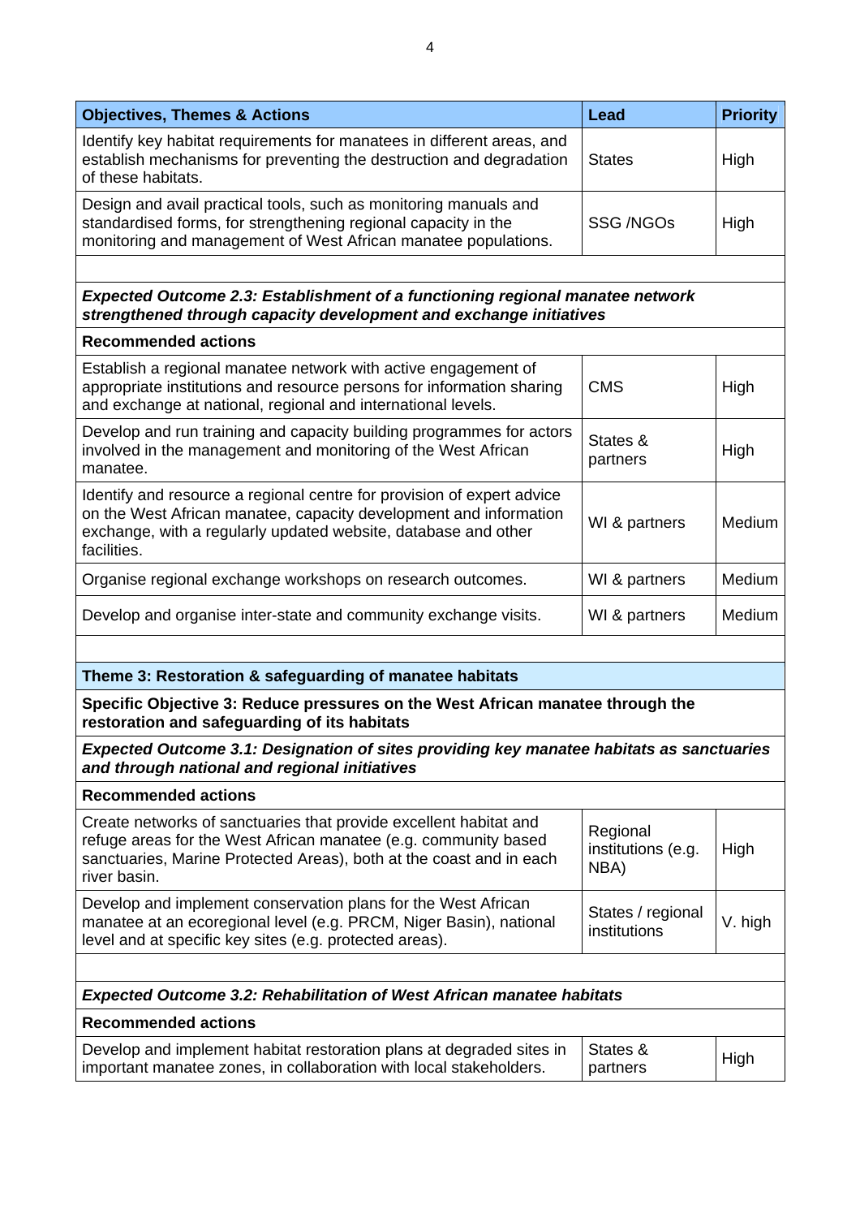| Objectives, Themes & Actions | Lead | Priority |
|---|---|---|
| Identify key habitat requirements for manatees in different areas, and establish mechanisms for preventing the destruction and degradation of these habitats. | States | High |
| Design and avail practical tools, such as monitoring manuals and standardised forms, for strengthening regional capacity in the monitoring and management of West African manatee populations. | SSG /NGOs | High |
| | | |
| ***Expected Outcome 2.3: Establishment of a functioning regional manatee network strengthened through capacity development and exchange initiatives*** | | |
| **Recommended actions** | | |
| Establish a regional manatee network with active engagement of appropriate institutions and resource persons for information sharing and exchange at national, regional and international levels. | CMS | High |
| Develop and run training and capacity building programmes for actors involved in the management and monitoring of the West African manatee. | States & partners | High |
| Identify and resource a regional centre for provision of expert advice on the West African manatee, capacity development and information exchange, with a regularly updated website, database and other facilities. | WI & partners | Medium |
| Organise regional exchange workshops on research outcomes. | WI & partners | Medium |
| Develop and organise inter-state and community exchange visits. | WI & partners | Medium |
| | | |
| **Theme 3: Restoration & safeguarding of manatee habitats** | | |
| **Specific Objective 3: Reduce pressures on the West African manatee through the restoration and safeguarding of its habitats** | | |
| ***Expected Outcome 3.1: Designation of sites providing key manatee habitats as sanctuaries and through national and regional initiatives*** | | |
| **Recommended actions** | | |
| Create networks of sanctuaries that provide excellent habitat and refuge areas for the West African manatee (e.g. community based sanctuaries, Marine Protected Areas), both at the coast and in each river basin. | Regional institutions (e.g. NBA) | High |
| Develop and implement conservation plans for the West African manatee at an ecoregional level (e.g. PRCM, Niger Basin), national level and at specific key sites (e.g. protected areas). | States / regional institutions | V. high |
| | | |
| ***Expected Outcome 3.2: Rehabilitation of West African manatee habitats*** | | |
| **Recommended actions** | | |
| Develop and implement habitat restoration plans at degraded sites in important manatee zones, in collaboration with local stakeholders. | States & partners | High |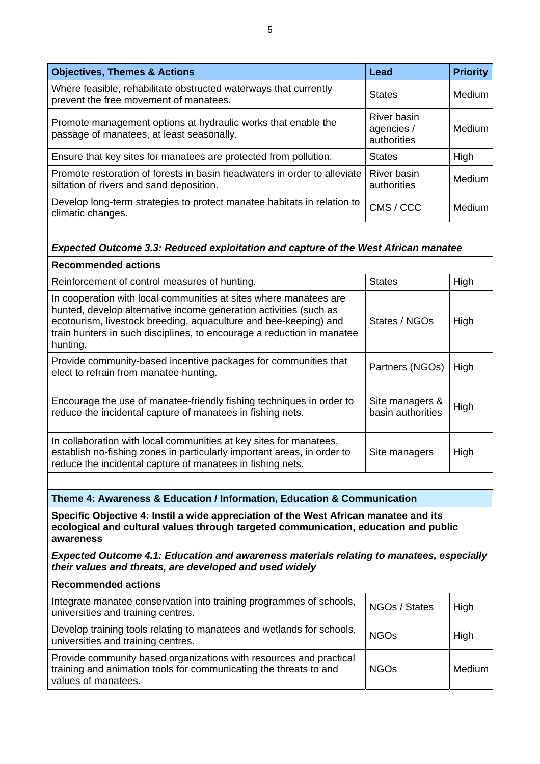| Objectives, Themes & Actions | Lead | Priority |
|---|---|---|
| Where feasible, rehabilitate obstructed waterways that currently prevent the free movement of manatees. | States | Medium |
| Promote management options at hydraulic works that enable the passage of manatees, at least seasonally. | River basin agencies / authorities | Medium |
| Ensure that key sites for manatees are protected from pollution. | States | High |
| Promote restoration of forests in basin headwaters in order to alleviate siltation of rivers and sand deposition. | River basin authorities | Medium |
| Develop long-term strategies to protect manatee habitats in relation to climatic changes. | CMS / CCC | Medium |
| | | |
| ***Expected Outcome 3.3: Reduced exploitation and capture of the West African manatee*** | | |
| **Recommended actions** | | |
| Reinforcement of control measures of hunting. | States | High |
| In cooperation with local communities at sites where manatees are hunted, develop alternative income generation activities (such as ecotourism, livestock breeding, aquaculture and bee-keeping) and train hunters in such disciplines, to encourage a reduction in manatee hunting. | States / NGOs | High |
| Provide community-based incentive packages for communities that elect to refrain from manatee hunting. | Partners (NGOs) | High |
| Encourage the use of manatee-friendly fishing techniques in order to reduce the incidental capture of manatees in fishing nets. | Site managers & basin authorities | High |
| In collaboration with local communities at key sites for manatees, establish no-fishing zones in particularly important areas, in order to reduce the incidental capture of manatees in fishing nets. | Site managers | High |
| | | |
| **Theme 4: Awareness & Education / Information, Education & Communication** | | |
| **Specific Objective 4: Instil a wide appreciation of the West African manatee and its ecological and cultural values through targeted communication, education and public awareness** | | |
| ***Expected Outcome 4.1: Education and awareness materials relating to manatees, especially their values and threats, are developed and used widely*** | | |
| **Recommended actions** | | |
| Integrate manatee conservation into training programmes of schools, universities and training centres. | NGOs / States | High |
| Develop training tools relating to manatees and wetlands for schools, universities and training centres. | NGOs | High |
| Provide community based organizations with resources and practical training and animation tools for communicating the threats to and values of manatees. | NGOs | Medium |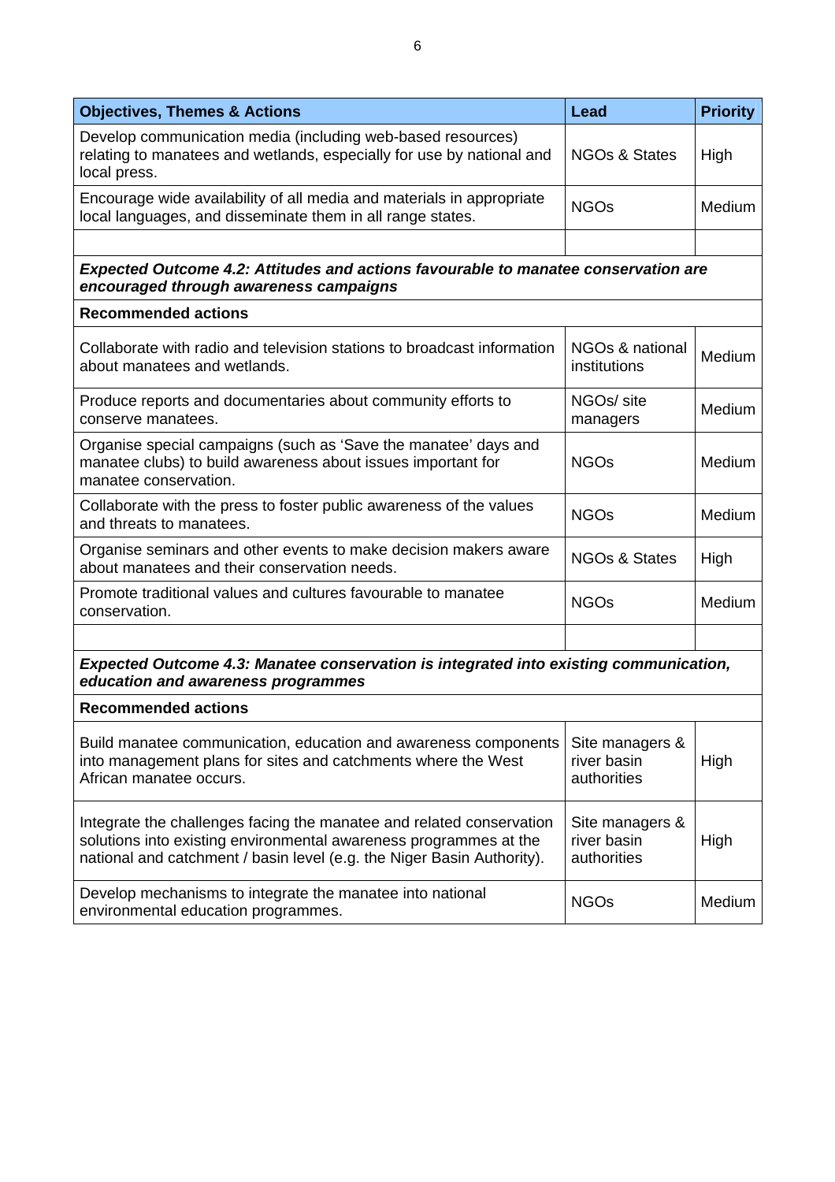| Objectives, Themes & Actions | Lead | Priority |
|---|---|---|
| Develop communication media (including web-based resources) relating to manatees and wetlands, especially for use by national and local press. | NGOs & States | High |
| Encourage wide availability of all media and materials in appropriate local languages, and disseminate them in all range states. | NGOs | Medium |
| | | |
| ***Expected Outcome 4.2: Attitudes and actions favourable to manatee conservation are encouraged through awareness campaigns*** | | |
| **Recommended actions** | | |
| Collaborate with radio and television stations to broadcast information about manatees and wetlands. | NGOs & national institutions | Medium |
| Produce reports and documentaries about community efforts to conserve manatees. | NGOs/ site managers | Medium |
| Organise special campaigns (such as 'Save the manatee' days and manatee clubs) to build awareness about issues important for manatee conservation. | NGOs | Medium |
| Collaborate with the press to foster public awareness of the values and threats to manatees. | NGOs | Medium |
| Organise seminars and other events to make decision makers aware about manatees and their conservation needs. | NGOs & States | High |
| Promote traditional values and cultures favourable to manatee conservation. | NGOs | Medium |
| | | |
| ***Expected Outcome 4.3: Manatee conservation is integrated into existing communication, education and awareness programmes*** | | |
| **Recommended actions** | | |
| Build manatee communication, education and awareness components into management plans for sites and catchments where the West African manatee occurs. | Site managers & river basin authorities | High |
| Integrate the challenges facing the manatee and related conservation solutions into existing environmental awareness programmes at the national and catchment / basin level (e.g. the Niger Basin Authority). | Site managers & river basin authorities | High |
| Develop mechanisms to integrate the manatee into national environmental education programmes. | NGOs | Medium |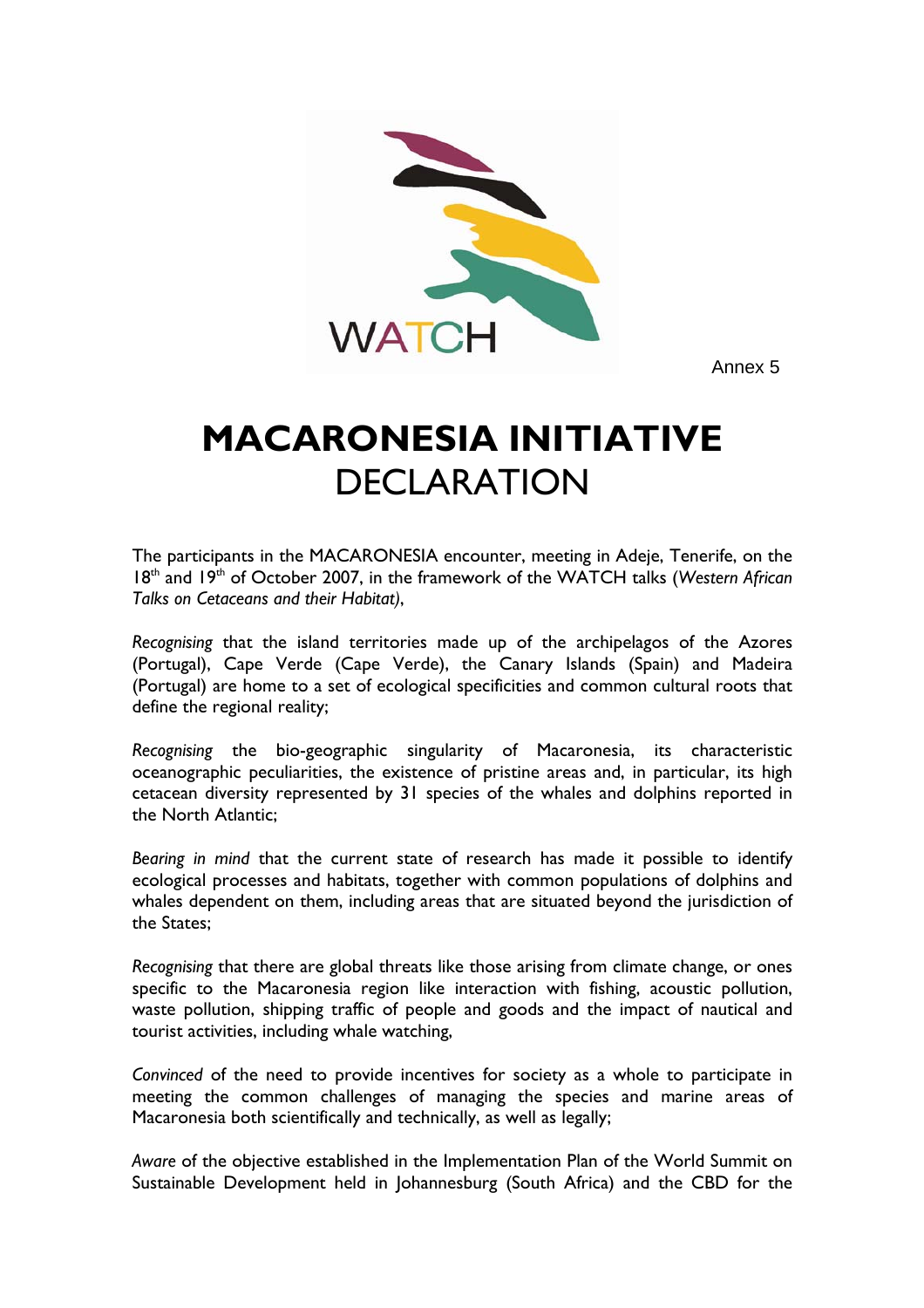WATCH

Annex 5

# MACARONESIA INITIATIVE
# DECLARATION

The participants in the MACARONESIA encounter, meeting in Adeje, Tenerife, on the 18th and 19th of October 2007, in the framework of the WATCH talks (*Western African Talks on Cetaceans and their Habitat)*,

*Recognising* that the island territories made up of the archipelagos of the Azores (Portugal), Cape Verde (Cape Verde), the Canary Islands (Spain) and Madeira (Portugal) are home to a set of ecological specificities and common cultural roots that define the regional reality;

*Recognising* the bio-geographic singularity of Macaronesia, its characteristic oceanographic peculiarities, the existence of pristine areas and, in particular, its high cetacean diversity represented by 31 species of the whales and dolphins reported in the North Atlantic;

*Bearing in mind* that the current state of research has made it possible to identify ecological processes and habitats, together with common populations of dolphins and whales dependent on them, including areas that are situated beyond the jurisdiction of the States;

*Recognising* that there are global threats like those arising from climate change, or ones specific to the Macaronesia region like interaction with fishing, acoustic pollution, waste pollution, shipping traffic of people and goods and the impact of nautical and tourist activities, including whale watching,

*Convinced* of the need to provide incentives for society as a whole to participate in meeting the common challenges of managing the species and marine areas of Macaronesia both scientifically and technically, as well as legally;

*Aware* of the objective established in the Implementation Plan of the World Summit on Sustainable Development held in Johannesburg (South Africa) and the CBD for the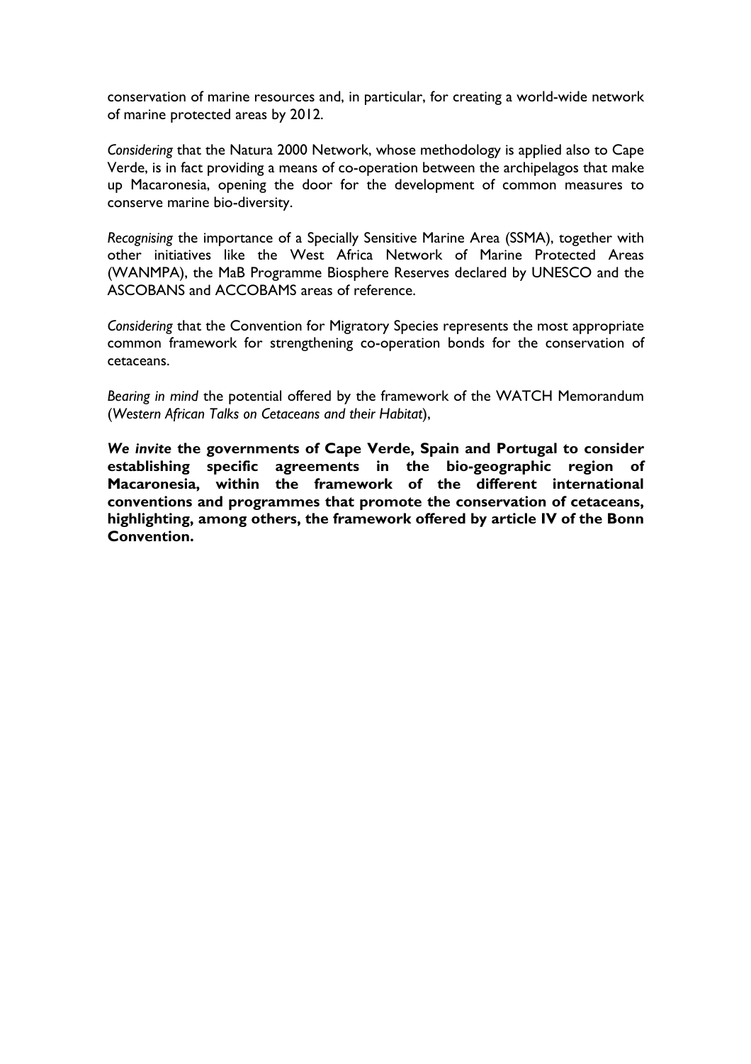conservation of marine resources and, in particular, for creating a world-wide network of marine protected areas by 2012.

*Considering* that the Natura 2000 Network, whose methodology is applied also to Cape Verde, is in fact providing a means of co-operation between the archipelagos that make up Macaronesia, opening the door for the development of common measures to conserve marine bio-diversity.

*Recognising* the importance of a Specially Sensitive Marine Area (SSMA), together with other initiatives like the West Africa Network of Marine Protected Areas (WANMPA), the MaB Programme Biosphere Reserves declared by UNESCO and the ASCOBANS and ACCOBAMS areas of reference.

*Considering* that the Convention for Migratory Species represents the most appropriate common framework for strengthening co-operation bonds for the conservation of cetaceans.

*Bearing in mind* the potential offered by the framework of the WATCH Memorandum (*Western African Talks on Cetaceans and their Habitat*),

***We invite* the governments of Cape Verde, Spain and Portugal to consider establishing specific agreements in the bio-geographic region of Macaronesia, within the framework of the different international conventions and programmes that promote the conservation of cetaceans, highlighting, among others, the framework offered by article IV of the Bonn Convention.**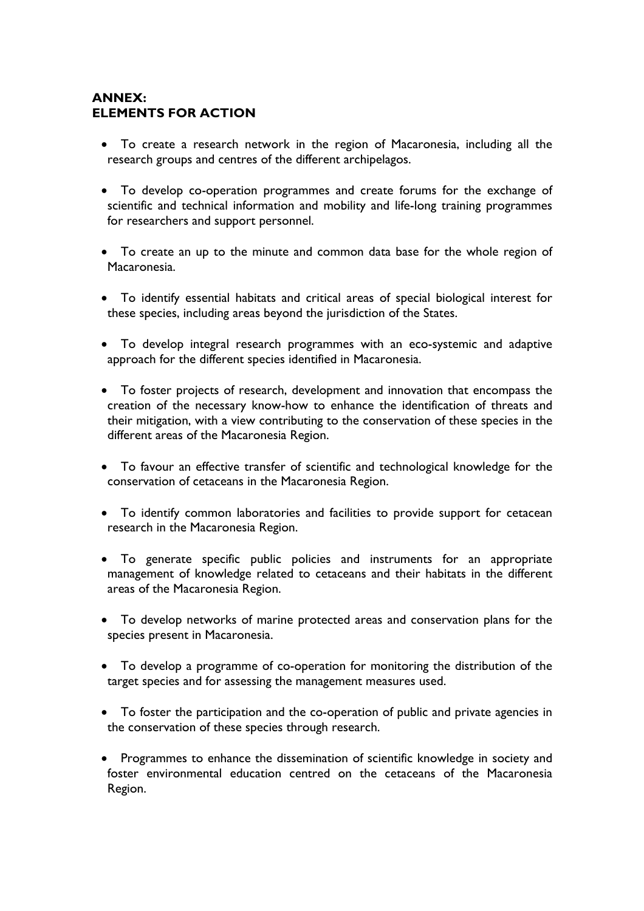## ANNEX:
## ELEMENTS FOR ACTION

- To create a research network in the region of Macaronesia, including all the research groups and centres of the different archipelagos.

- To develop co-operation programmes and create forums for the exchange of scientific and technical information and mobility and life-long training programmes for researchers and support personnel.

- To create an up to the minute and common data base for the whole region of Macaronesia.

- To identify essential habitats and critical areas of special biological interest for these species, including areas beyond the jurisdiction of the States.

- To develop integral research programmes with an eco-systemic and adaptive approach for the different species identified in Macaronesia.

- To foster projects of research, development and innovation that encompass the creation of the necessary know-how to enhance the identification of threats and their mitigation, with a view contributing to the conservation of these species in the different areas of the Macaronesia Region.

- To favour an effective transfer of scientific and technological knowledge for the conservation of cetaceans in the Macaronesia Region.

- To identify common laboratories and facilities to provide support for cetacean research in the Macaronesia Region.

- To generate specific public policies and instruments for an appropriate management of knowledge related to cetaceans and their habitats in the different areas of the Macaronesia Region.

- To develop networks of marine protected areas and conservation plans for the species present in Macaronesia.

- To develop a programme of co-operation for monitoring the distribution of the target species and for assessing the management measures used.

- To foster the participation and the co-operation of public and private agencies in the conservation of these species through research.

- Programmes to enhance the dissemination of scientific knowledge in society and foster environmental education centred on the cetaceans of the Macaronesia Region.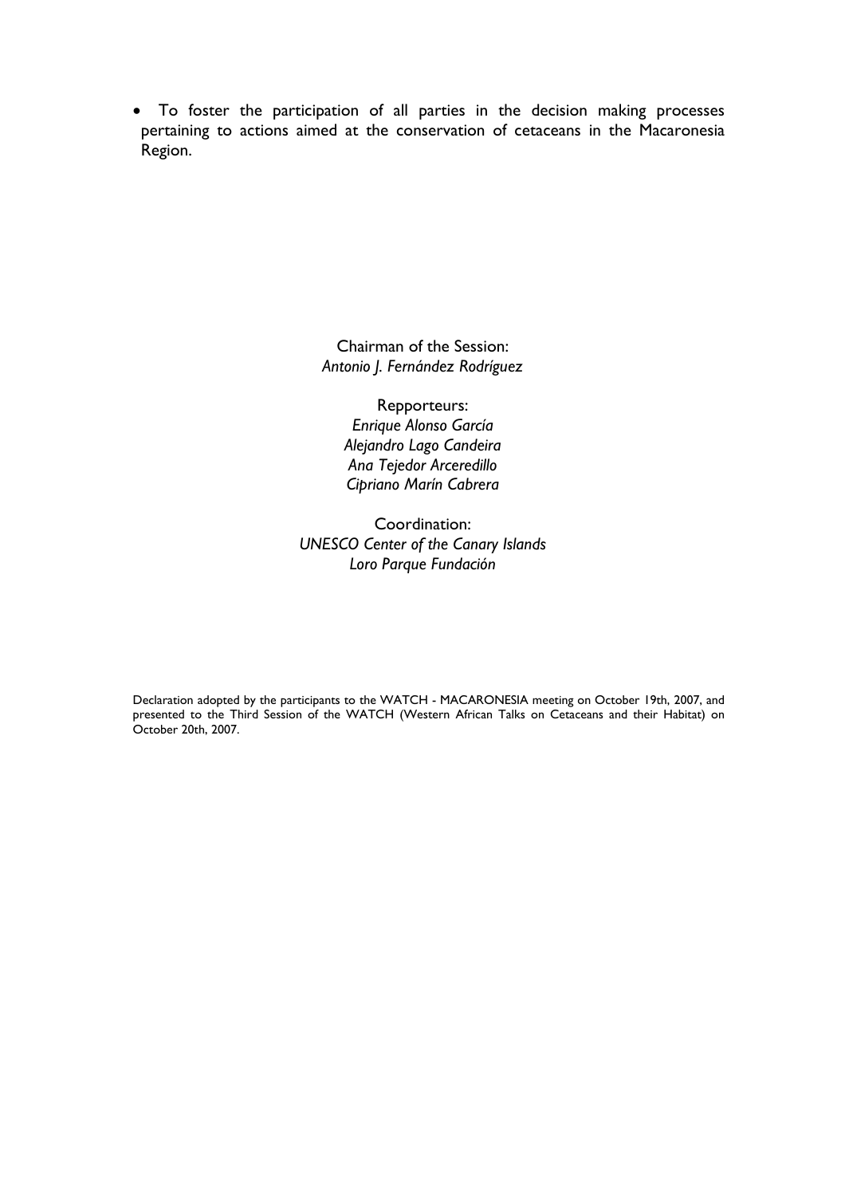- To foster the participation of all parties in the decision making processes pertaining to actions aimed at the conservation of cetaceans in the Macaronesia Region.

Chairman of the Session:
*Antonio J. Fernández Rodríguez*

Repporteurs:
*Enrique Alonso García*
*Alejandro Lago Candeira*
*Ana Tejedor Arceredillo*
*Cipriano Marín Cabrera*

Coordination:
*UNESCO Center of the Canary Islands*
*Loro Parque Fundación*

Declaration adopted by the participants to the WATCH - MACARONESIA meeting on October 19th, 2007, and presented to the Third Session of the WATCH (Western African Talks on Cetaceans and their Habitat) on October 20th, 2007.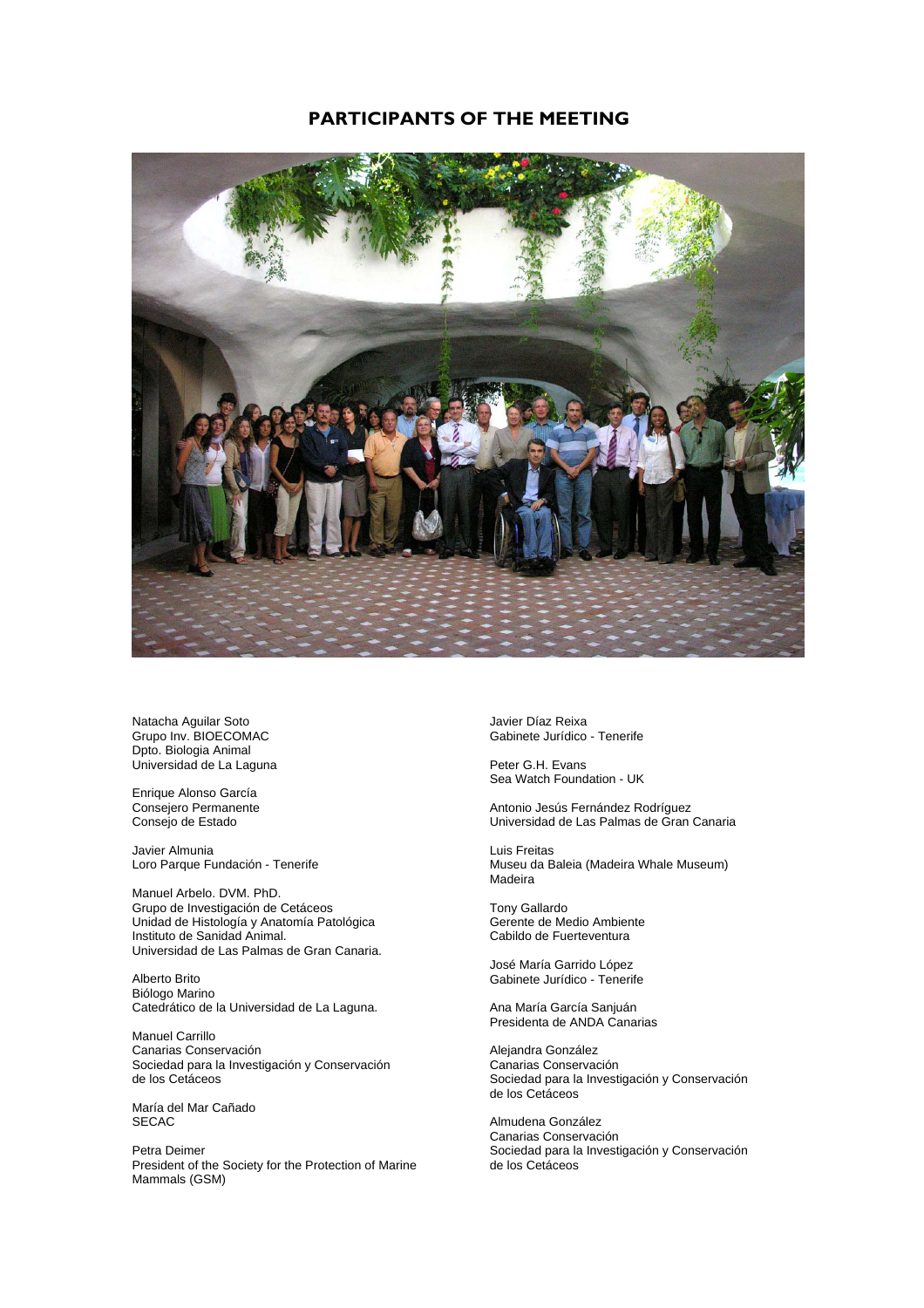# PARTICIPANTS OF THE MEETING

Natacha Aguilar Soto
Grupo Inv. BIOECOMAC
Dpto. Biologia Animal
Universidad de La Laguna

Enrique Alonso García
Consejero Permanente
Consejo de Estado

Javier Almunia
Loro Parque Fundación - Tenerife

Manuel Arbelo. DVM. PhD.
Grupo de Investigación de Cetáceos
Unidad de Histología y Anatomía Patológica
Instituto de Sanidad Animal.
Universidad de Las Palmas de Gran Canaria.

Alberto Brito
Biólogo Marino
Catedrático de la Universidad de La Laguna.

Manuel Carrillo
Canarias Conservación
Sociedad para la Investigación y Conservación de los Cetáceos

María del Mar Cañado
SECAC

Petra Deimer
President of the Society for the Protection of Marine Mammals (GSM)

Javier Díaz Reixa
Gabinete Jurídico - Tenerife

Peter G.H. Evans
Sea Watch Foundation - UK

Antonio Jesús Fernández Rodríguez
Universidad de Las Palmas de Gran Canaria

Luis Freitas
Museu da Baleia (Madeira Whale Museum)
Madeira

Tony Gallardo
Gerente de Medio Ambiente
Cabildo de Fuerteventura

José María Garrido López
Gabinete Jurídico - Tenerife

Ana María García Sanjuán
Presidenta de ANDA Canarias

Alejandra González
Canarias Conservación
Sociedad para la Investigación y Conservación de los Cetáceos

Almudena González
Canarias Conservación
Sociedad para la Investigación y Conservación de los Cetáceos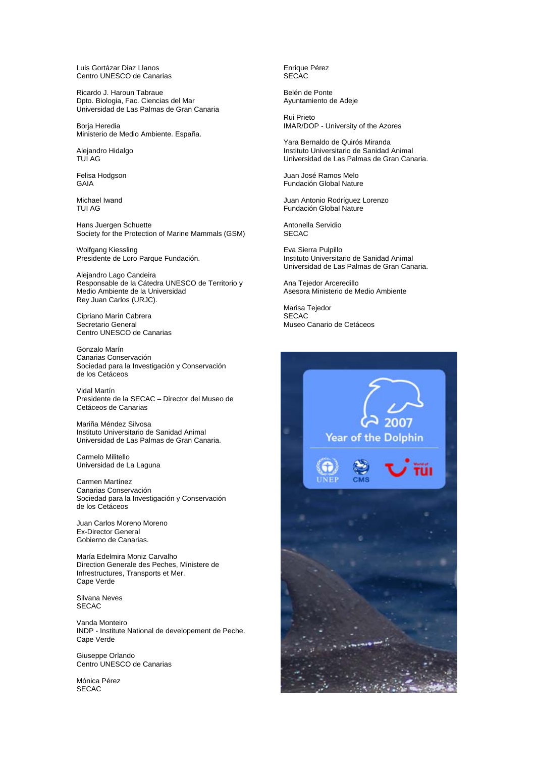Luis Gortázar Diaz Llanos
Centro UNESCO de Canarias

Ricardo J. Haroun Tabraue
Dpto. Biologia, Fac. Ciencias del Mar
Universidad de Las Palmas de Gran Canaria

Borja Heredia
Ministerio de Medio Ambiente. España.

Alejandro Hidalgo
TUI AG

Felisa Hodgson
GAIA

Michael Iwand
TUI AG

Hans Juergen Schuette
Society for the Protection of Marine Mammals (GSM)

Wolfgang Kiessling
Presidente de Loro Parque Fundación.

Alejandro Lago Candeira
Responsable de la Cátedra UNESCO de Territorio y Medio Ambiente de la Universidad Rey Juan Carlos (URJC).

Cipriano Marín Cabrera
Secretario General
Centro UNESCO de Canarias

Gonzalo Marín
Canarias Conservación
Sociedad para la Investigación y Conservación de los Cetáceos

Vidal Martín
Presidente de la SECAC – Director del Museo de Cetáceos de Canarias

Mariña Méndez Silvosa
Instituto Universitario de Sanidad Animal
Universidad de Las Palmas de Gran Canaria.

Carmelo Militello
Universidad de La Laguna

Carmen Martínez
Canarias Conservación
Sociedad para la Investigación y Conservación de los Cetáceos

Juan Carlos Moreno Moreno
Ex-Director General
Gobierno de Canarias.

María Edelmira Moniz Carvalho
Direction Generale des Peches, Ministere de Infrestructures, Transports et Mer.
Cape Verde

Silvana Neves
SECAC

Vanda Monteiro
INDP - Institute National de developement de Peche.
Cape Verde

Giuseppe Orlando
Centro UNESCO de Canarias

Mónica Pérez
SECAC

Enrique Pérez
SECAC

Belén de Ponte
Ayuntamiento de Adeje

Rui Prieto
IMAR/DOP - University of the Azores

Yara Bernaldo de Quirós Miranda
Instituto Universitario de Sanidad Animal
Universidad de Las Palmas de Gran Canaria.

Juan José Ramos Melo
Fundación Global Nature

Juan Antonio Rodríguez Lorenzo
Fundación Global Nature

Antonella Servidio
SECAC

Eva Sierra Pulpillo
Instituto Universitario de Sanidad Animal
Universidad de Las Palmas de Gran Canaria.

Ana Tejedor Arceredillo
Asesora Ministerio de Medio Ambiente

Marisa Tejedor
SECAC
Museo Canario de Cetáceos